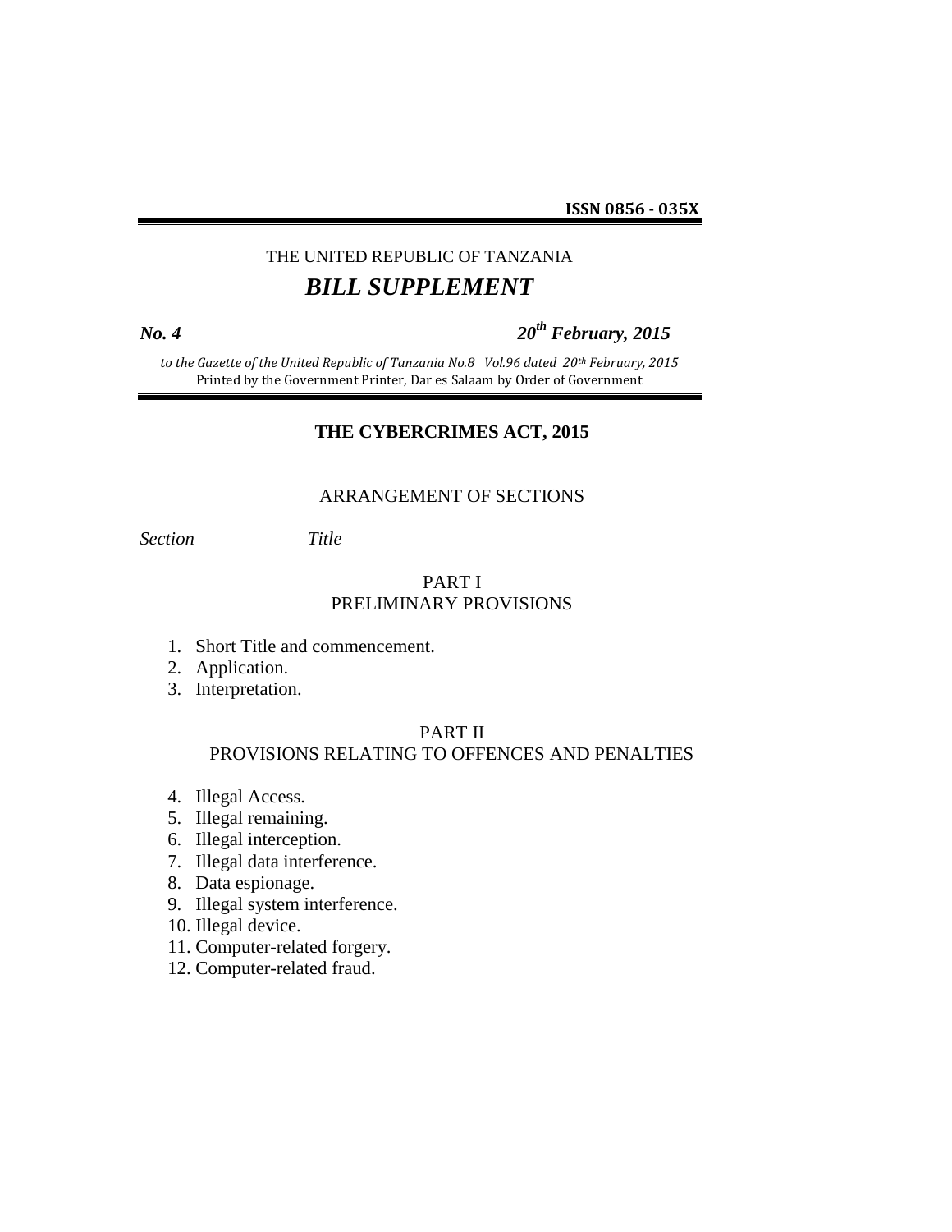**ISSN 0856 - 035X**

THE UNITED REPUBLIC OF TANZANIA

# *BILL SUPPLEMENT*

***No. 4*** ***20th February, 2015***

*to the Gazette of the United Republic of Tanzania No.8 Vol.96 dated 20th February, 2015*
Printed by the Government Printer, Dar es Salaam by Order of Government

## THE CYBERCRIMES ACT, 2015

ARRANGEMENT OF SECTIONS

*Section* *Title*

PART I
PRELIMINARY PROVISIONS

1. Short Title and commencement.
2. Application.
3. Interpretation.

PART II
PROVISIONS RELATING TO OFFENCES AND PENALTIES

4. Illegal Access.
5. Illegal remaining.
6. Illegal interception.
7. Illegal data interference.
8. Data espionage.
9. Illegal system interference.
10. Illegal device.
11. Computer-related forgery.
12. Computer-related fraud.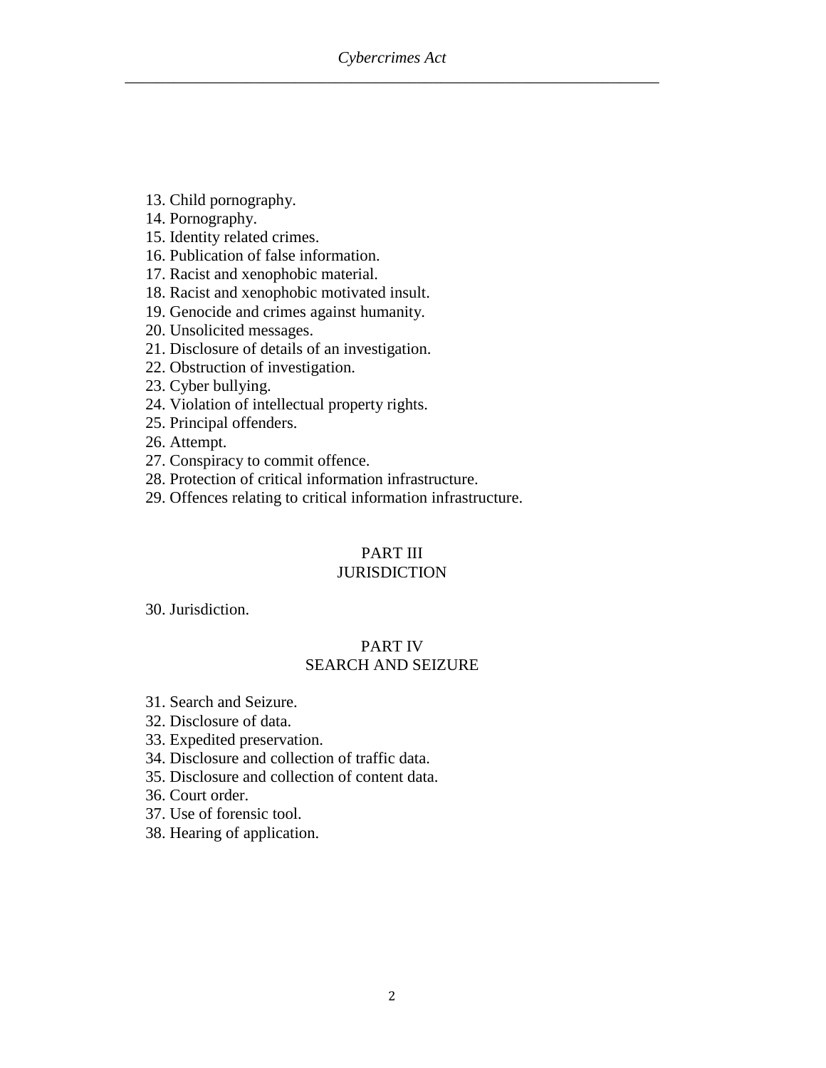13. Child pornography.
14. Pornography.
15. Identity related crimes.
16. Publication of false information.
17. Racist and xenophobic material.
18. Racist and xenophobic motivated insult.
19. Genocide and crimes against humanity.
20. Unsolicited messages.
21. Disclosure of details of an investigation.
22. Obstruction of investigation.
23. Cyber bullying.
24. Violation of intellectual property rights.
25. Principal offenders.
26. Attempt.
27. Conspiracy to commit offence.
28. Protection of critical information infrastructure.
29. Offences relating to critical information infrastructure.

## PART III
## JURISDICTION

30. Jurisdiction.

## PART IV
## SEARCH AND SEIZURE

31. Search and Seizure.
32. Disclosure of data.
33. Expedited preservation.
34. Disclosure and collection of traffic data.
35. Disclosure and collection of content data.
36. Court order.
37. Use of forensic tool.
38. Hearing of application.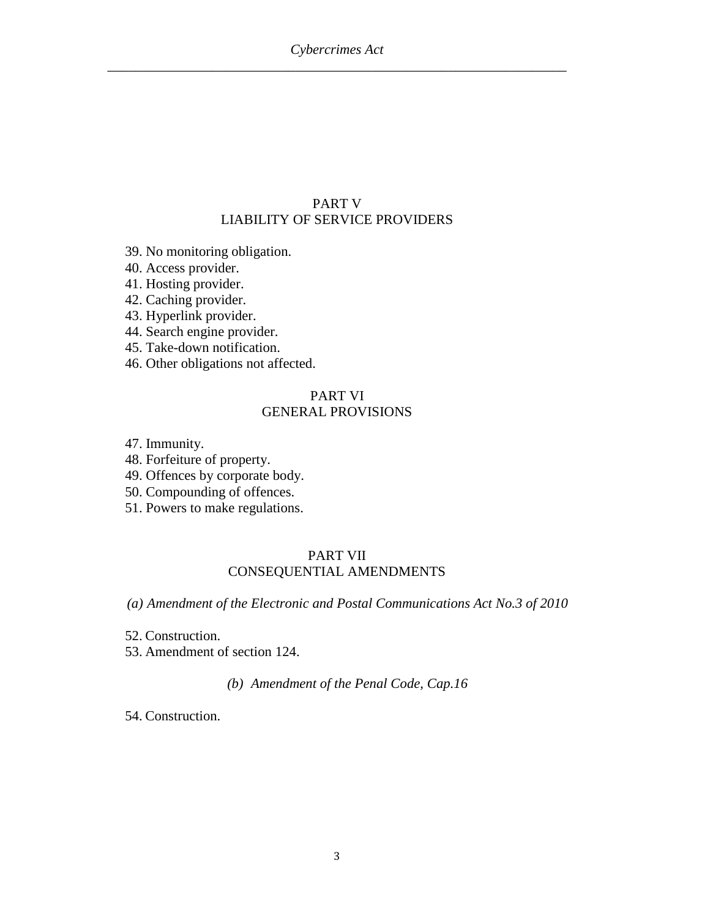## PART V
## LIABILITY OF SERVICE PROVIDERS

39. No monitoring obligation.
40. Access provider.
41. Hosting provider.
42. Caching provider.
43. Hyperlink provider.
44. Search engine provider.
45. Take-down notification.
46. Other obligations not affected.

## PART VI
## GENERAL PROVISIONS

47. Immunity.
48. Forfeiture of property.
49. Offences by corporate body.
50. Compounding of offences.
51. Powers to make regulations.

## PART VII
## CONSEQUENTIAL AMENDMENTS

*(a) Amendment of the Electronic and Postal Communications Act No.3 of 2010*

52. Construction.
53. Amendment of section 124.

*(b) Amendment of the Penal Code, Cap.16*

54. Construction.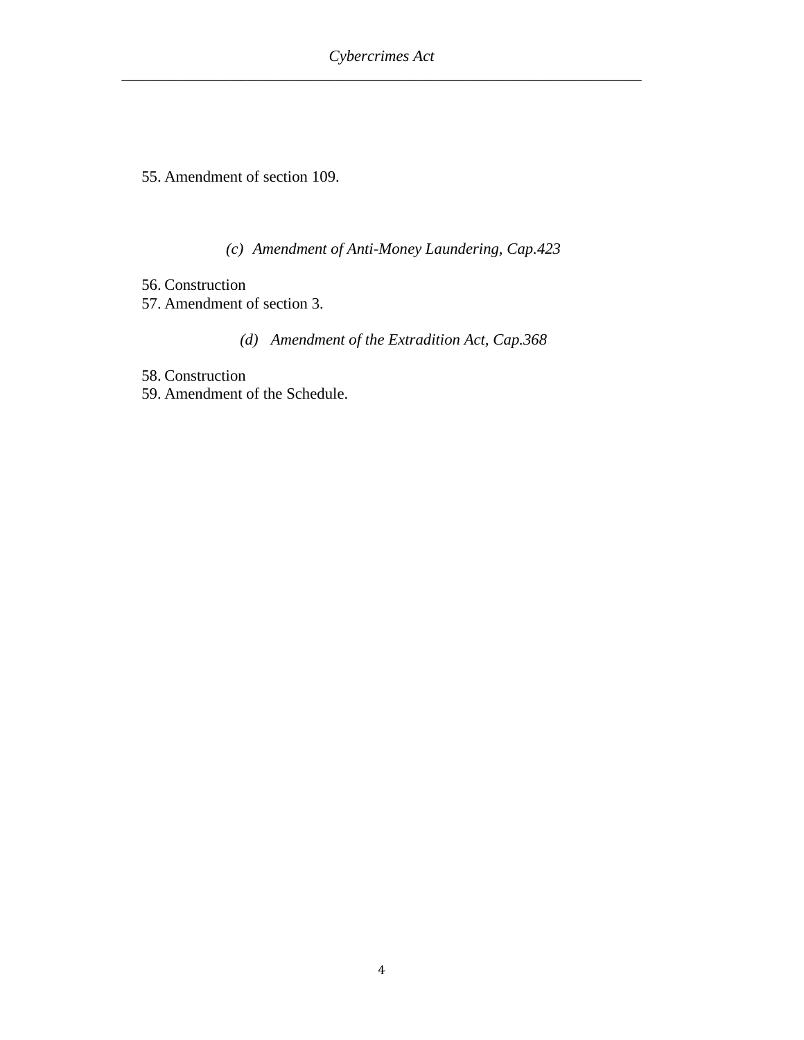55. Amendment of section 109.

*(c) Amendment of Anti-Money Laundering, Cap.423*

56. Construction
57. Amendment of section 3.

*(d) Amendment of the Extradition Act, Cap.368*

58. Construction
59. Amendment of the Schedule.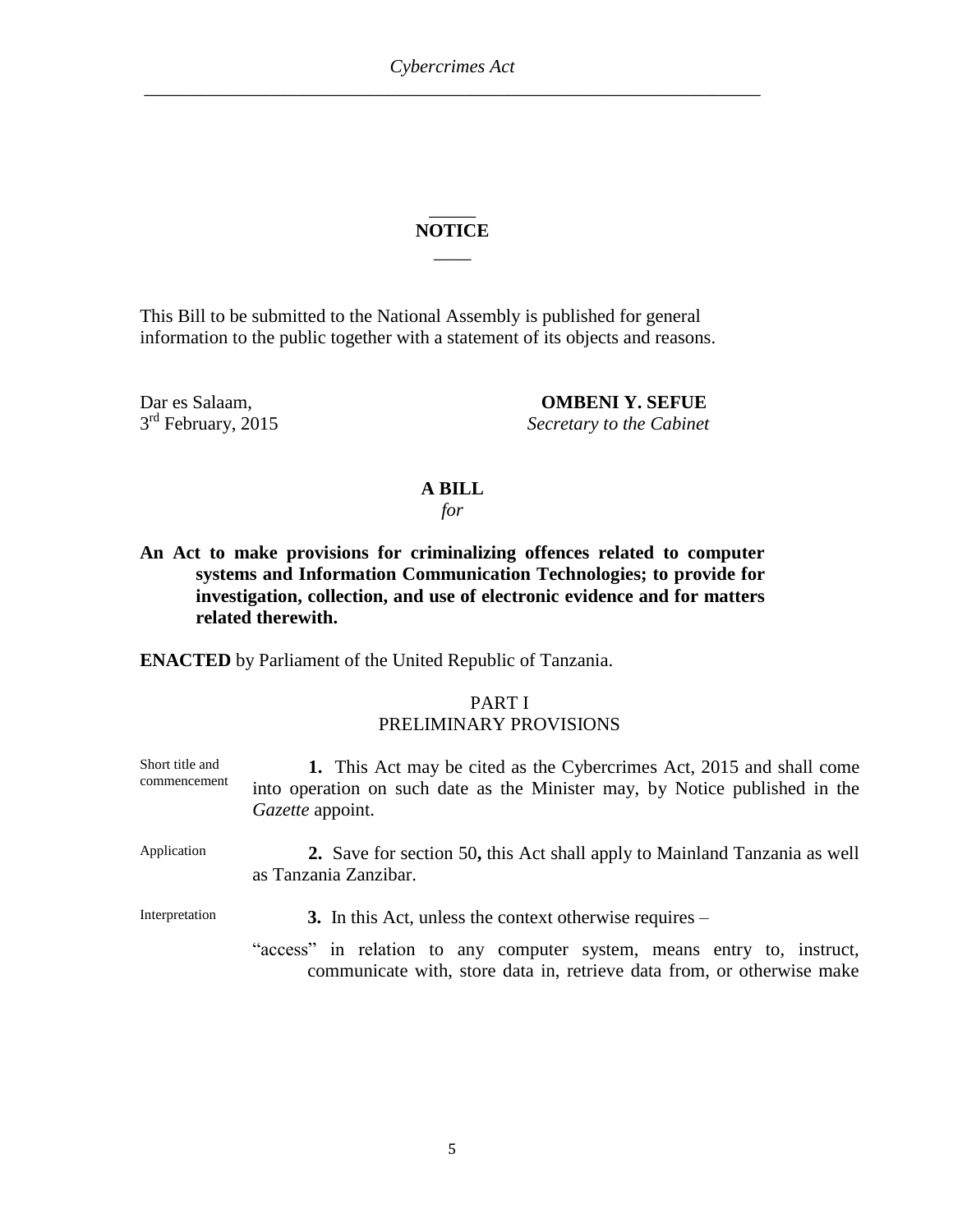## NOTICE

This Bill to be submitted to the National Assembly is published for general information to the public together with a statement of its objects and reasons.

Dar es Salaam,
3rd February, 2015

**OMBENI Y. SEFUE**
*Secretary to the Cabinet*

## A BILL

*for*

**An Act to make provisions for criminalizing offences related to computer systems and Information Communication Technologies; to provide for investigation, collection, and use of electronic evidence and for matters related therewith.**

**ENACTED** by Parliament of the United Republic of Tanzania.

### PART I
### PRELIMINARY PROVISIONS

Short title and commencement

**1.** This Act may be cited as the Cybercrimes Act, 2015 and shall come into operation on such date as the Minister may, by Notice published in the *Gazette* appoint.

Application

**2.** Save for section 50**,** this Act shall apply to Mainland Tanzania as well as Tanzania Zanzibar.

Interpretation

**3.** In this Act, unless the context otherwise requires –

"access" in relation to any computer system, means entry to, instruct, communicate with, store data in, retrieve data from, or otherwise make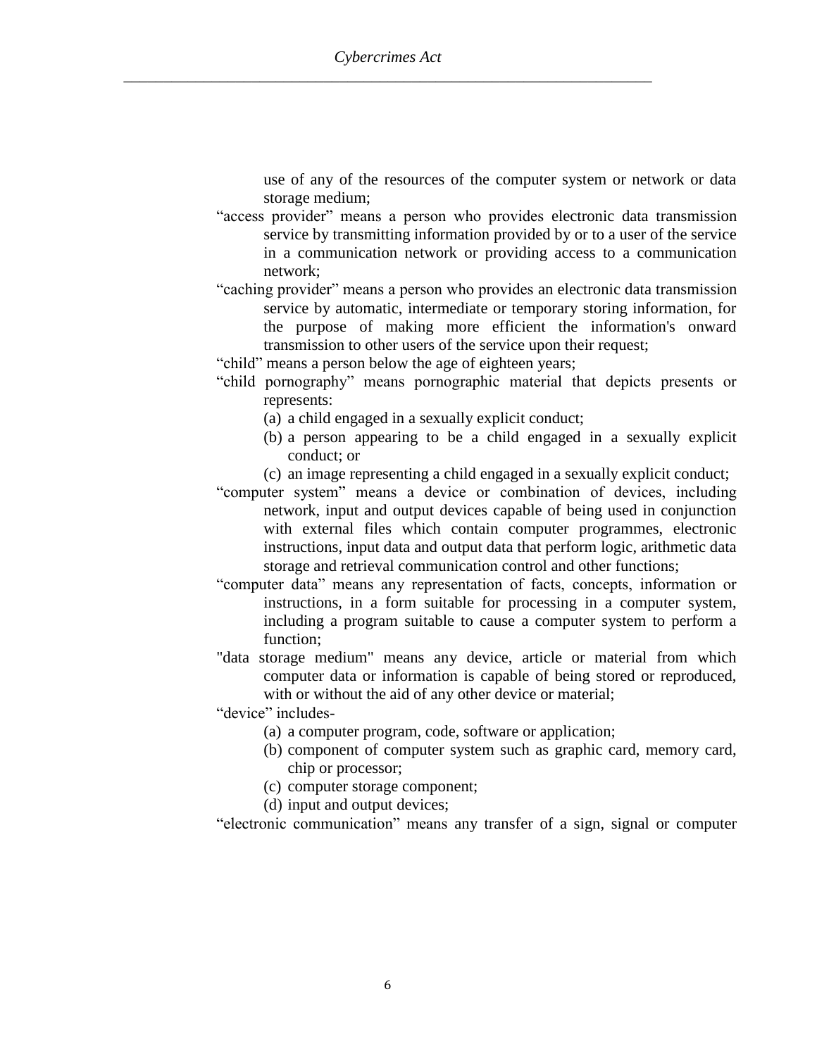use of any of the resources of the computer system or network or data storage medium;

"access provider" means a person who provides electronic data transmission service by transmitting information provided by or to a user of the service in a communication network or providing access to a communication network;

"caching provider" means a person who provides an electronic data transmission service by automatic, intermediate or temporary storing information, for the purpose of making more efficient the information's onward transmission to other users of the service upon their request;

"child" means a person below the age of eighteen years;

"child pornography" means pornographic material that depicts presents or represents:

(a) a child engaged in a sexually explicit conduct;

(b) a person appearing to be a child engaged in a sexually explicit conduct; or

(c) an image representing a child engaged in a sexually explicit conduct;

"computer system" means a device or combination of devices, including network, input and output devices capable of being used in conjunction with external files which contain computer programmes, electronic instructions, input data and output data that perform logic, arithmetic data storage and retrieval communication control and other functions;

"computer data" means any representation of facts, concepts, information or instructions, in a form suitable for processing in a computer system, including a program suitable to cause a computer system to perform a function;

"data storage medium" means any device, article or material from which computer data or information is capable of being stored or reproduced, with or without the aid of any other device or material;

"device" includes-

(a) a computer program, code, software or application;

(b) component of computer system such as graphic card, memory card, chip or processor;

(c) computer storage component;

(d) input and output devices;

"electronic communication" means any transfer of a sign, signal or computer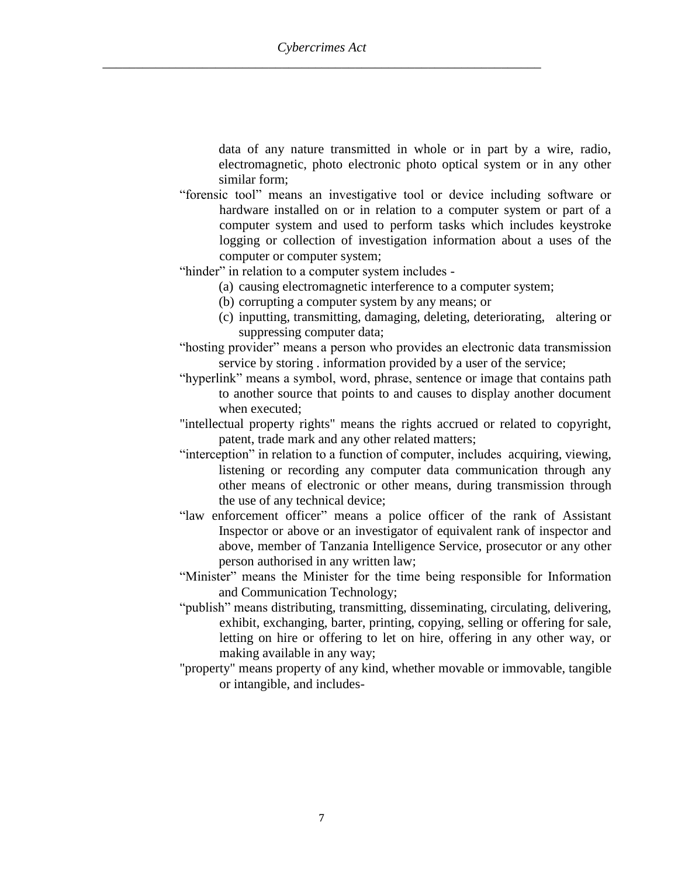data of any nature transmitted in whole or in part by a wire, radio, electromagnetic, photo electronic photo optical system or in any other similar form;

"forensic tool" means an investigative tool or device including software or hardware installed on or in relation to a computer system or part of a computer system and used to perform tasks which includes keystroke logging or collection of investigation information about a uses of the computer or computer system;

"hinder" in relation to a computer system includes -

(a) causing electromagnetic interference to a computer system;

(b) corrupting a computer system by any means; or

(c) inputting, transmitting, damaging, deleting, deteriorating, altering or suppressing computer data;

"hosting provider" means a person who provides an electronic data transmission service by storing . information provided by a user of the service;

"hyperlink" means a symbol, word, phrase, sentence or image that contains path to another source that points to and causes to display another document when executed;

"intellectual property rights" means the rights accrued or related to copyright, patent, trade mark and any other related matters;

"interception" in relation to a function of computer, includes acquiring, viewing, listening or recording any computer data communication through any other means of electronic or other means, during transmission through the use of any technical device;

"law enforcement officer" means a police officer of the rank of Assistant Inspector or above or an investigator of equivalent rank of inspector and above, member of Tanzania Intelligence Service, prosecutor or any other person authorised in any written law;

"Minister" means the Minister for the time being responsible for Information and Communication Technology;

"publish" means distributing, transmitting, disseminating, circulating, delivering, exhibit, exchanging, barter, printing, copying, selling or offering for sale, letting on hire or offering to let on hire, offering in any other way, or making available in any way;

"property" means property of any kind, whether movable or immovable, tangible or intangible, and includes-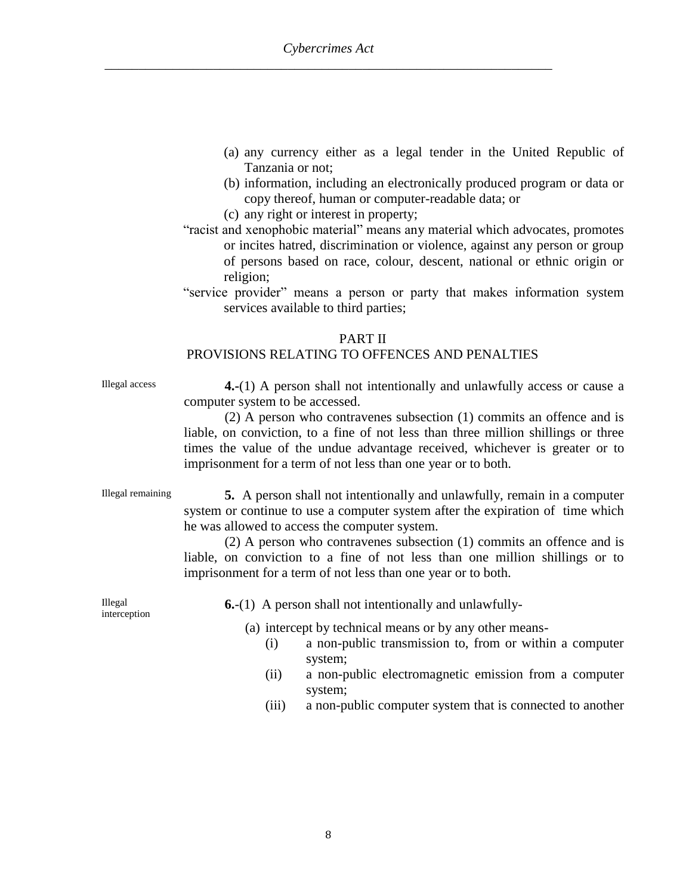(a) any currency either as a legal tender in the United Republic of Tanzania or not;

(b) information, including an electronically produced program or data or copy thereof, human or computer-readable data; or

(c) any right or interest in property;

"racist and xenophobic material" means any material which advocates, promotes or incites hatred, discrimination or violence, against any person or group of persons based on race, colour, descent, national or ethnic origin or religion;

"service provider" means a person or party that makes information system services available to third parties;

## PART II
## PROVISIONS RELATING TO OFFENCES AND PENALTIES

Illegal access

**4.-**(1) A person shall not intentionally and unlawfully access or cause a computer system to be accessed.

(2) A person who contravenes subsection (1) commits an offence and is liable, on conviction, to a fine of not less than three million shillings or three times the value of the undue advantage received, whichever is greater or to imprisonment for a term of not less than one year or to both.

Illegal remaining

**5.** A person shall not intentionally and unlawfully, remain in a computer system or continue to use a computer system after the expiration of time which he was allowed to access the computer system.

(2) A person who contravenes subsection (1) commits an offence and is liable, on conviction to a fine of not less than one million shillings or to imprisonment for a term of not less than one year or to both.

Illegal interception

**6.-**(1) A person shall not intentionally and unlawfully-

(a) intercept by technical means or by any other means-

(i) a non-public transmission to, from or within a computer system;

(ii) a non-public electromagnetic emission from a computer system;

(iii) a non-public computer system that is connected to another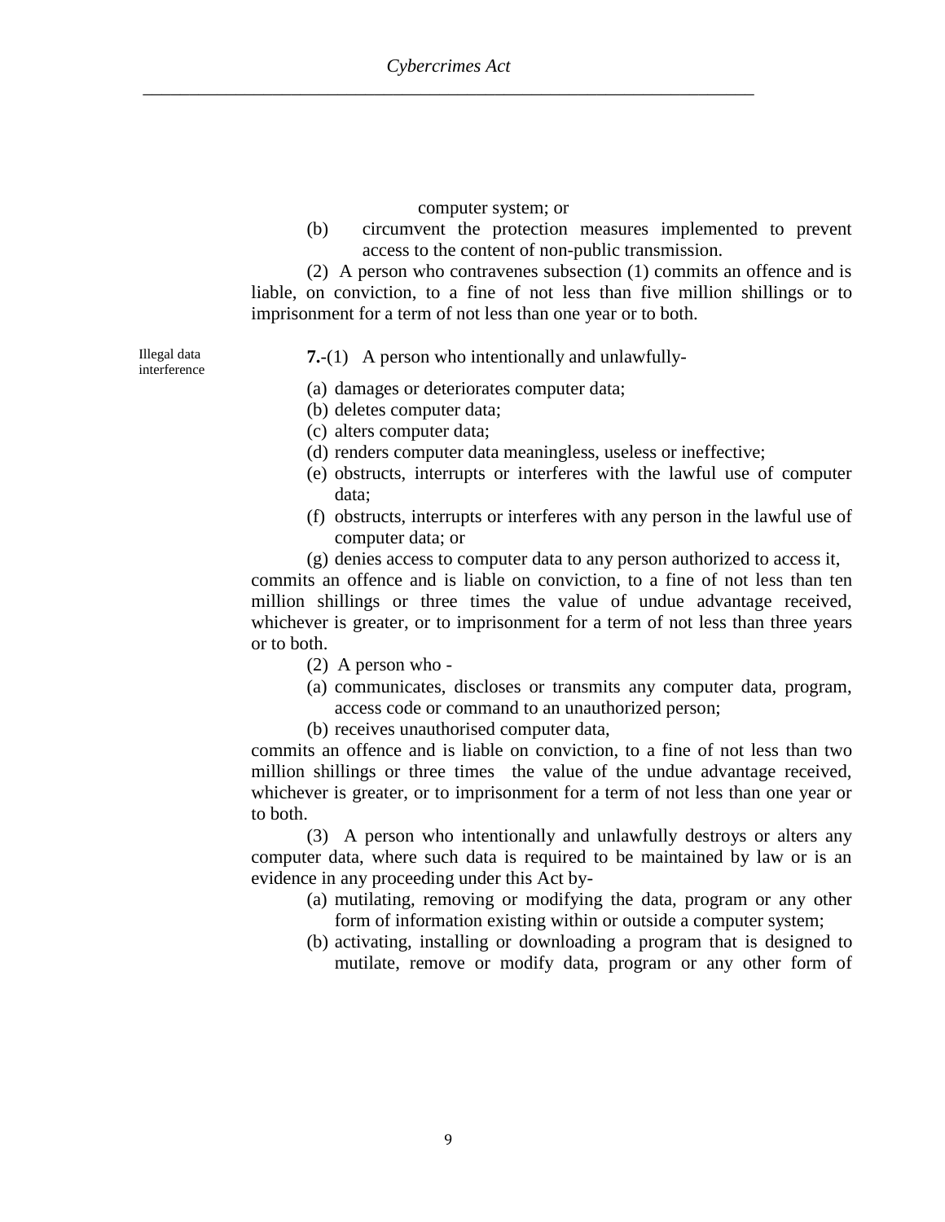computer system; or

(b) circumvent the protection measures implemented to prevent access to the content of non-public transmission.

(2) A person who contravenes subsection (1) commits an offence and is liable, on conviction, to a fine of not less than five million shillings or to imprisonment for a term of not less than one year or to both.

Illegal data interference

**7.**-(1) A person who intentionally and unlawfully-

(a) damages or deteriorates computer data;
(b) deletes computer data;
(c) alters computer data;
(d) renders computer data meaningless, useless or ineffective;
(e) obstructs, interrupts or interferes with the lawful use of computer data;
(f) obstructs, interrupts or interferes with any person in the lawful use of computer data; or
(g) denies access to computer data to any person authorized to access it,

commits an offence and is liable on conviction, to a fine of not less than ten million shillings or three times the value of undue advantage received, whichever is greater, or to imprisonment for a term of not less than three years or to both.

(2) A person who -

(a) communicates, discloses or transmits any computer data, program, access code or command to an unauthorized person;
(b) receives unauthorised computer data,

commits an offence and is liable on conviction, to a fine of not less than two million shillings or three times the value of the undue advantage received, whichever is greater, or to imprisonment for a term of not less than one year or to both.

(3) A person who intentionally and unlawfully destroys or alters any computer data, where such data is required to be maintained by law or is an evidence in any proceeding under this Act by-

(a) mutilating, removing or modifying the data, program or any other form of information existing within or outside a computer system;
(b) activating, installing or downloading a program that is designed to mutilate, remove or modify data, program or any other form of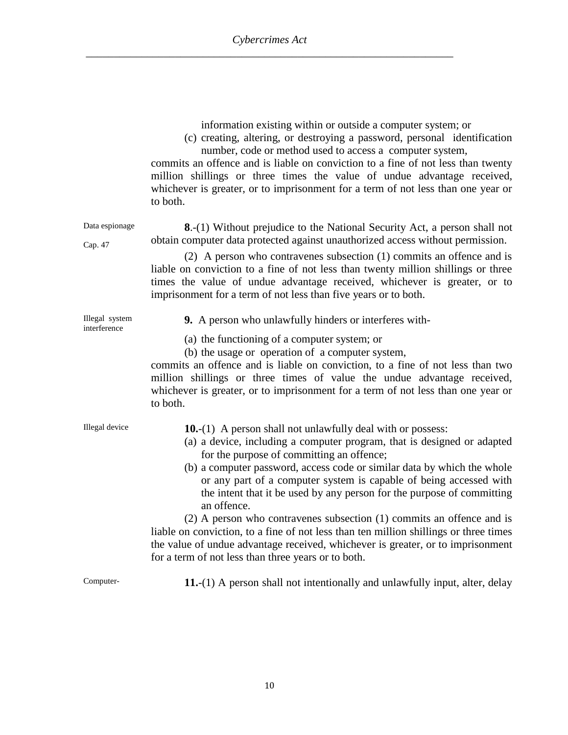information existing within or outside a computer system; or

(c) creating, altering, or destroying a password, personal identification number, code or method used to access a computer system,

commits an offence and is liable on conviction to a fine of not less than twenty million shillings or three times the value of undue advantage received, whichever is greater, or to imprisonment for a term of not less than one year or to both.

Data espionage

Cap. 47

**8**.-(1) Without prejudice to the National Security Act, a person shall not obtain computer data protected against unauthorized access without permission.

(2) A person who contravenes subsection (1) commits an offence and is liable on conviction to a fine of not less than twenty million shillings or three times the value of undue advantage received, whichever is greater, or to imprisonment for a term of not less than five years or to both.

Illegal system interference

**9.** A person who unlawfully hinders or interferes with-

(a) the functioning of a computer system; or

(b) the usage or operation of a computer system,

commits an offence and is liable on conviction, to a fine of not less than two million shillings or three times of value the undue advantage received, whichever is greater, or to imprisonment for a term of not less than one year or to both.

Illegal device

**10.**-(1) A person shall not unlawfully deal with or possess:

(a) a device, including a computer program, that is designed or adapted for the purpose of committing an offence;

(b) a computer password, access code or similar data by which the whole or any part of a computer system is capable of being accessed with the intent that it be used by any person for the purpose of committing an offence.

(2) A person who contravenes subsection (1) commits an offence and is liable on conviction, to a fine of not less than ten million shillings or three times the value of undue advantage received, whichever is greater, or to imprisonment for a term of not less than three years or to both.

Computer-

**11.**-(1) A person shall not intentionally and unlawfully input, alter, delay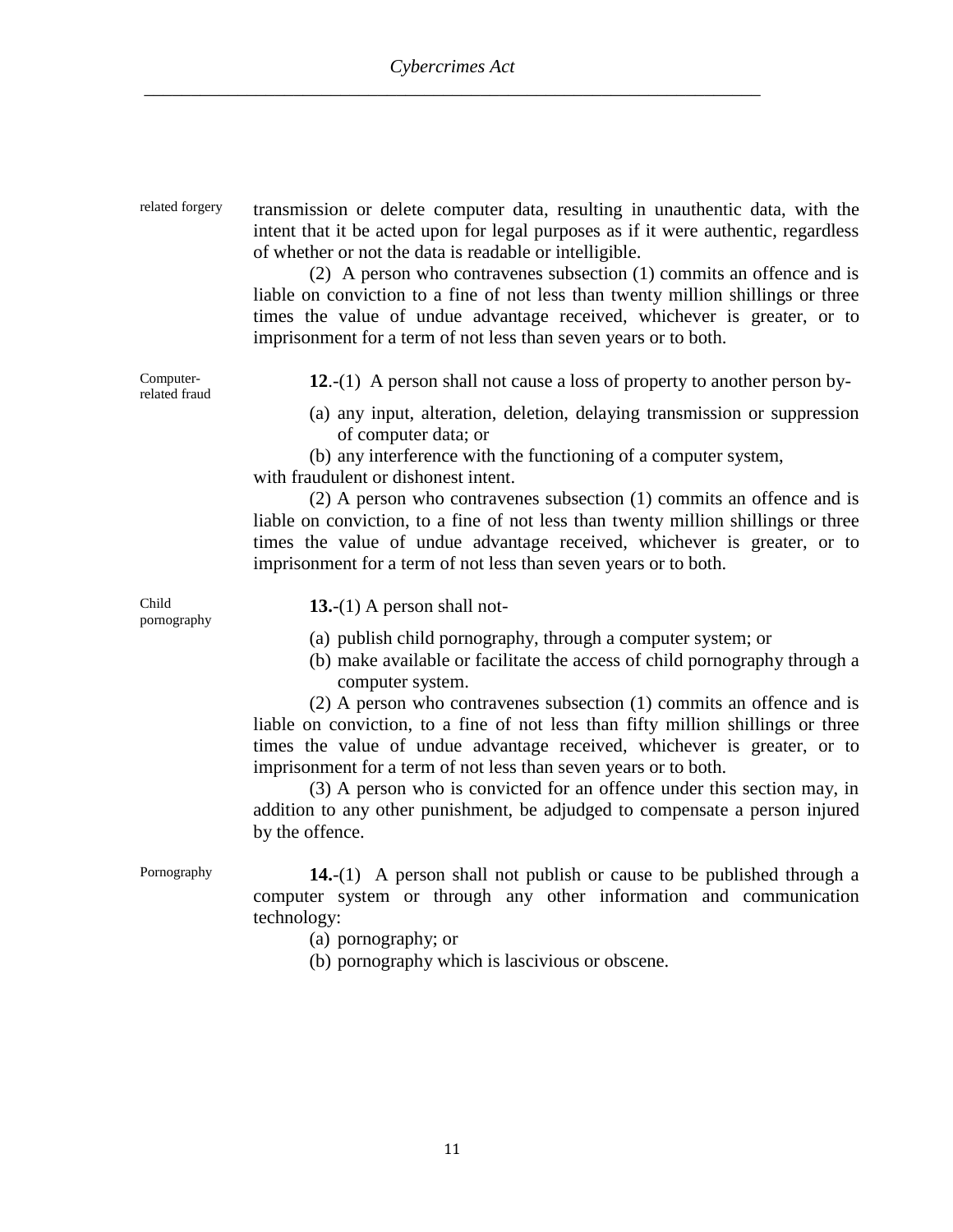related forgery transmission or delete computer data, resulting in unauthentic data, with the intent that it be acted upon for legal purposes as if it were authentic, regardless of whether or not the data is readable or intelligible.

(2) A person who contravenes subsection (1) commits an offence and is liable on conviction to a fine of not less than twenty million shillings or three times the value of undue advantage received, whichever is greater, or to imprisonment for a term of not less than seven years or to both.

Computer-related fraud

**12**.-(1) A person shall not cause a loss of property to another person by-

(a) any input, alteration, deletion, delaying transmission or suppression of computer data; or

(b) any interference with the functioning of a computer system,

with fraudulent or dishonest intent.

(2) A person who contravenes subsection (1) commits an offence and is liable on conviction, to a fine of not less than twenty million shillings or three times the value of undue advantage received, whichever is greater, or to imprisonment for a term of not less than seven years or to both.

Child pornography

**13.**-(1) A person shall not-

(a) publish child pornography, through a computer system; or

(b) make available or facilitate the access of child pornography through a computer system.

(2) A person who contravenes subsection (1) commits an offence and is liable on conviction, to a fine of not less than fifty million shillings or three times the value of undue advantage received, whichever is greater, or to imprisonment for a term of not less than seven years or to both.

(3) A person who is convicted for an offence under this section may, in addition to any other punishment, be adjudged to compensate a person injured by the offence.

Pornography

**14.**-(1) A person shall not publish or cause to be published through a computer system or through any other information and communication technology:

(a) pornography; or

(b) pornography which is lascivious or obscene.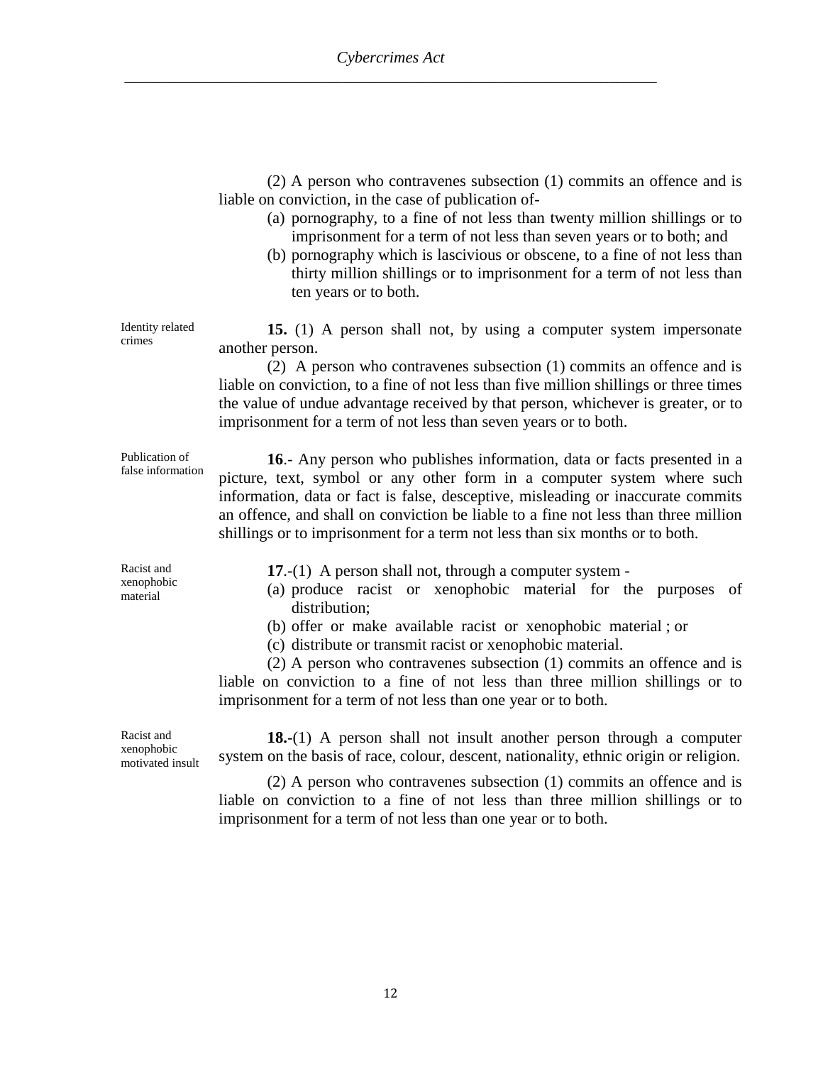(2) A person who contravenes subsection (1) commits an offence and is liable on conviction, in the case of publication of-

(a) pornography, to a fine of not less than twenty million shillings or to imprisonment for a term of not less than seven years or to both; and

(b) pornography which is lascivious or obscene, to a fine of not less than thirty million shillings or to imprisonment for a term of not less than ten years or to both.

Identity related crimes

**15.** (1) A person shall not, by using a computer system impersonate another person.

(2) A person who contravenes subsection (1) commits an offence and is liable on conviction, to a fine of not less than five million shillings or three times the value of undue advantage received by that person, whichever is greater, or to imprisonment for a term of not less than seven years or to both.

Publication of false information

**16**.- Any person who publishes information, data or facts presented in a picture, text, symbol or any other form in a computer system where such information, data or fact is false, desceptive, misleading or inaccurate commits an offence, and shall on conviction be liable to a fine not less than three million shillings or to imprisonment for a term not less than six months or to both.

Racist and xenophobic material

**17**.-(1) A person shall not, through a computer system -

(a) produce racist or xenophobic material for the purposes of distribution;

(b) offer or make available racist or xenophobic material ; or

(c) distribute or transmit racist or xenophobic material.

(2) A person who contravenes subsection (1) commits an offence and is liable on conviction to a fine of not less than three million shillings or to imprisonment for a term of not less than one year or to both.

Racist and xenophobic motivated insult

**18.**-(1) A person shall not insult another person through a computer system on the basis of race, colour, descent, nationality, ethnic origin or religion.

(2) A person who contravenes subsection (1) commits an offence and is liable on conviction to a fine of not less than three million shillings or to imprisonment for a term of not less than one year or to both.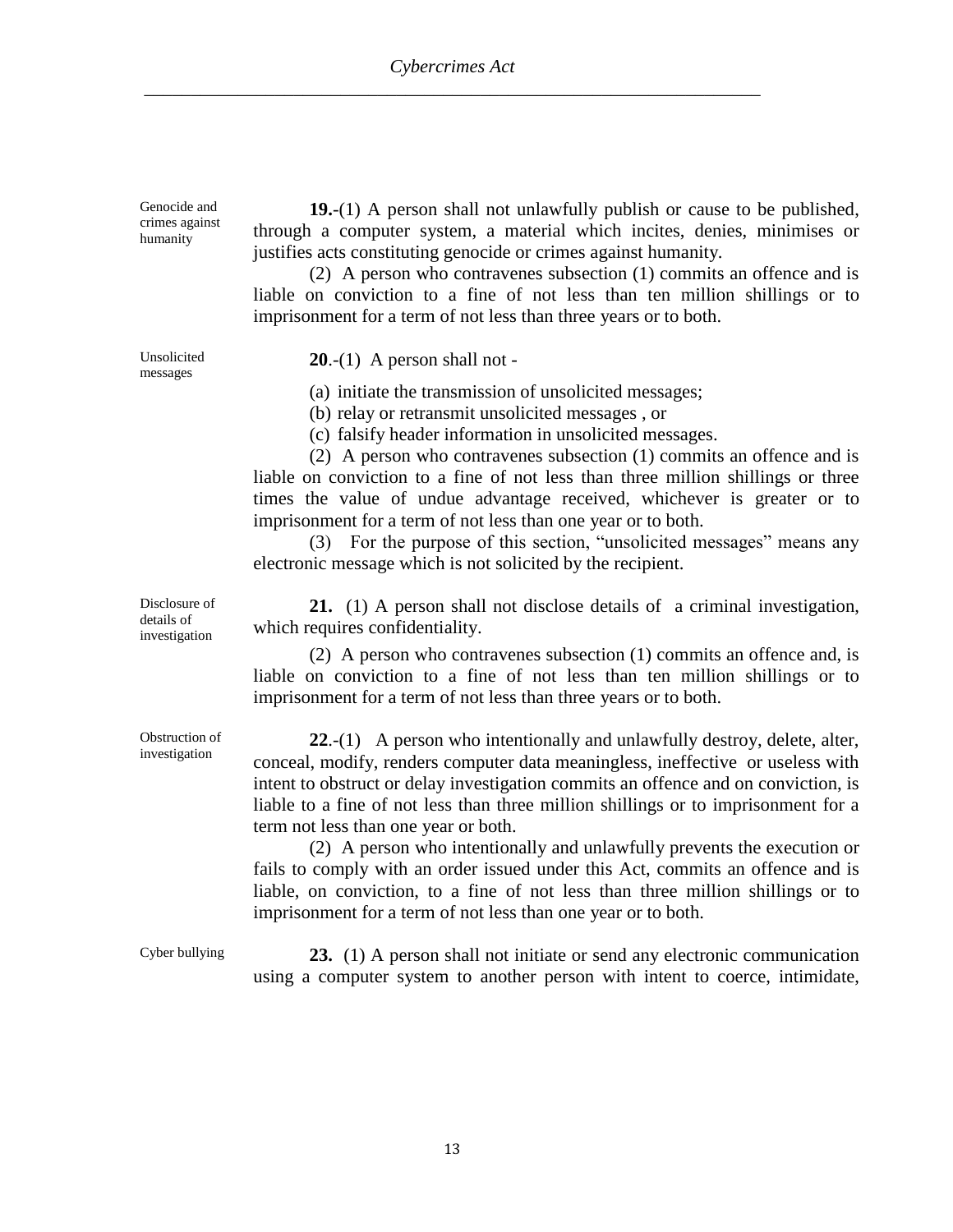**Genocide and crimes against humanity**

**19.**-(1) A person shall not unlawfully publish or cause to be published, through a computer system, a material which incites, denies, minimises or justifies acts constituting genocide or crimes against humanity.

(2) A person who contravenes subsection (1) commits an offence and is liable on conviction to a fine of not less than ten million shillings or to imprisonment for a term of not less than three years or to both.

**Unsolicited messages**

**20**.-(1) A person shall not -

(a) initiate the transmission of unsolicited messages;

(b) relay or retransmit unsolicited messages , or

(c) falsify header information in unsolicited messages.

(2) A person who contravenes subsection (1) commits an offence and is liable on conviction to a fine of not less than three million shillings or three times the value of undue advantage received, whichever is greater or to imprisonment for a term of not less than one year or to both.

(3) For the purpose of this section, "unsolicited messages" means any electronic message which is not solicited by the recipient.

**Disclosure of details of investigation**

**21.** (1) A person shall not disclose details of a criminal investigation, which requires confidentiality.

(2) A person who contravenes subsection (1) commits an offence and, is liable on conviction to a fine of not less than ten million shillings or to imprisonment for a term of not less than three years or to both.

**Obstruction of investigation**

**22**.-(1) A person who intentionally and unlawfully destroy, delete, alter, conceal, modify, renders computer data meaningless, ineffective or useless with intent to obstruct or delay investigation commits an offence and on conviction, is liable to a fine of not less than three million shillings or to imprisonment for a term not less than one year or both.

(2) A person who intentionally and unlawfully prevents the execution or fails to comply with an order issued under this Act, commits an offence and is liable, on conviction, to a fine of not less than three million shillings or to imprisonment for a term of not less than one year or to both.

**Cyber bullying**

**23.** (1) A person shall not initiate or send any electronic communication using a computer system to another person with intent to coerce, intimidate,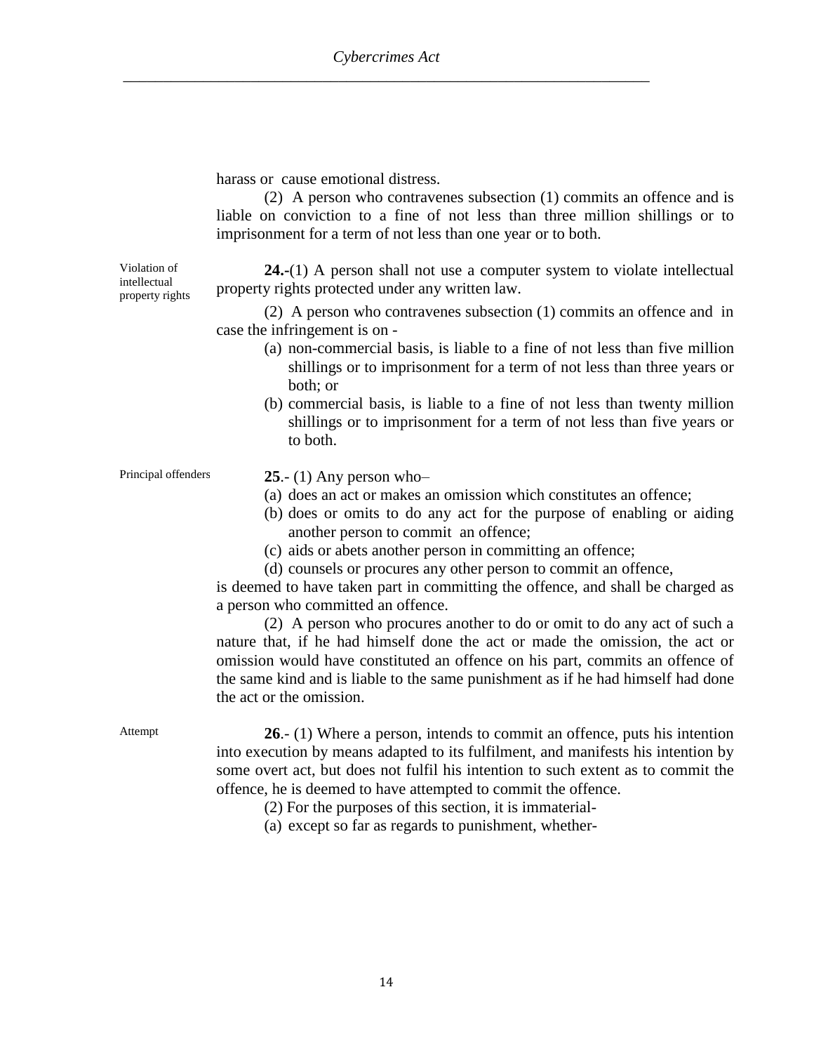harass or cause emotional distress.

(2) A person who contravenes subsection (1) commits an offence and is liable on conviction to a fine of not less than three million shillings or to imprisonment for a term of not less than one year or to both.

Violation of intellectual property rights

**24.-**(1) A person shall not use a computer system to violate intellectual property rights protected under any written law.

(2) A person who contravenes subsection (1) commits an offence and in case the infringement is on -

(a) non-commercial basis, is liable to a fine of not less than five million shillings or to imprisonment for a term of not less than three years or both; or

(b) commercial basis, is liable to a fine of not less than twenty million shillings or to imprisonment for a term of not less than five years or to both.

Principal offenders

**25**.- (1) Any person who–

(a) does an act or makes an omission which constitutes an offence;

(b) does or omits to do any act for the purpose of enabling or aiding another person to commit an offence;

(c) aids or abets another person in committing an offence;

(d) counsels or procures any other person to commit an offence,

is deemed to have taken part in committing the offence, and shall be charged as a person who committed an offence.

(2) A person who procures another to do or omit to do any act of such a nature that, if he had himself done the act or made the omission, the act or omission would have constituted an offence on his part, commits an offence of the same kind and is liable to the same punishment as if he had himself had done the act or the omission.

Attempt

**26**.- (1) Where a person, intends to commit an offence, puts his intention into execution by means adapted to its fulfilment, and manifests his intention by some overt act, but does not fulfil his intention to such extent as to commit the offence, he is deemed to have attempted to commit the offence.

(2) For the purposes of this section, it is immaterial-

(a) except so far as regards to punishment, whether-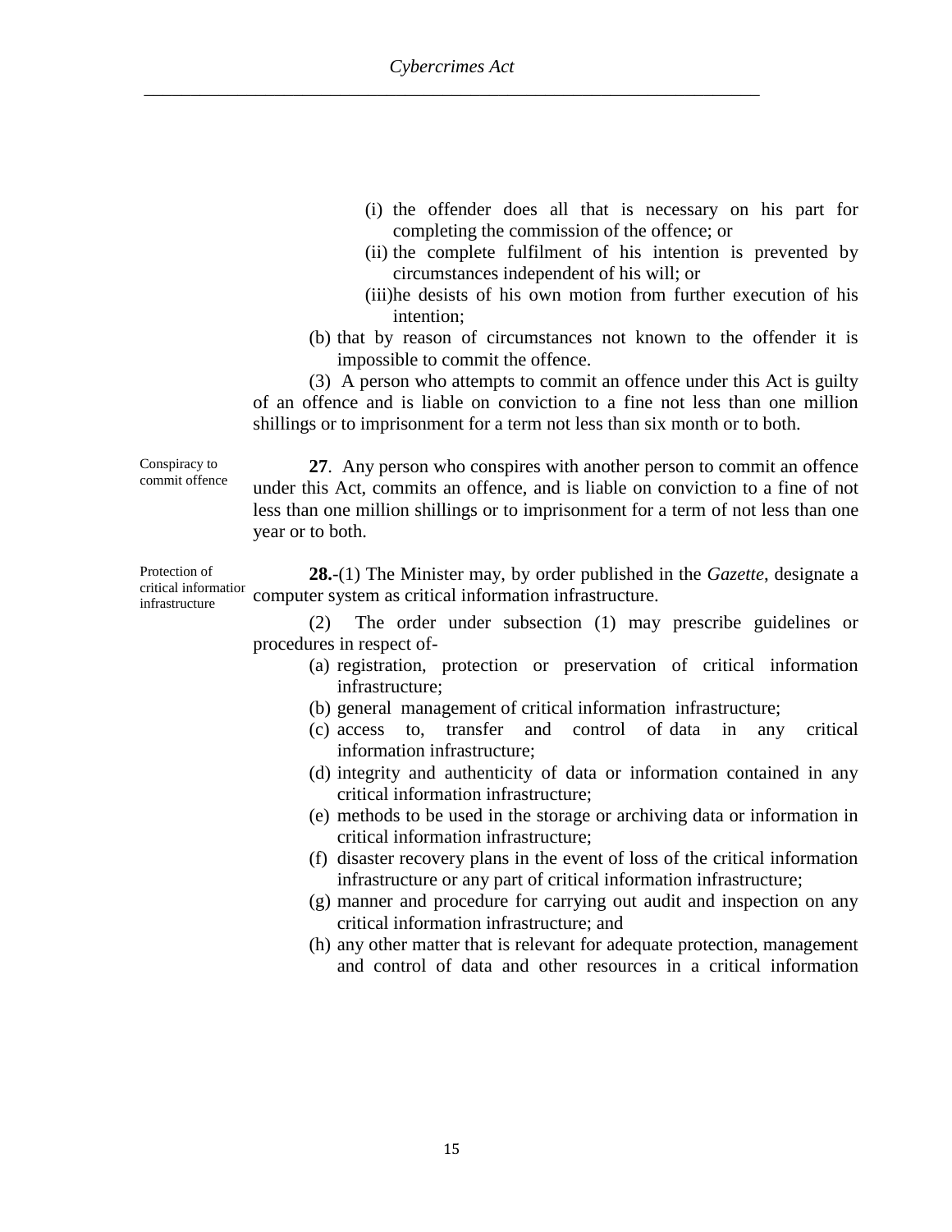(i) the offender does all that is necessary on his part for completing the commission of the offence; or
(ii) the complete fulfilment of his intention is prevented by circumstances independent of his will; or
(iii) he desists of his own motion from further execution of his intention;

(b) that by reason of circumstances not known to the offender it is impossible to commit the offence.

(3) A person who attempts to commit an offence under this Act is guilty of an offence and is liable on conviction to a fine not less than one million shillings or to imprisonment for a term not less than six month or to both.

Conspiracy to commit offence

**27**. Any person who conspires with another person to commit an offence under this Act, commits an offence, and is liable on conviction to a fine of not less than one million shillings or to imprisonment for a term of not less than one year or to both.

Protection of critical information infrastructure

**28.**-(1) The Minister may, by order published in the *Gazette*, designate a computer system as critical information infrastructure.

(2) The order under subsection (1) may prescribe guidelines or procedures in respect of-

(a) registration, protection or preservation of critical information infrastructure;
(b) general management of critical information infrastructure;
(c) access to, transfer and control of data in any critical information infrastructure;
(d) integrity and authenticity of data or information contained in any critical information infrastructure;
(e) methods to be used in the storage or archiving data or information in critical information infrastructure;
(f) disaster recovery plans in the event of loss of the critical information infrastructure or any part of critical information infrastructure;
(g) manner and procedure for carrying out audit and inspection on any critical information infrastructure; and
(h) any other matter that is relevant for adequate protection, management and control of data and other resources in a critical information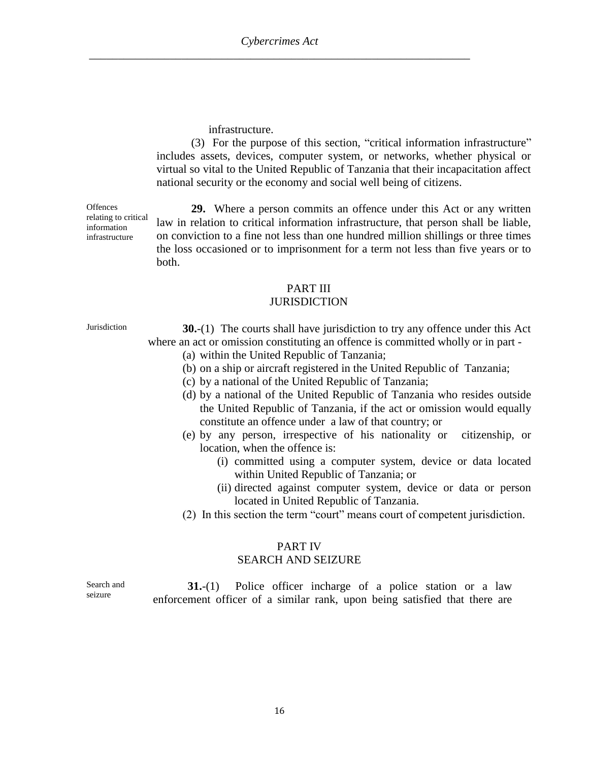infrastructure.

(3) For the purpose of this section, "critical information infrastructure" includes assets, devices, computer system, or networks, whether physical or virtual so vital to the United Republic of Tanzania that their incapacitation affect national security or the economy and social well being of citizens.

Offences relating to critical information infrastructure

**29.** Where a person commits an offence under this Act or any written law in relation to critical information infrastructure, that person shall be liable, on conviction to a fine not less than one hundred million shillings or three times the loss occasioned or to imprisonment for a term not less than five years or to both.

## PART III
## JURISDICTION

Jurisdiction

**30.**-(1) The courts shall have jurisdiction to try any offence under this Act where an act or omission constituting an offence is committed wholly or in part -

(a) within the United Republic of Tanzania;

(b) on a ship or aircraft registered in the United Republic of Tanzania;

(c) by a national of the United Republic of Tanzania;

(d) by a national of the United Republic of Tanzania who resides outside the United Republic of Tanzania, if the act or omission would equally constitute an offence under a law of that country; or

(e) by any person, irrespective of his nationality or citizenship, or location, when the offence is:

(i) committed using a computer system, device or data located within United Republic of Tanzania; or

(ii) directed against computer system, device or data or person located in United Republic of Tanzania.

(2) In this section the term "court" means court of competent jurisdiction.

## PART IV
## SEARCH AND SEIZURE

Search and seizure

**31.**-(1) Police officer incharge of a police station or a law enforcement officer of a similar rank, upon being satisfied that there are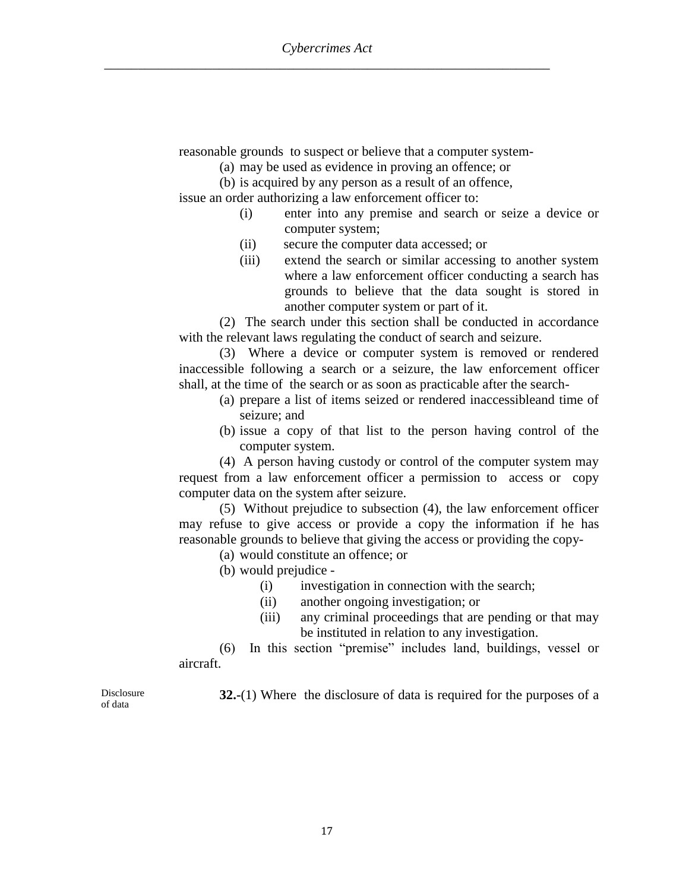reasonable grounds to suspect or believe that a computer system-

(a) may be used as evidence in proving an offence; or

(b) is acquired by any person as a result of an offence,

issue an order authorizing a law enforcement officer to:

(i) enter into any premise and search or seize a device or computer system;

(ii) secure the computer data accessed; or

(iii) extend the search or similar accessing to another system where a law enforcement officer conducting a search has grounds to believe that the data sought is stored in another computer system or part of it.

(2) The search under this section shall be conducted in accordance with the relevant laws regulating the conduct of search and seizure.

(3) Where a device or computer system is removed or rendered inaccessible following a search or a seizure, the law enforcement officer shall, at the time of the search or as soon as practicable after the search-

(a) prepare a list of items seized or rendered inaccessibleand time of seizure; and

(b) issue a copy of that list to the person having control of the computer system.

(4) A person having custody or control of the computer system may request from a law enforcement officer a permission to access or copy computer data on the system after seizure.

(5) Without prejudice to subsection (4), the law enforcement officer may refuse to give access or provide a copy the information if he has reasonable grounds to believe that giving the access or providing the copy-

(a) would constitute an offence; or

(b) would prejudice -

(i) investigation in connection with the search;

(ii) another ongoing investigation; or

(iii) any criminal proceedings that are pending or that may be instituted in relation to any investigation.

(6) In this section "premise" includes land, buildings, vessel or aircraft.

Disclosure of data

**32.-**(1) Where the disclosure of data is required for the purposes of a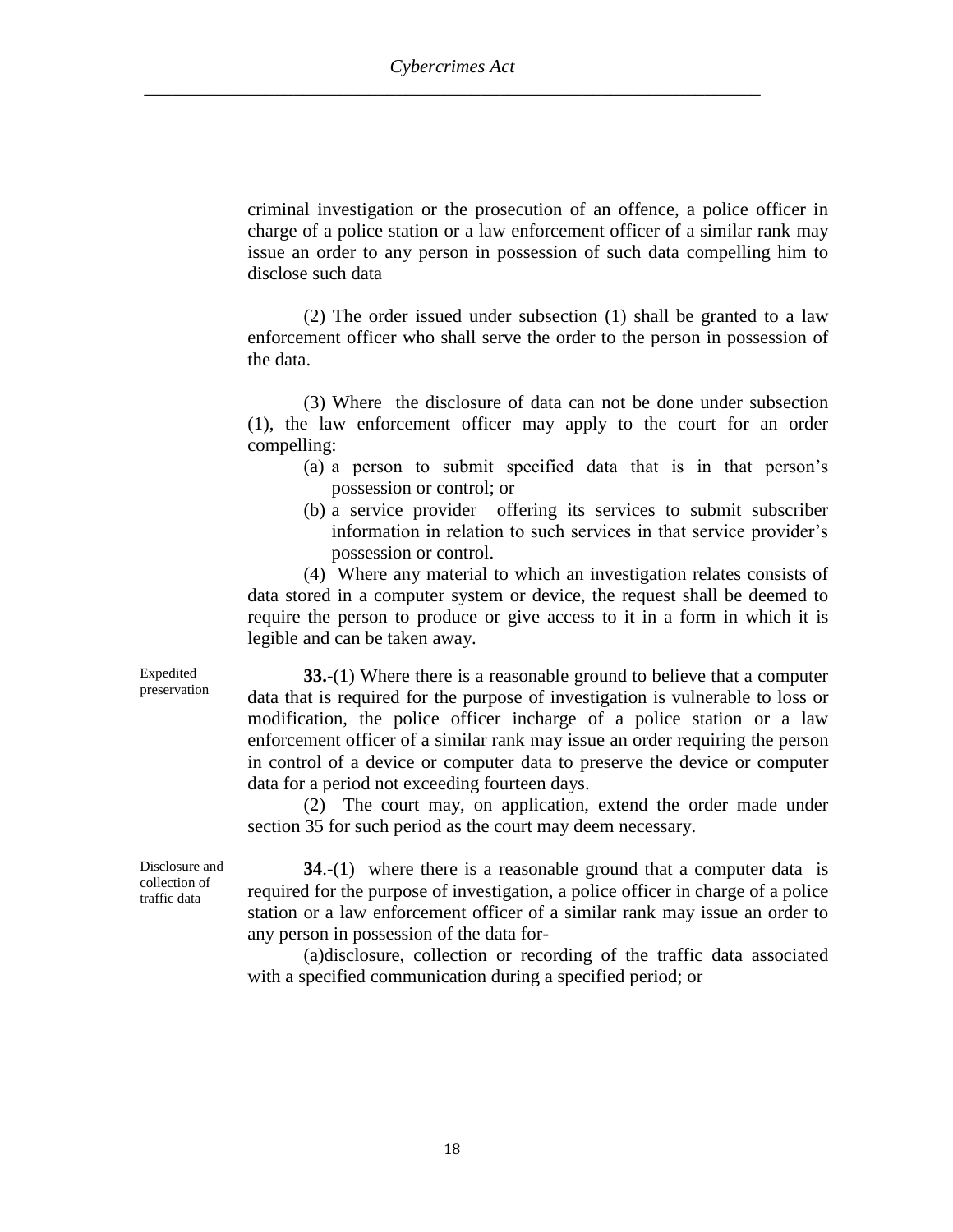criminal investigation or the prosecution of an offence, a police officer in charge of a police station or a law enforcement officer of a similar rank may issue an order to any person in possession of such data compelling him to disclose such data

(2) The order issued under subsection (1) shall be granted to a law enforcement officer who shall serve the order to the person in possession of the data.

(3) Where the disclosure of data can not be done under subsection (1), the law enforcement officer may apply to the court for an order compelling:

(a) a person to submit specified data that is in that person's possession or control; or

(b) a service provider offering its services to submit subscriber information in relation to such services in that service provider's possession or control.

(4) Where any material to which an investigation relates consists of data stored in a computer system or device, the request shall be deemed to require the person to produce or give access to it in a form in which it is legible and can be taken away.

Expedited preservation

**33.**-(1) Where there is a reasonable ground to believe that a computer data that is required for the purpose of investigation is vulnerable to loss or modification, the police officer incharge of a police station or a law enforcement officer of a similar rank may issue an order requiring the person in control of a device or computer data to preserve the device or computer data for a period not exceeding fourteen days.

(2) The court may, on application, extend the order made under section 35 for such period as the court may deem necessary.

Disclosure and collection of traffic data

**34**.-(1) where there is a reasonable ground that a computer data is required for the purpose of investigation, a police officer in charge of a police station or a law enforcement officer of a similar rank may issue an order to any person in possession of the data for-

(a)disclosure, collection or recording of the traffic data associated with a specified communication during a specified period; or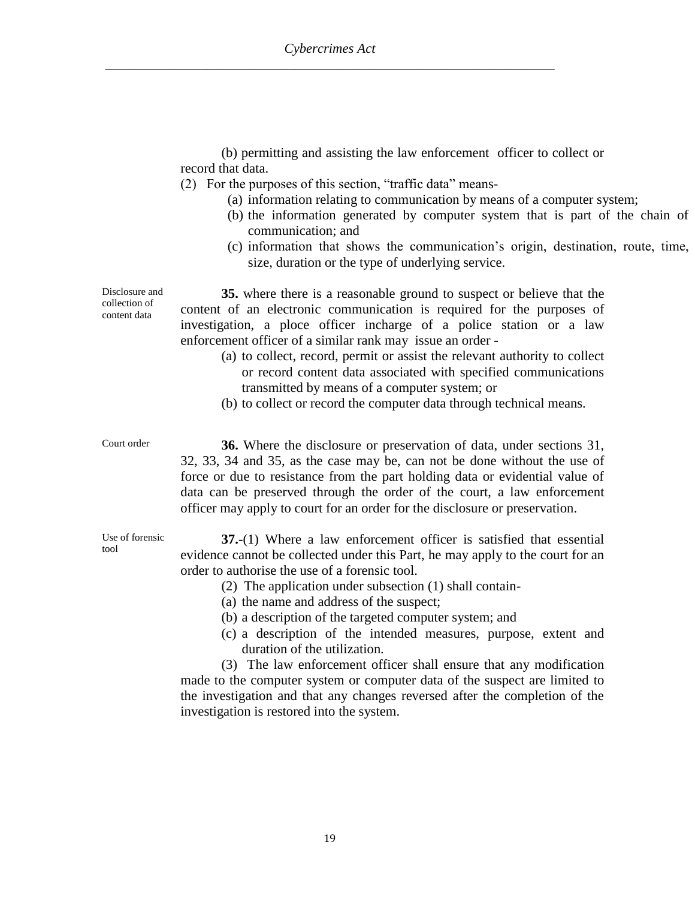(b) permitting and assisting the law enforcement officer to collect or record that data.

(2) For the purposes of this section, "traffic data" means-

(a) information relating to communication by means of a computer system;

(b) the information generated by computer system that is part of the chain of communication; and

(c) information that shows the communication's origin, destination, route, time, size, duration or the type of underlying service.

*Disclosure and collection of content data*

**35.** where there is a reasonable ground to suspect or believe that the content of an electronic communication is required for the purposes of investigation, a ploce officer incharge of a police station or a law enforcement officer of a similar rank may issue an order -

(a) to collect, record, permit or assist the relevant authority to collect or record content data associated with specified communications transmitted by means of a computer system; or

(b) to collect or record the computer data through technical means.

*Court order*

**36.** Where the disclosure or preservation of data, under sections 31, 32, 33, 34 and 35, as the case may be, can not be done without the use of force or due to resistance from the part holding data or evidential value of data can be preserved through the order of the court, a law enforcement officer may apply to court for an order for the disclosure or preservation.

*Use of forensic tool*

**37.**-(1) Where a law enforcement officer is satisfied that essential evidence cannot be collected under this Part, he may apply to the court for an order to authorise the use of a forensic tool.

(2) The application under subsection (1) shall contain-

(a) the name and address of the suspect;

(b) a description of the targeted computer system; and

(c) a description of the intended measures, purpose, extent and duration of the utilization.

(3) The law enforcement officer shall ensure that any modification made to the computer system or computer data of the suspect are limited to the investigation and that any changes reversed after the completion of the investigation is restored into the system.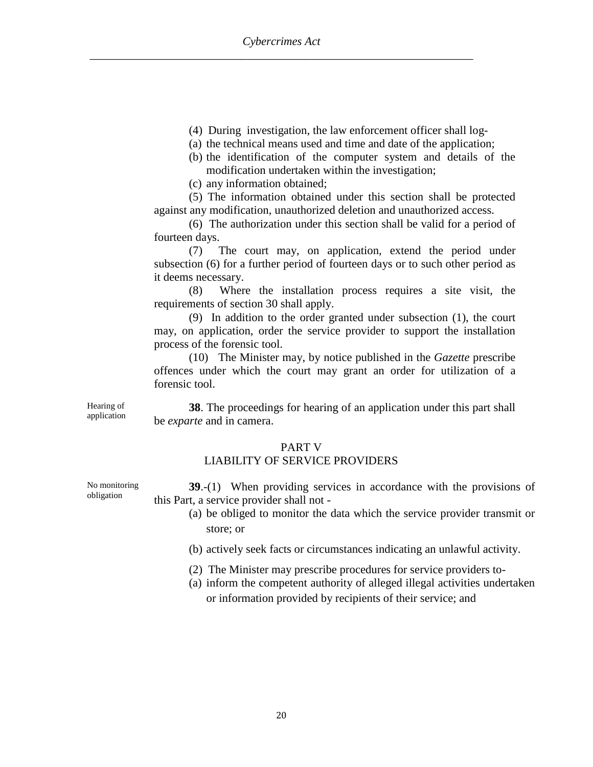(4) During investigation, the law enforcement officer shall log-

(a) the technical means used and time and date of the application;

(b) the identification of the computer system and details of the modification undertaken within the investigation;

(c) any information obtained;

(5) The information obtained under this section shall be protected against any modification, unauthorized deletion and unauthorized access.

(6) The authorization under this section shall be valid for a period of fourteen days.

(7) The court may, on application, extend the period under subsection (6) for a further period of fourteen days or to such other period as it deems necessary.

(8) Where the installation process requires a site visit, the requirements of section 30 shall apply.

(9) In addition to the order granted under subsection (1), the court may, on application, order the service provider to support the installation process of the forensic tool.

(10) The Minister may, by notice published in the *Gazette* prescribe offences under which the court may grant an order for utilization of a forensic tool.

Hearing of application

**38**. The proceedings for hearing of an application under this part shall be *exparte* and in camera.

## PART V
## LIABILITY OF SERVICE PROVIDERS

No monitoring obligation

**39**.-(1) When providing services in accordance with the provisions of this Part, a service provider shall not -

(a) be obliged to monitor the data which the service provider transmit or store; or

(b) actively seek facts or circumstances indicating an unlawful activity.

(2) The Minister may prescribe procedures for service providers to-

(a) inform the competent authority of alleged illegal activities undertaken or information provided by recipients of their service; and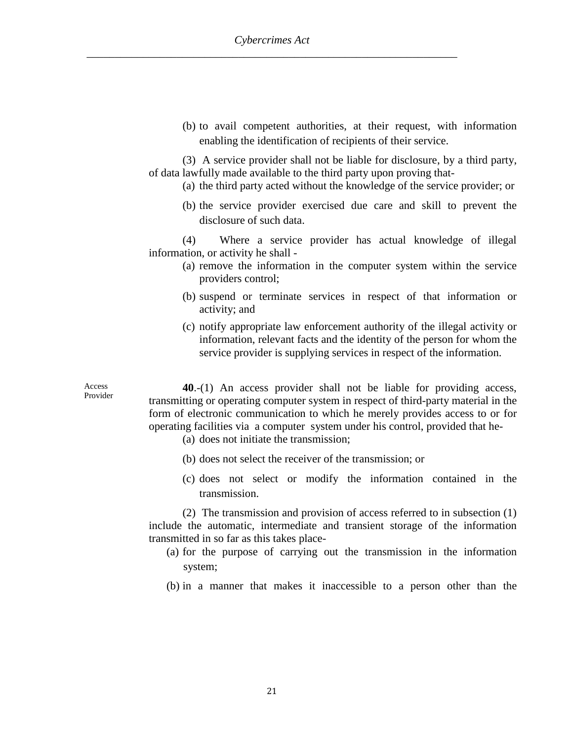(b) to avail competent authorities, at their request, with information enabling the identification of recipients of their service.

(3) A service provider shall not be liable for disclosure, by a third party, of data lawfully made available to the third party upon proving that-

(a) the third party acted without the knowledge of the service provider; or

(b) the service provider exercised due care and skill to prevent the disclosure of such data.

(4) Where a service provider has actual knowledge of illegal information, or activity he shall -

(a) remove the information in the computer system within the service providers control;

(b) suspend or terminate services in respect of that information or activity; and

(c) notify appropriate law enforcement authority of the illegal activity or information, relevant facts and the identity of the person for whom the service provider is supplying services in respect of the information.

Access Provider

**40**.-(1) An access provider shall not be liable for providing access, transmitting or operating computer system in respect of third-party material in the form of electronic communication to which he merely provides access to or for operating facilities via a computer system under his control, provided that he-

(a) does not initiate the transmission;

(b) does not select the receiver of the transmission; or

(c) does not select or modify the information contained in the transmission.

(2) The transmission and provision of access referred to in subsection (1) include the automatic, intermediate and transient storage of the information transmitted in so far as this takes place-

(a) for the purpose of carrying out the transmission in the information system;

(b) in a manner that makes it inaccessible to a person other than the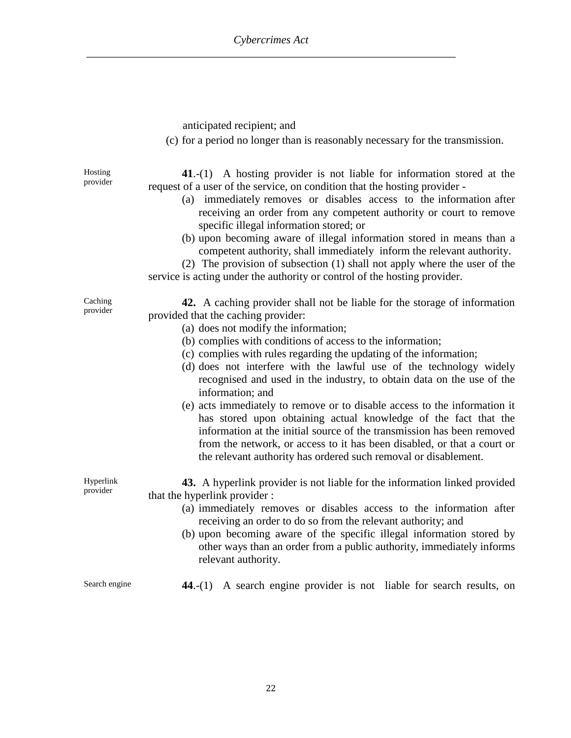anticipated recipient; and

(c) for a period no longer than is reasonably necessary for the transmission.

Hosting provider

**41**.-(1) A hosting provider is not liable for information stored at the request of a user of the service, on condition that the hosting provider -

(a) immediately removes or disables access to the information after receiving an order from any competent authority or court to remove specific illegal information stored; or

(b) upon becoming aware of illegal information stored in means than a competent authority, shall immediately inform the relevant authority.

(2) The provision of subsection (1) shall not apply where the user of the service is acting under the authority or control of the hosting provider.

Caching provider

**42.** A caching provider shall not be liable for the storage of information provided that the caching provider:

(a) does not modify the information;

(b) complies with conditions of access to the information;

(c) complies with rules regarding the updating of the information;

(d) does not interfere with the lawful use of the technology widely recognised and used in the industry, to obtain data on the use of the information; and

(e) acts immediately to remove or to disable access to the information it has stored upon obtaining actual knowledge of the fact that the information at the initial source of the transmission has been removed from the network, or access to it has been disabled, or that a court or the relevant authority has ordered such removal or disablement.

Hyperlink provider

**43.** A hyperlink provider is not liable for the information linked provided that the hyperlink provider :

(a) immediately removes or disables access to the information after receiving an order to do so from the relevant authority; and

(b) upon becoming aware of the specific illegal information stored by other ways than an order from a public authority, immediately informs relevant authority.

Search engine

**44**.-(1) A search engine provider is not liable for search results, on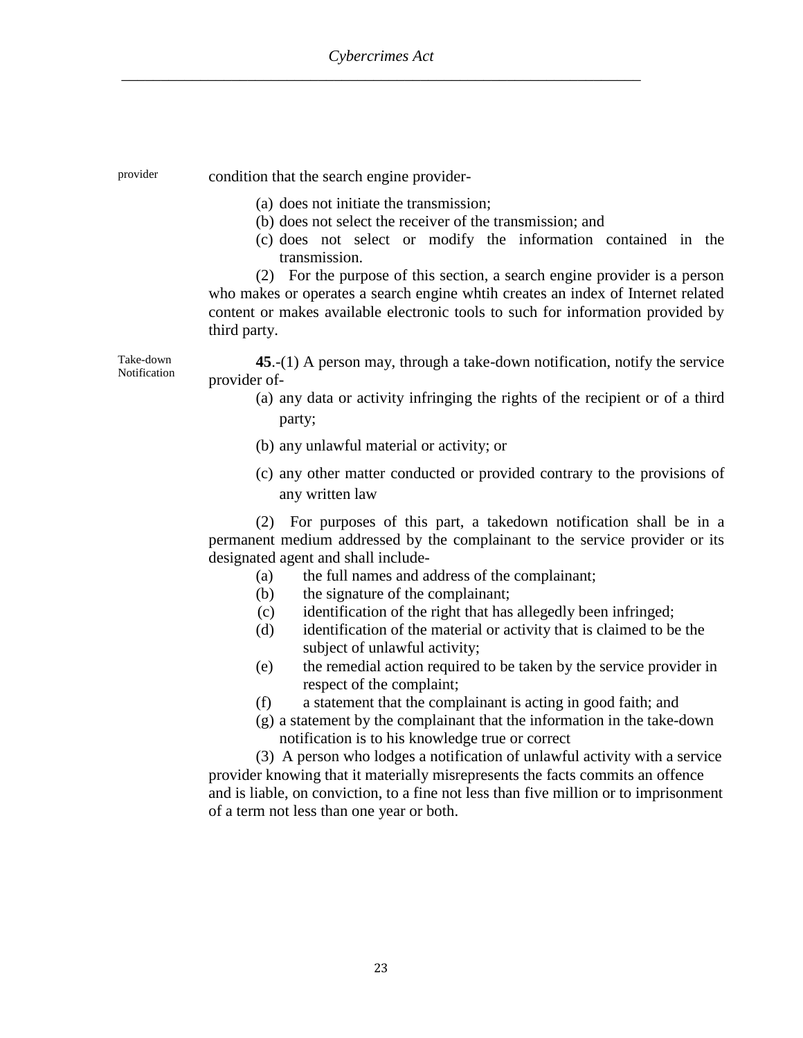provider

condition that the search engine provider-

(a) does not initiate the transmission;
(b) does not select the receiver of the transmission; and
(c) does not select or modify the information contained in the transmission.

(2) For the purpose of this section, a search engine provider is a person who makes or operates a search engine whtih creates an index of Internet related content or makes available electronic tools to such for information provided by third party.

Take-down Notification

**45**.-(1) A person may, through a take-down notification, notify the service provider of-

(a) any data or activity infringing the rights of the recipient or of a third party;

(b) any unlawful material or activity; or

(c) any other matter conducted or provided contrary to the provisions of any written law

(2) For purposes of this part, a takedown notification shall be in a permanent medium addressed by the complainant to the service provider or its designated agent and shall include-

(a) the full names and address of the complainant;
(b) the signature of the complainant;
(c) identification of the right that has allegedly been infringed;
(d) identification of the material or activity that is claimed to be the subject of unlawful activity;
(e) the remedial action required to be taken by the service provider in respect of the complaint;
(f) a statement that the complainant is acting in good faith; and
(g) a statement by the complainant that the information in the take-down notification is to his knowledge true or correct

(3) A person who lodges a notification of unlawful activity with a service provider knowing that it materially misrepresents the facts commits an offence and is liable, on conviction, to a fine not less than five million or to imprisonment of a term not less than one year or both.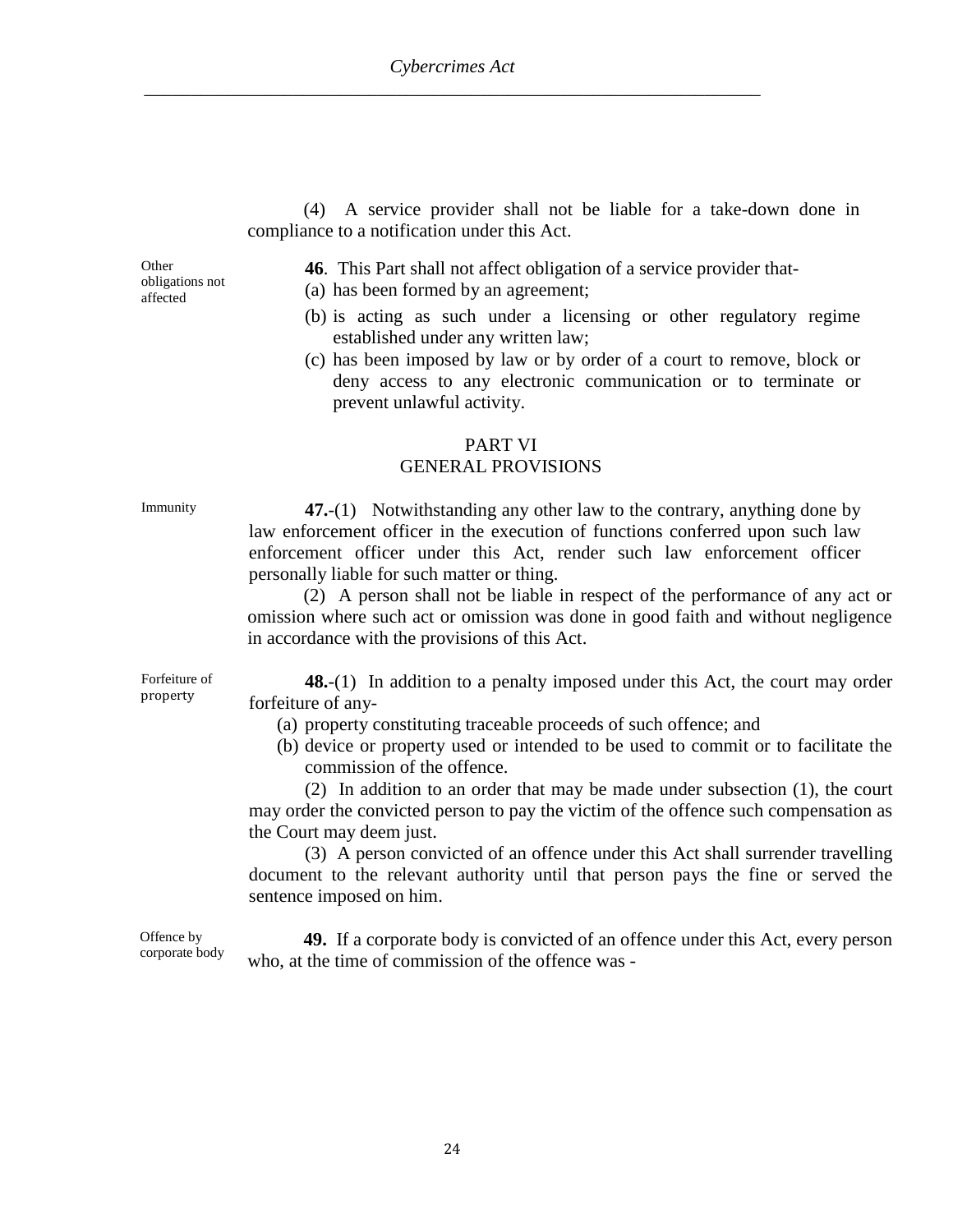(4) A service provider shall not be liable for a take-down done in compliance to a notification under this Act.

Other obligations not affected

**46**. This Part shall not affect obligation of a service provider that-

(a) has been formed by an agreement;

(b) is acting as such under a licensing or other regulatory regime established under any written law;

(c) has been imposed by law or by order of a court to remove, block or deny access to any electronic communication or to terminate or prevent unlawful activity.

## PART VI
## GENERAL PROVISIONS

Immunity

**47.**-(1) Notwithstanding any other law to the contrary, anything done by law enforcement officer in the execution of functions conferred upon such law enforcement officer under this Act, render such law enforcement officer personally liable for such matter or thing.

(2) A person shall not be liable in respect of the performance of any act or omission where such act or omission was done in good faith and without negligence in accordance with the provisions of this Act.

Forfeiture of property

**48.**-(1) In addition to a penalty imposed under this Act, the court may order forfeiture of any-

(a) property constituting traceable proceeds of such offence; and

(b) device or property used or intended to be used to commit or to facilitate the commission of the offence.

(2) In addition to an order that may be made under subsection (1), the court may order the convicted person to pay the victim of the offence such compensation as the Court may deem just.

(3) A person convicted of an offence under this Act shall surrender travelling document to the relevant authority until that person pays the fine or served the sentence imposed on him.

Offence by corporate body

**49.** If a corporate body is convicted of an offence under this Act, every person who, at the time of commission of the offence was -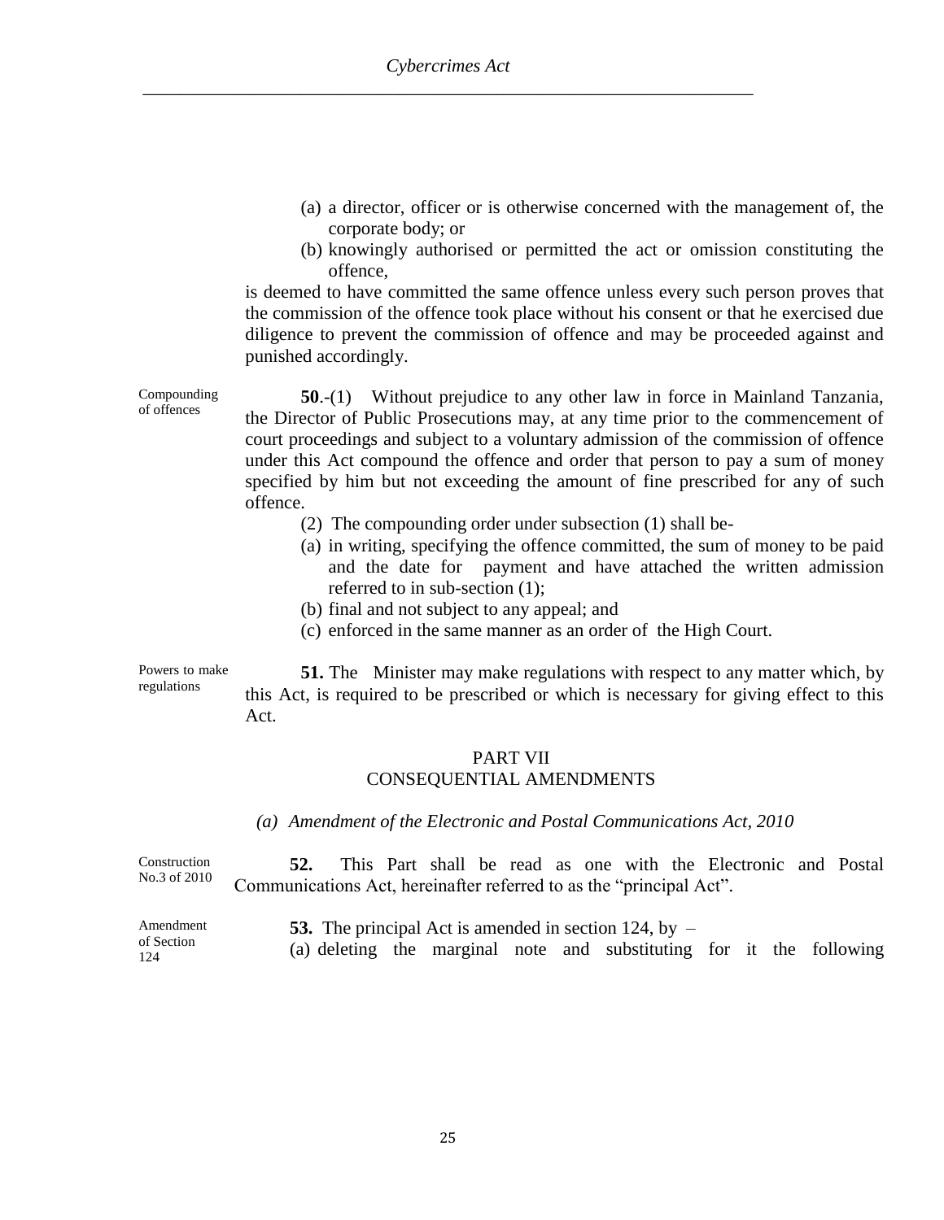(a) a director, officer or is otherwise concerned with the management of, the corporate body; or

(b) knowingly authorised or permitted the act or omission constituting the offence,

is deemed to have committed the same offence unless every such person proves that the commission of the offence took place without his consent or that he exercised due diligence to prevent the commission of offence and may be proceeded against and punished accordingly.

Compounding of offences

**50**.-(1) Without prejudice to any other law in force in Mainland Tanzania, the Director of Public Prosecutions may, at any time prior to the commencement of court proceedings and subject to a voluntary admission of the commission of offence under this Act compound the offence and order that person to pay a sum of money specified by him but not exceeding the amount of fine prescribed for any of such offence.

(2) The compounding order under subsection (1) shall be-

(a) in writing, specifying the offence committed, the sum of money to be paid and the date for payment and have attached the written admission referred to in sub-section (1);

(b) final and not subject to any appeal; and

(c) enforced in the same manner as an order of the High Court.

Powers to make regulations

**51.** The Minister may make regulations with respect to any matter which, by this Act, is required to be prescribed or which is necessary for giving effect to this Act.

## PART VII
## CONSEQUENTIAL AMENDMENTS

*(a) Amendment of the Electronic and Postal Communications Act, 2010*

Construction No.3 of 2010

**52.** This Part shall be read as one with the Electronic and Postal Communications Act, hereinafter referred to as the "principal Act".

Amendment of Section 124

**53.** The principal Act is amended in section 124, by –

(a) deleting the marginal note and substituting for it the following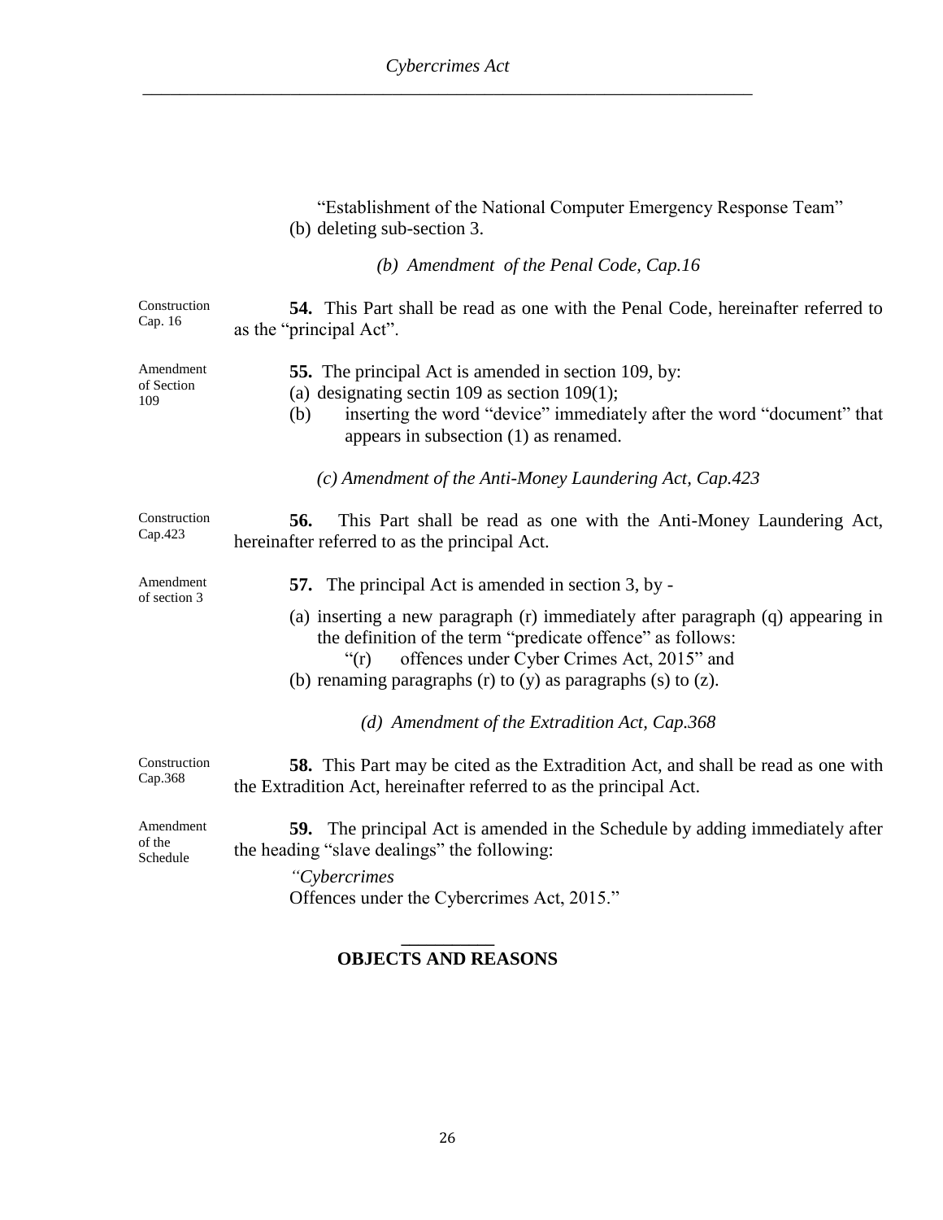"Establishment of the National Computer Emergency Response Team"

(b) deleting sub-section 3.

*(b) Amendment of the Penal Code, Cap.16*

Construction Cap. 16

**54.** This Part shall be read as one with the Penal Code, hereinafter referred to as the "principal Act".

Amendment of Section 109

**55.** The principal Act is amended in section 109, by:

(a) designating sectin 109 as section 109(1);

(b) inserting the word "device" immediately after the word "document" that appears in subsection (1) as renamed.

*(c) Amendment of the Anti-Money Laundering Act, Cap.423*

Construction Cap.423

**56.** This Part shall be read as one with the Anti-Money Laundering Act, hereinafter referred to as the principal Act.

Amendment of section 3

**57.** The principal Act is amended in section 3, by -

(a) inserting a new paragraph (r) immediately after paragraph (q) appearing in the definition of the term "predicate offence" as follows:

"(r) offences under Cyber Crimes Act, 2015" and

(b) renaming paragraphs (r) to (y) as paragraphs (s) to (z).

*(d) Amendment of the Extradition Act, Cap.368*

Construction Cap.368

**58.** This Part may be cited as the Extradition Act, and shall be read as one with the Extradition Act, hereinafter referred to as the principal Act.

Amendment of the Schedule

**59.** The principal Act is amended in the Schedule by adding immediately after the heading "slave dealings" the following:

*"Cybercrimes*

Offences under the Cybercrimes Act, 2015."

---

**OBJECTS AND REASONS**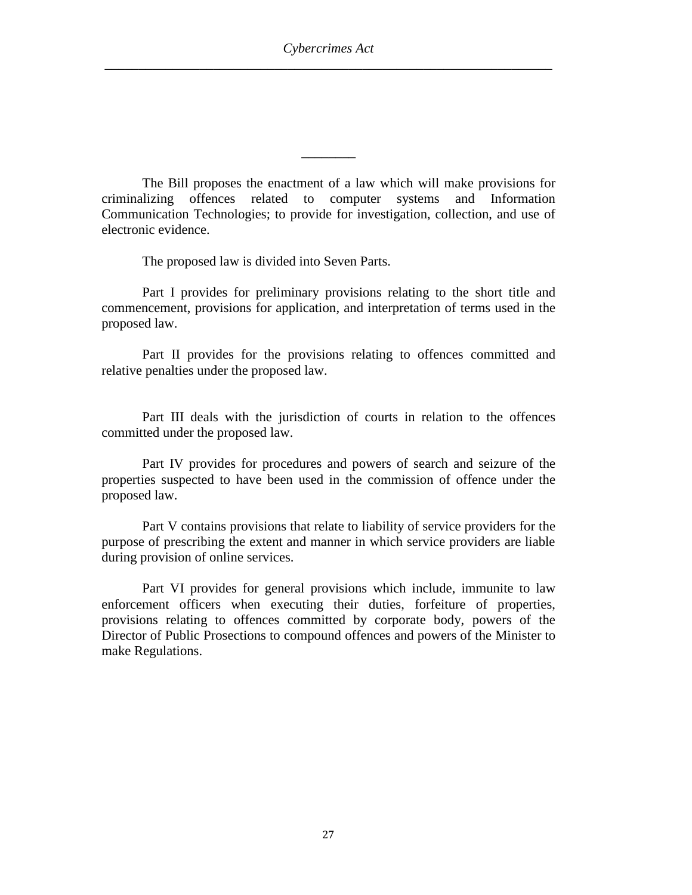---

The Bill proposes the enactment of a law which will make provisions for criminalizing offences related to computer systems and Information Communication Technologies; to provide for investigation, collection, and use of electronic evidence.

The proposed law is divided into Seven Parts.

Part I provides for preliminary provisions relating to the short title and commencement, provisions for application, and interpretation of terms used in the proposed law.

Part II provides for the provisions relating to offences committed and relative penalties under the proposed law.

Part III deals with the jurisdiction of courts in relation to the offences committed under the proposed law.

Part IV provides for procedures and powers of search and seizure of the properties suspected to have been used in the commission of offence under the proposed law.

Part V contains provisions that relate to liability of service providers for the purpose of prescribing the extent and manner in which service providers are liable during provision of online services.

Part VI provides for general provisions which include, immunite to law enforcement officers when executing their duties, forfeiture of properties, provisions relating to offences committed by corporate body, powers of the Director of Public Prosecutions to compound offences and powers of the Minister to make Regulations.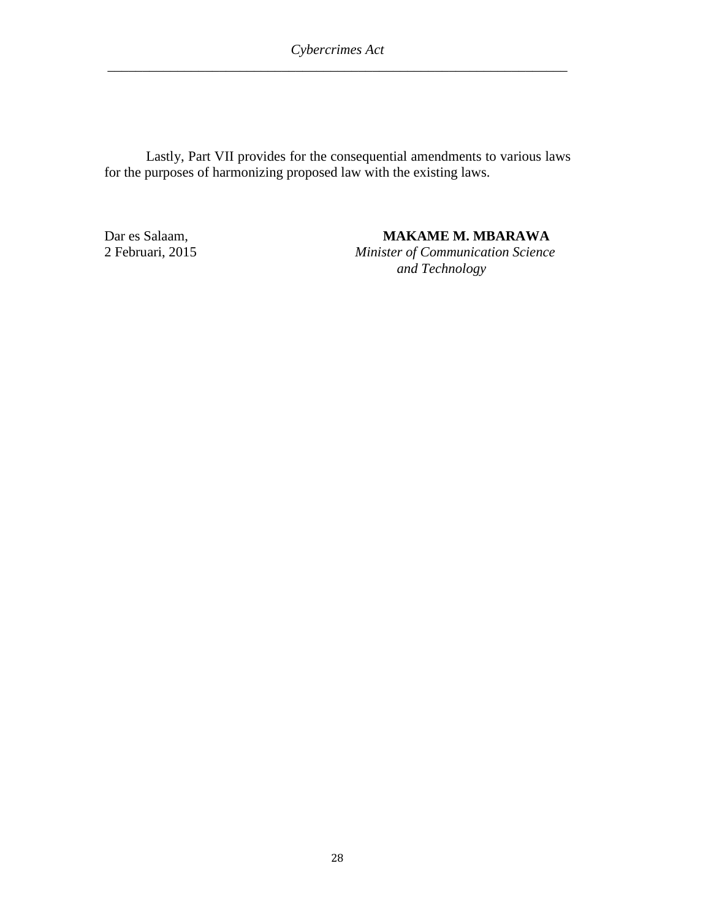Lastly, Part VII provides for the consequential amendments to various laws for the purposes of harmonizing proposed law with the existing laws.

Dar es Salaam,
2 Februari, 2015

**MAKAME M. MBARAWA**
*Minister of Communication Science and Technology*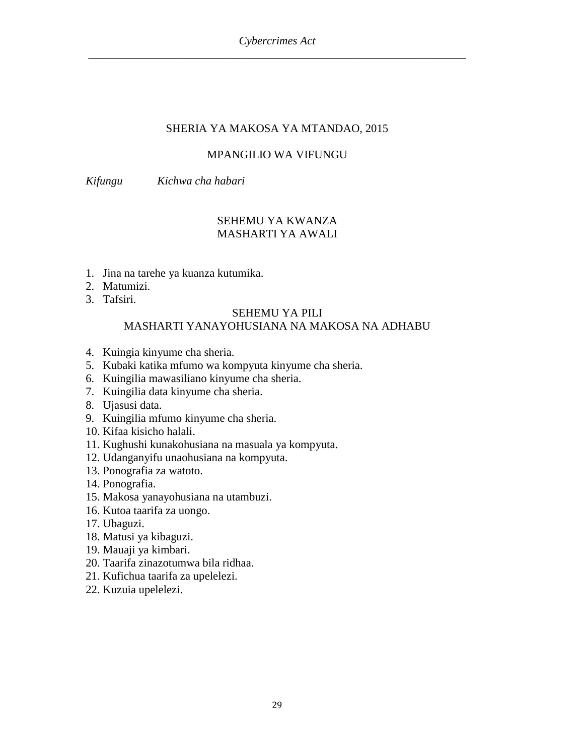# SHERIA YA MAKOSA YA MTANDAO, 2015

## MPANGILIO WA VIFUNGU

*Kifungu* *Kichwa cha habari*

### SEHEMU YA KWANZA
### MASHARTI YA AWALI

1. Jina na tarehe ya kuanza kutumika.
2. Matumizi.
3. Tafsiri.

### SEHEMU YA PILI
### MASHARTI YANAYOHUSIANA NA MAKOSA NA ADHABU

4. Kuingia kinyume cha sheria.
5. Kubaki katika mfumo wa kompyuta kinyume cha sheria.
6. Kuingilia mawasiliano kinyume cha sheria.
7. Kuingilia data kinyume cha sheria.
8. Ujasusi data.
9. Kuingilia mfumo kinyume cha sheria.
10. Kifaa kisicho halali.
11. Kughushi kunakohusiana na masuala ya kompyuta.
12. Udanganyifu unaohusiana na kompyuta.
13. Ponografia za watoto.
14. Ponografia.
15. Makosa yanayohusiana na utambuzi.
16. Kutoa taarifa za uongo.
17. Ubaguzi.
18. Matusi ya kibaguzi.
19. Mauaji ya kimbari.
20. Taarifa zinazotumwa bila ridhaa.
21. Kufichua taarifa za upelelezi.
22. Kuzuia upelelezi.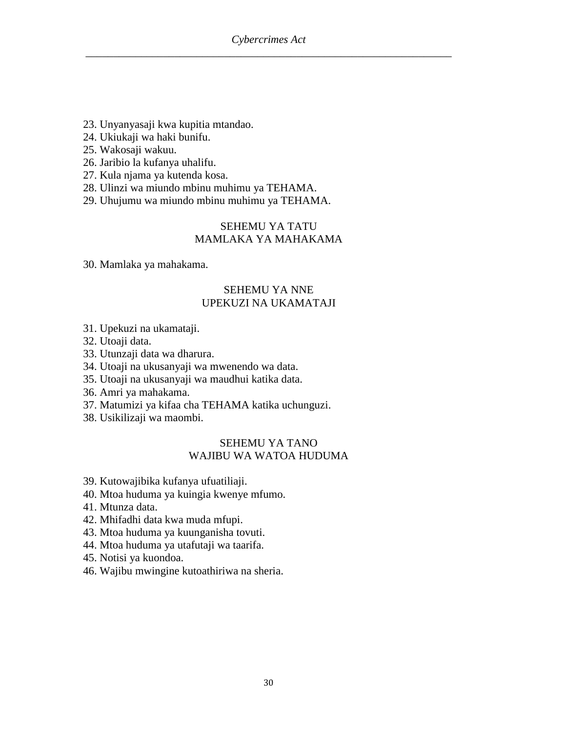23. Unyanyasaji kwa kupitia mtandao.
24. Ukiukaji wa haki bunifu.
25. Wakosaji wakuu.
26. Jaribio la kufanya uhalifu.
27. Kula njama ya kutenda kosa.
28. Ulinzi wa miundo mbinu muhimu ya TEHAMA.
29. Uhujumu wa miundo mbinu muhimu ya TEHAMA.

## SEHEMU YA TATU
## MAMLAKA YA MAHAKAMA

30. Mamlaka ya mahakama.

## SEHEMU YA NNE
## UPEKUZI NA UKAMATAJI

31. Upekuzi na ukamataji.
32. Utoaji data.
33. Utunzaji data wa dharura.
34. Utoaji na ukusanyaji wa mwenendo wa data.
35. Utoaji na ukusanyaji wa maudhui katika data.
36. Amri ya mahakama.
37. Matumizi ya kifaa cha TEHAMA katika uchunguzi.
38. Usikilizaji wa maombi.

## SEHEMU YA TANO
## WAJIBU WA WATOA HUDUMA

39. Kutowajibika kufanya ufuatiliaji.
40. Mtoa huduma ya kuingia kwenye mfumo.
41. Mtunza data.
42. Mhifadhi data kwa muda mfupi.
43. Mtoa huduma ya kuunganisha tovuti.
44. Mtoa huduma ya utafutaji wa taarifa.
45. Notisi ya kuondoa.
46. Wajibu mwingine kutoathiriwa na sheria.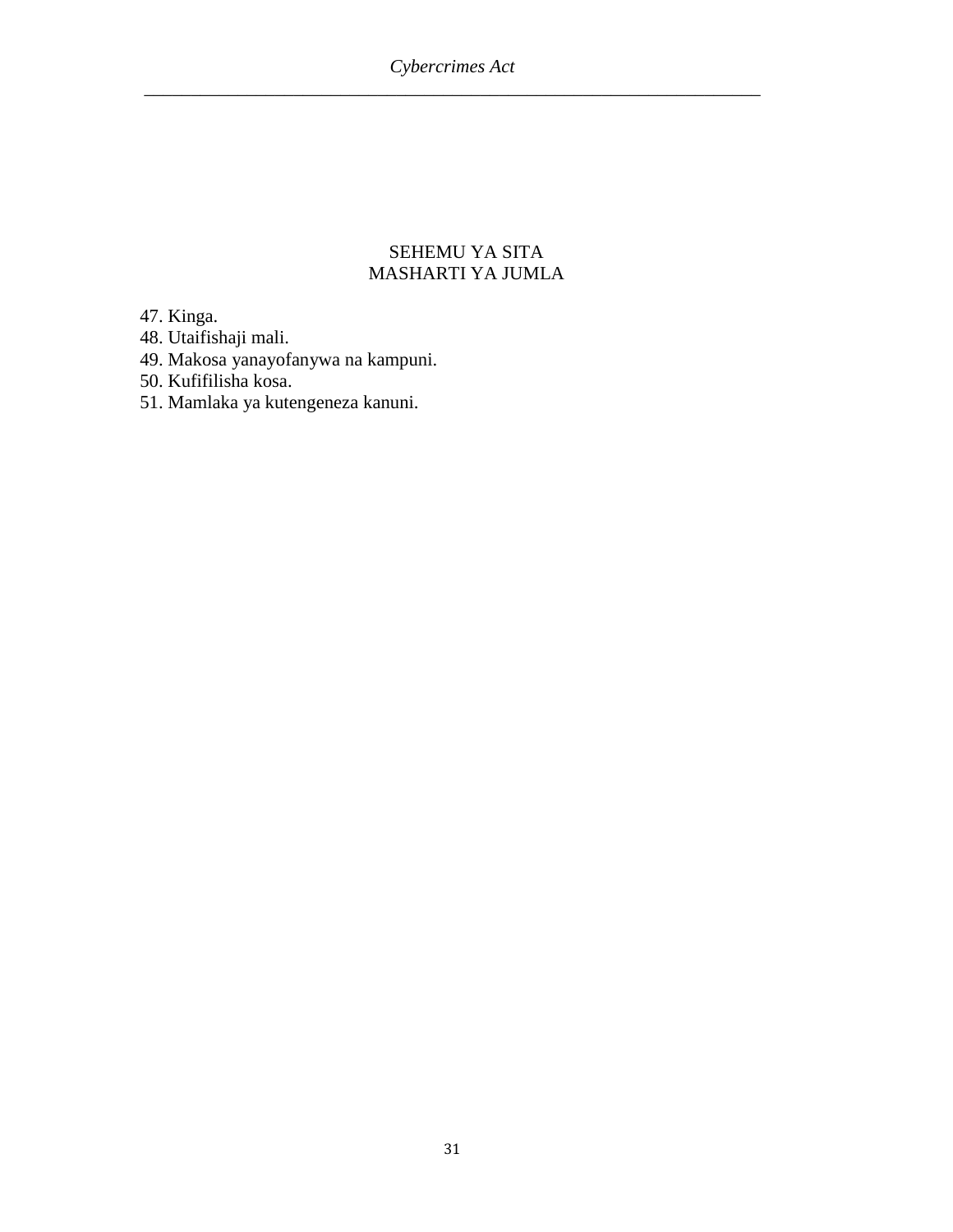## SEHEMU YA SITA
## MASHARTI YA JUMLA

47. Kinga.
48. Utaifishaji mali.
49. Makosa yanayofanywa na kampuni.
50. Kufifilisha kosa.
51. Mamlaka ya kutengeneza kanuni.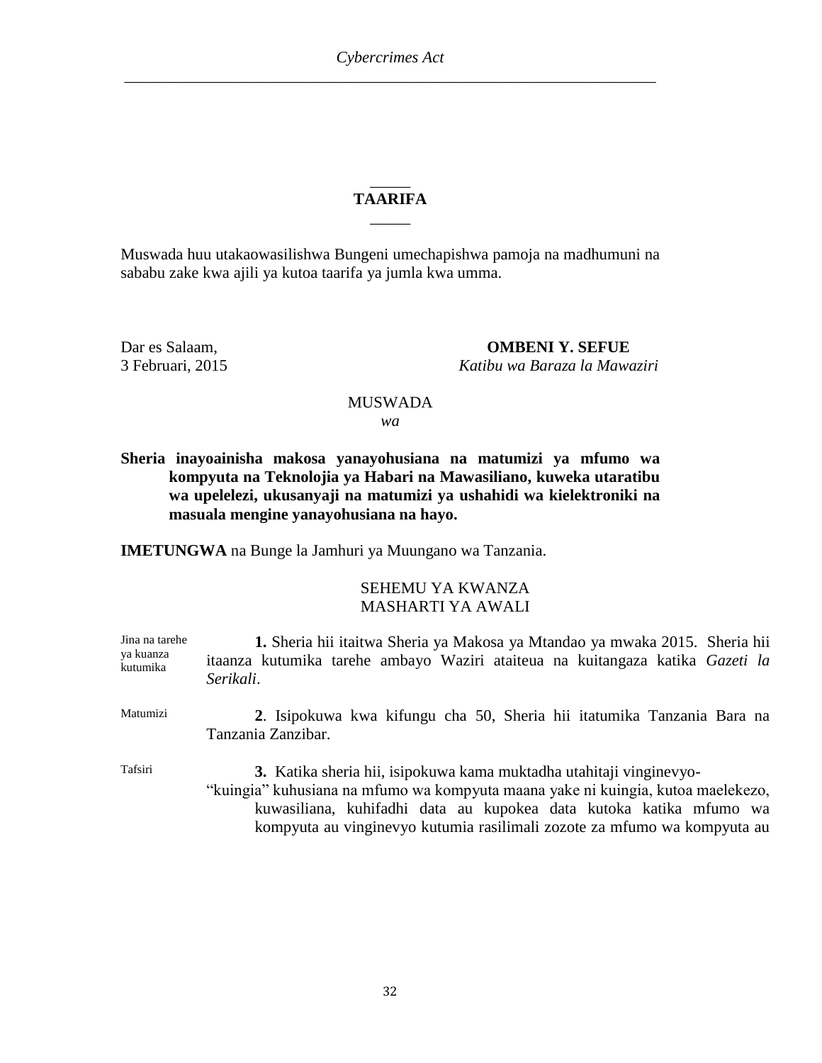## TAARIFA

Muswada huu utakaowasilishwa Bungeni umechapishwa pamoja na madhumuni na sababu zake kwa ajili ya kutoa taarifa ya jumla kwa umma.

Dar es Salaam,
3 Februari, 2015

**OMBENI Y. SEFUE**
*Katibu wa Baraza la Mawaziri*

MUSWADA
*wa*

**Sheria inayoainisha makosa yanayohusiana na matumizi ya mfumo wa kompyuta na Teknolojia ya Habari na Mawasiliano, kuweka utaratibu wa upelelezi, ukusanyaji na matumizi ya ushahidi wa kielektroniki na masuala mengine yanayohusiana na hayo.**

**IMETUNGWA** na Bunge la Jamhuri ya Muungano wa Tanzania.

### SEHEMU YA KWANZA
### MASHARTI YA AWALI

Jina na tarehe ya kuanza kutumika

**1.** Sheria hii itaitwa Sheria ya Makosa ya Mtandao ya mwaka 2015. Sheria hii itaanza kutumika tarehe ambayo Waziri ataiteua na kuitangaza katika *Gazeti la Serikali*.

Matumizi

**2**. Isipokuwa kwa kifungu cha 50, Sheria hii itatumika Tanzania Bara na Tanzania Zanzibar.

Tafsiri

**3.** Katika sheria hii, isipokuwa kama muktadha utahitaji vinginevyo-

"kuingia" kuhusiana na mfumo wa kompyuta maana yake ni kuingia, kutoa maelekezo, kuwasiliana, kuhifadhi data au kupokea data kutoka katika mfumo wa kompyuta au vinginevyo kutumia rasilimali zozote za mfumo wa kompyuta au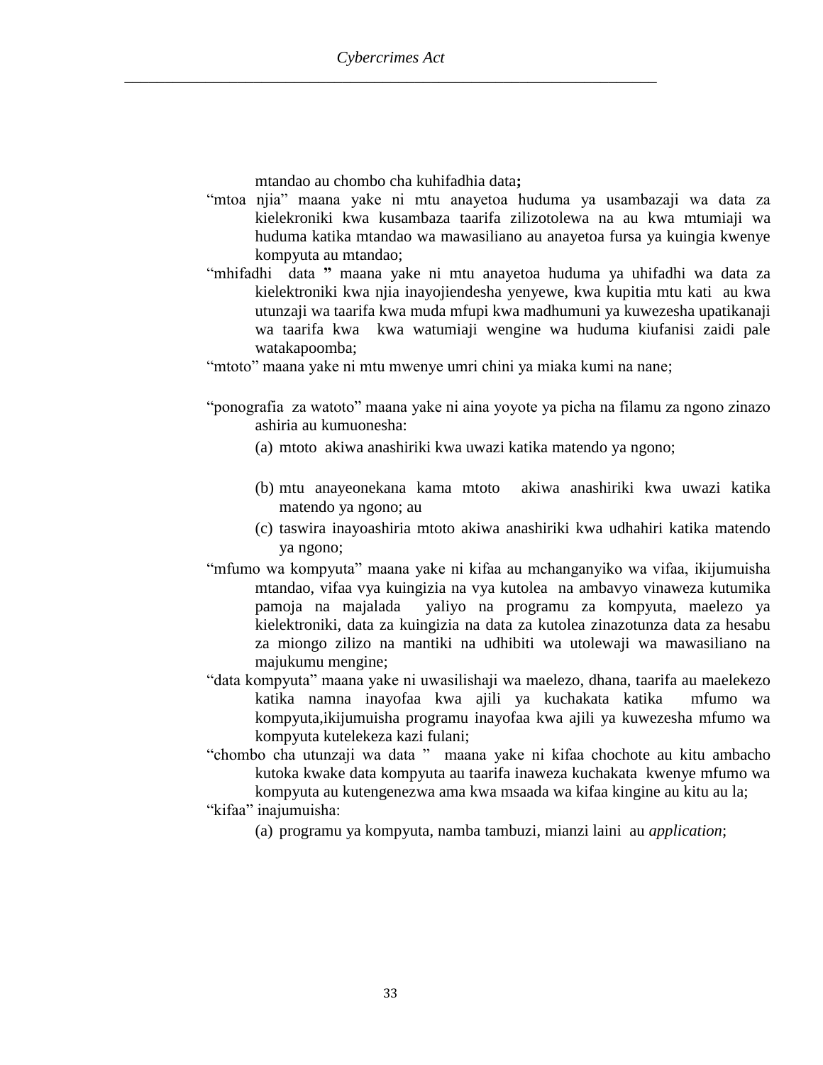mtandao au chombo cha kuhifadhia data**;**

"mtoa njia" maana yake ni mtu anayetoa huduma ya usambazaji wa data za kielekroniki kwa kusambaza taarifa zilizotolewa na au kwa mtumiaji wa huduma katika mtandao wa mawasiliano au anayetoa fursa ya kuingia kwenye kompyuta au mtandao;

"mhifadhi data **"** maana yake ni mtu anayetoa huduma ya uhifadhi wa data za kielektroniki kwa njia inayojiendesha yenyewe, kwa kupitia mtu kati au kwa utunzaji wa taarifa kwa muda mfupi kwa madhumuni ya kuwezesha upatikanaji wa taarifa kwa kwa watumiaji wengine wa huduma kiufanisi zaidi pale watakapoomba;

"mtoto" maana yake ni mtu mwenye umri chini ya miaka kumi na nane;

"ponografia za watoto" maana yake ni aina yoyote ya picha na filamu za ngono zinazo ashiria au kumuonesha:

(a) mtoto akiwa anashiriki kwa uwazi katika matendo ya ngono;

(b) mtu anayeonekana kama mtoto akiwa anashiriki kwa uwazi katika matendo ya ngono; au

(c) taswira inayoashiria mtoto akiwa anashiriki kwa udhahiri katika matendo ya ngono;

"mfumo wa kompyuta" maana yake ni kifaa au mchanganyiko wa vifaa, ikijumuisha mtandao, vifaa vya kuingizia na vya kutolea na ambavyo vinaweza kutumika pamoja na majalada yaliyo na programu za kompyuta, maelezo ya kielektroniki, data za kuingizia na data za kutolea zinazotunza data za hesabu za miongo zilizo na mantiki na udhibiti wa utolewaji wa mawasiliano na majukumu mengine;

"data kompyuta" maana yake ni uwasilishaji wa maelezo, dhana, taarifa au maelekezo katika namna inayofaa kwa ajili ya kuchakata katika mfumo wa kompyuta,ikijumuisha programu inayofaa kwa ajili ya kuwezesha mfumo wa kompyuta kutelekeza kazi fulani;

"chombo cha utunzaji wa data " maana yake ni kifaa chochote au kitu ambacho kutoka kwake data kompyuta au taarifa inaweza kuchakata kwenye mfumo wa kompyuta au kutengenezwa ama kwa msaada wa kifaa kingine au kitu au la;

"kifaa" inajumuisha:

(a) programu ya kompyuta, namba tambuzi, mianzi laini au *application*;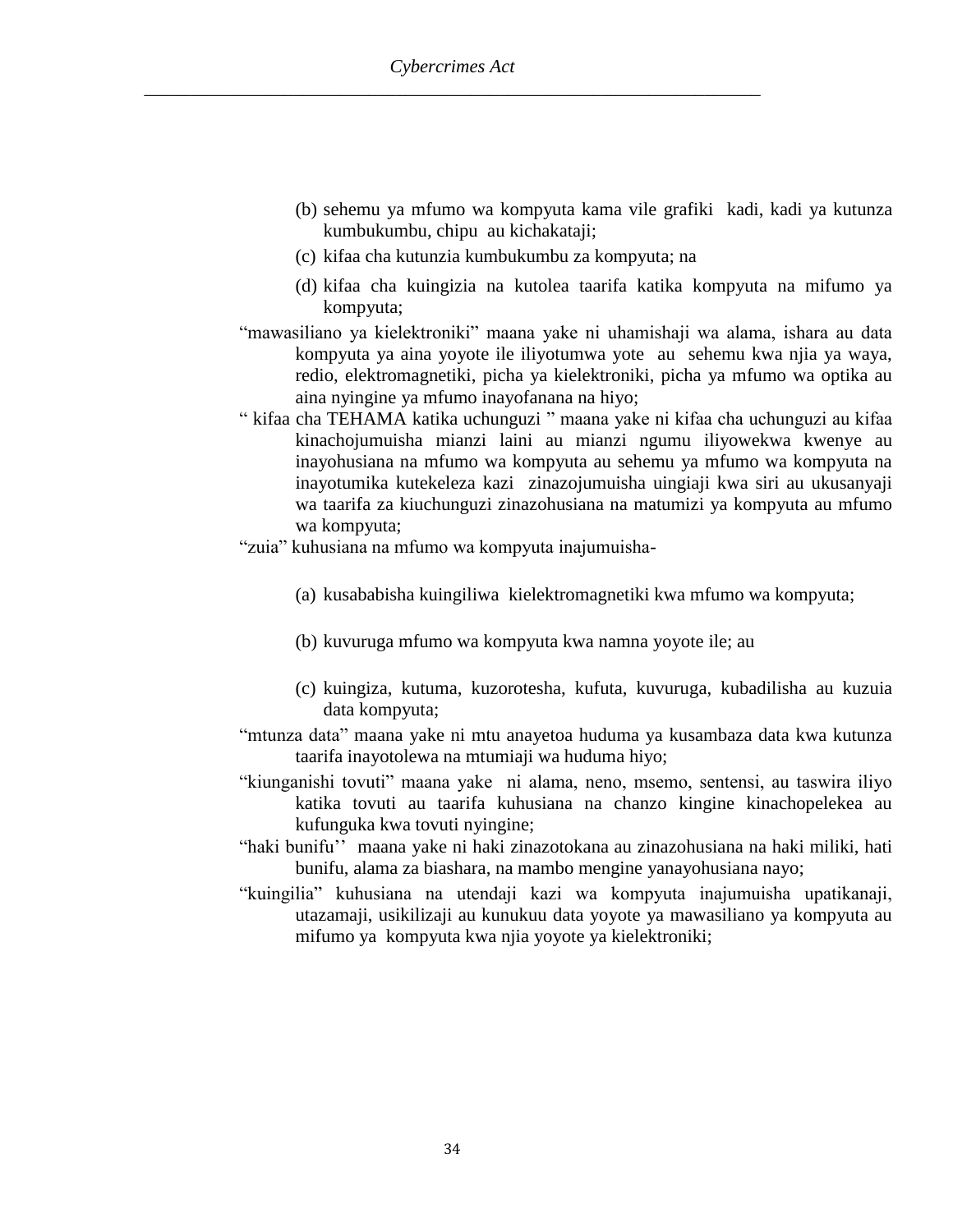(b) sehemu ya mfumo wa kompyuta kama vile grafiki kadi, kadi ya kutunza kumbukumbu, chipu au kichakataji;

(c) kifaa cha kutunzia kumbukumbu za kompyuta; na

(d) kifaa cha kuingizia na kutolea taarifa katika kompyuta na mifumo ya kompyuta;

“mawasiliano ya kielektroniki” maana yake ni uhamishaji wa alama, ishara au data kompyuta ya aina yoyote ile iliyotumwa yote au sehemu kwa njia ya waya, redio, elektromagnetiki, picha ya kielektroniki, picha ya mfumo wa optika au aina nyingine ya mfumo inayofanana na hiyo;

“ kifaa cha TEHAMA katika uchunguzi ” maana yake ni kifaa cha uchunguzi au kifaa kinachojumuisha mianzi laini au mianzi ngumu iliyowekwa kwenye au inayohusiana na mfumo wa kompyuta au sehemu ya mfumo wa kompyuta na inayotumika kutekeleza kazi zinazojumuisha uingiaji kwa siri au ukusanyaji wa taarifa za kiuchunguzi zinazohusiana na matumizi ya kompyuta au mfumo wa kompyuta;

“zuia” kuhusiana na mfumo wa kompyuta inajumuisha-

(a) kusababisha kuingiliwa kielektromagnetiki kwa mfumo wa kompyuta;

(b) kuvuruga mfumo wa kompyuta kwa namna yoyote ile; au

(c) kuingiza, kutuma, kuzorotesha, kufuta, kuvuruga, kubadilisha au kuzuia data kompyuta;

“mtunza data” maana yake ni mtu anayetoa huduma ya kusambaza data kwa kutunza taarifa inayotolewa na mtumiaji wa huduma hiyo;

“kiunganishi tovuti” maana yake ni alama, neno, msemo, sentensi, au taswira iliyo katika tovuti au taarifa kuhusiana na chanzo kingine kinachopelekea au kufunguka kwa tovuti nyingine;

“haki bunifu’’ maana yake ni haki zinazotokana au zinazohusiana na haki miliki, hati bunifu, alama za biashara, na mambo mengine yanayohusiana nayo;

“kuingilia” kuhusiana na utendaji kazi wa kompyuta inajumuisha upatikanaji, utazamaji, usikilizaji au kunukuu data yoyote ya mawasiliano ya kompyuta au mifumo ya kompyuta kwa njia yoyote ya kielektroniki;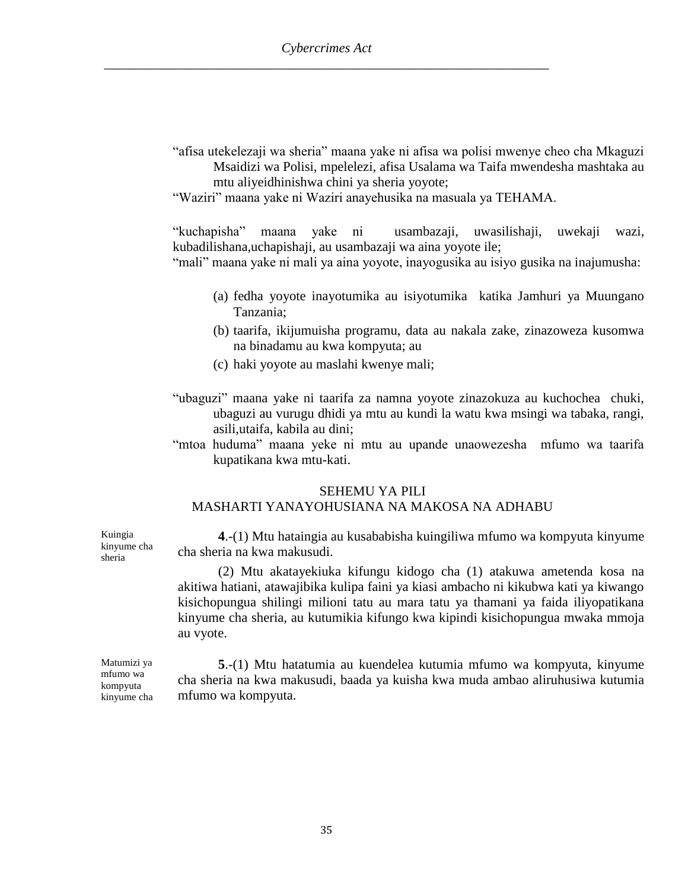"afisa utekelezaji wa sheria" maana yake ni afisa wa polisi mwenye cheo cha Mkaguzi Msaidizi wa Polisi, mpelelezi, afisa Usalama wa Taifa mwendesha mashtaka au mtu aliyeidhinishwa chini ya sheria yoyote;

"Waziri" maana yake ni Waziri anayehusika na masuala ya TEHAMA.

"kuchapisha" maana yake ni usambazaji, uwasilishaji, uwekaji wazi, kubadilishana,uchapishaji, au usambazaji wa aina yoyote ile;

"mali" maana yake ni mali ya aina yoyote, inayogusika au isiyo gusika na inajumusha:

(a) fedha yoyote inayotumika au isiyotumika katika Jamhuri ya Muungano Tanzania;

(b) taarifa, ikijumuisha programu, data au nakala zake, zinazoweza kusomwa na binadamu au kwa kompyuta; au

(c) haki yoyote au maslahi kwenye mali;

"ubaguzi" maana yake ni taarifa za namna yoyote zinazokuza au kuchochea chuki, ubaguzi au vurugu dhidi ya mtu au kundi la watu kwa msingi wa tabaka, rangi, asili,utaifa, kabila au dini;

"mtoa huduma" maana yeke ni mtu au upande unaowezesha mfumo wa taarifa kupatikana kwa mtu-kati.

## SEHEMU YA PILI
## MASHARTI YANAYOHUSIANA NA MAKOSA NA ADHABU

*Kuingia kinyume cha sheria*

**4**.-(1) Mtu hataingia au kusababisha kuingiliwa mfumo wa kompyuta kinyume cha sheria na kwa makusudi.

(2) Mtu akatayekiuka kifungu kidogo cha (1) atakuwa ametenda kosa na akitiwa hatiani, atawajibika kulipa faini ya kiasi ambacho ni kikubwa kati ya kiwango kisichopungua shilingi milioni tatu au mara tatu ya thamani ya faida iliyopatikana kinyume cha sheria, au kutumikia kifungo kwa kipindi kisichopungua mwaka mmoja au vyote.

*Matumizi ya mfumo wa kompyuta kinyume cha*

**5**.-(1) Mtu hatatumia au kuendelea kutumia mfumo wa kompyuta, kinyume cha sheria na kwa makusudi, baada ya kuisha kwa muda ambao aliruhusiwa kutumia mfumo wa kompyuta.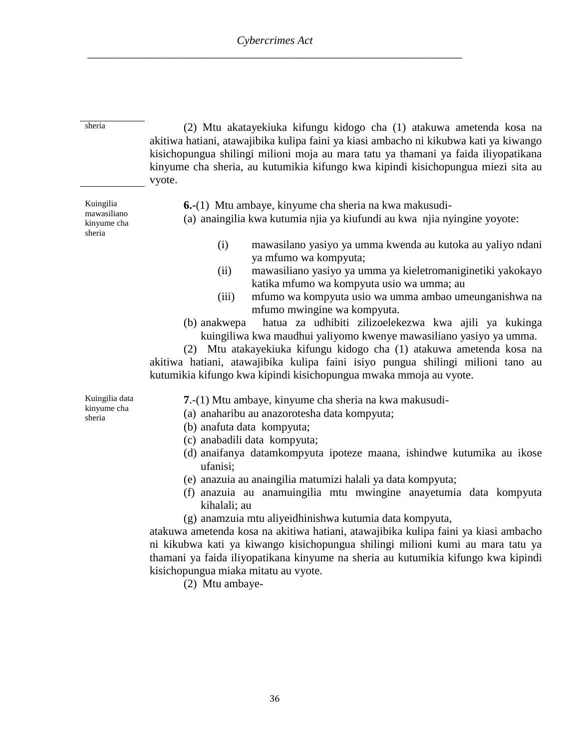sheria

(2) Mtu akatayekiuka kifungu kidogo cha (1) atakuwa ametenda kosa na akitiwa hatiani, atawajibika kulipa faini ya kiasi ambacho ni kikubwa kati ya kiwango kisichopungua shilingi milioni moja au mara tatu ya thamani ya faida iliyopatikana kinyume cha sheria, au kutumikia kifungo kwa kipindi kisichopungua miezi sita au vyote.

Kuingilia mawasiliano kinyume cha sheria

**6.-**(1) Mtu ambaye, kinyume cha sheria na kwa makusudi-

(a) anaingilia kwa kutumia njia ya kiufundi au kwa njia nyingine yoyote:

- (i) mawasilano yasiyo ya umma kwenda au kutoka au yaliyo ndani ya mfumo wa kompyuta;
- (ii) mawasiliano yasiyo ya umma ya kieletromaniginetiki yakokayo katika mfumo wa kompyuta usio wa umma; au
- (iii) mfumo wa kompyuta usio wa umma ambao umeunganishwa na mfumo mwingine wa kompyuta.

(b) anakwepa hatua za udhibiti zilizoelekezwa kwa ajili ya kukinga kuingiliwa kwa maudhui yaliyomo kwenye mawasiliano yasiyo ya umma.

(2) Mtu atakayekiuka kifungu kidogo cha (1) atakuwa ametenda kosa na akitiwa hatiani, atawajibika kulipa faini isiyo pungua shilingi milioni tano au kutumikia kifungo kwa kipindi kisichopungua mwaka mmoja au vyote.

Kuingilia data kinyume cha sheria

**7**.-(1) Mtu ambaye, kinyume cha sheria na kwa makusudi-

(a) anaharibu au anazorotesha data kompyuta;
(b) anafuta data kompyuta;
(c) anabadili data kompyuta;
(d) anaifanya datamkompyuta ipoteze maana, ishindwe kutumika au ikose ufanisi;
(e) anazuia au anaingilia matumizi halali ya data kompyuta;
(f) anazuia au anamuingilia mtu mwingine anayetumia data kompyuta kihalali; au
(g) anamzuia mtu aliyeidhinishwa kutumia data kompyuta,

atakuwa ametenda kosa na akitiwa hatiani, atawajibika kulipa faini ya kiasi ambacho ni kikubwa kati ya kiwango kisichopungua shilingi milioni kumi au mara tatu ya thamani ya faida iliyopatikana kinyume na sheria au kutumikia kifungo kwa kipindi kisichopungua miaka mitatu au vyote.

(2) Mtu ambaye-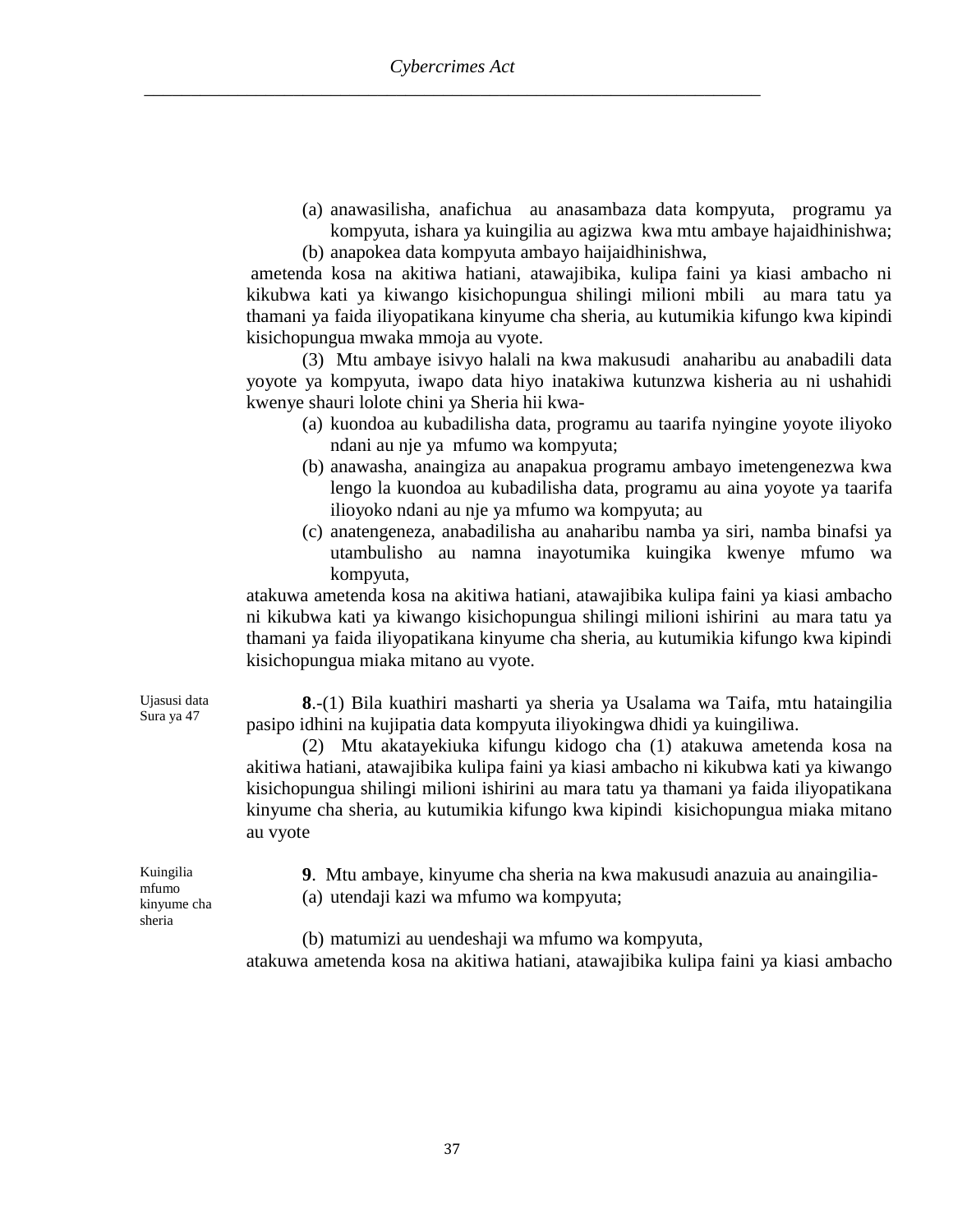(a) anawasilisha, anafichua au anasambaza data kompyuta, programu ya kompyuta, ishara ya kuingilia au agizwa kwa mtu ambaye hajaidhinishwa;

(b) anapokea data kompyuta ambayo haijaidhinishwa,

ametenda kosa na akitiwa hatiani, atawajibika, kulipa faini ya kiasi ambacho ni kikubwa kati ya kiwango kisichopungua shilingi milioni mbili au mara tatu ya thamani ya faida iliyopatikana kinyume cha sheria, au kutumikia kifungo kwa kipindi kisichopungua mwaka mmoja au vyote.

(3) Mtu ambaye isivyo halali na kwa makusudi anaharibu au anabadili data yoyote ya kompyuta, iwapo data hiyo inatakiwa kutunzwa kisheria au ni ushahidi kwenye shauri lolote chini ya Sheria hii kwa-

(a) kuondoa au kubadilisha data, programu au taarifa nyingine yoyote iliyoko ndani au nje ya mfumo wa kompyuta;

(b) anawasha, anaingiza au anapakua programu ambayo imetengenezwa kwa lengo la kuondoa au kubadilisha data, programu au aina yoyote ya taarifa ilioyoko ndani au nje ya mfumo wa kompyuta; au

(c) anatengeneza, anabadilisha au anaharibu namba ya siri, namba binafsi ya utambulisho au namna inayotumika kuingika kwenye mfumo wa kompyuta,

atakuwa ametenda kosa na akitiwa hatiani, atawajibika kulipa faini ya kiasi ambacho ni kikubwa kati ya kiwango kisichopungua shilingi milioni ishirini au mara tatu ya thamani ya faida iliyopatikana kinyume cha sheria, au kutumikia kifungo kwa kipindi kisichopungua miaka mitano au vyote.

Ujasusi data
Sura ya 47

**8**.-(1) Bila kuathiri masharti ya sheria ya Usalama wa Taifa, mtu hataingilia pasipo idhini na kujipatia data kompyuta iliyokingwa dhidi ya kuingiliwa.

(2) Mtu akatayekiuka kifungu kidogo cha (1) atakuwa ametenda kosa na akitiwa hatiani, atawajibika kulipa faini ya kiasi ambacho ni kikubwa kati ya kiwango kisichopungua shilingi milioni ishirini au mara tatu ya thamani ya faida iliyopatikana kinyume cha sheria, au kutumikia kifungo kwa kipindi kisichopungua miaka mitano au vyote

Kuingilia mfumo kinyume cha sheria

**9**. Mtu ambaye, kinyume cha sheria na kwa makusudi anazuia au anaingilia-

(a) utendaji kazi wa mfumo wa kompyuta;

(b) matumizi au uendeshaji wa mfumo wa kompyuta,

atakuwa ametenda kosa na akitiwa hatiani, atawajibika kulipa faini ya kiasi ambacho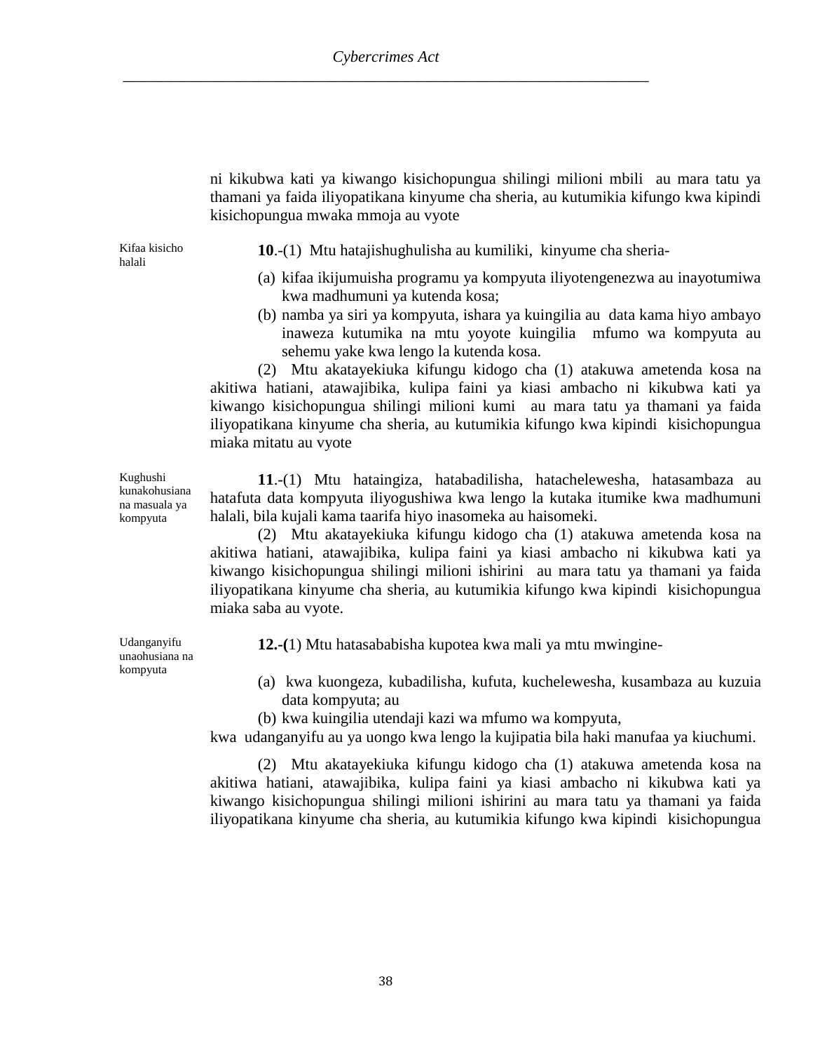ni kikubwa kati ya kiwango kisichopungua shilingi milioni mbili au mara tatu ya thamani ya faida iliyopatikana kinyume cha sheria, au kutumikia kifungo kwa kipindi kisichopungua mwaka mmoja au vyote

*Kifaa kisicho halali*

**10**.-(1) Mtu hatajishughulisha au kumiliki, kinyume cha sheria-

(a) kifaa ikijumuisha programu ya kompyuta iliyotengenezwa au inayotumiwa kwa madhumuni ya kutenda kosa;

(b) namba ya siri ya kompyuta, ishara ya kuingilia au data kama hiyo ambayo inaweza kutumika na mtu yoyote kuingilia mfumo wa kompyuta au sehemu yake kwa lengo la kutenda kosa.

(2) Mtu akatayekiuka kifungu kidogo cha (1) atakuwa ametenda kosa na akitiwa hatiani, atawajibika, kulipa faini ya kiasi ambacho ni kikubwa kati ya kiwango kisichopungua shilingi milioni kumi au mara tatu ya thamani ya faida iliyopatikana kinyume cha sheria, au kutumikia kifungo kwa kipindi kisichopungua miaka mitatu au vyote

*Kughushi kunakohusiana na masuala ya kompyuta*

**11**.-(1) Mtu hataingiza, hatabadilisha, hatachelewesha, hatasambaza au hatafuta data kompyuta iliyogushiwa kwa lengo la kutaka itumike kwa madhumuni halali, bila kujali kama taarifa hiyo inasomeka au haisomeki.

(2) Mtu akatayekiuka kifungu kidogo cha (1) atakuwa ametenda kosa na akitiwa hatiani, atawajibika, kulipa faini ya kiasi ambacho ni kikubwa kati ya kiwango kisichopungua shilingi milioni ishirini au mara tatu ya thamani ya faida iliyopatikana kinyume cha sheria, au kutumikia kifungo kwa kipindi kisichopungua miaka saba au vyote.

*Udanganyifu unaohusiana na kompyuta*

**12.-(**1) Mtu hatasababisha kupotea kwa mali ya mtu mwingine-

(a) kwa kuongeza, kubadilisha, kufuta, kuchelewesha, kusambaza au kuzuia data kompyuta; au

(b) kwa kuingilia utendaji kazi wa mfumo wa kompyuta,

kwa udanganyifu au ya uongo kwa lengo la kujipatia bila haki manufaa ya kiuchumi.

(2) Mtu akatayekiuka kifungu kidogo cha (1) atakuwa ametenda kosa na akitiwa hatiani, atawajibika, kulipa faini ya kiasi ambacho ni kikubwa kati ya kiwango kisichopungua shilingi milioni ishirini au mara tatu ya thamani ya faida iliyopatikana kinyume cha sheria, au kutumikia kifungo kwa kipindi kisichopungua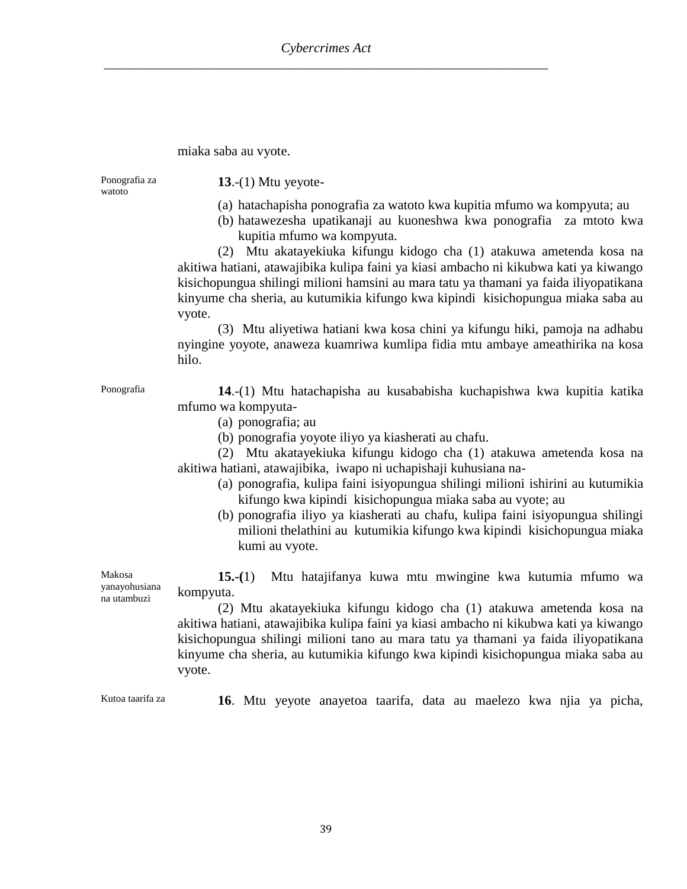miaka saba au vyote.

Ponografia za watoto

**13**.-(1) Mtu yeyote-

(a) hatachapisha ponografia za watoto kwa kupitia mfumo wa kompyuta; au
(b) hatawezesha upatikanaji au kuoneshwa kwa ponografia za mtoto kwa kupitia mfumo wa kompyuta.

(2) Mtu akatayekiuka kifungu kidogo cha (1) atakuwa ametenda kosa na akitiwa hatiani, atawajibika kulipa faini ya kiasi ambacho ni kikubwa kati ya kiwango kisichopungua shilingi milioni hamsini au mara tatu ya thamani ya faida iliyopatikana kinyume cha sheria, au kutumikia kifungo kwa kipindi kisichopungua miaka saba au vyote.

(3) Mtu aliyetiwa hatiani kwa kosa chini ya kifungu hiki, pamoja na adhabu nyingine yoyote, anaweza kuamriwa kumlipa fidia mtu ambaye ameathirika na kosa hilo.

Ponografia

**14**.-(1) Mtu hatachapisha au kusababisha kuchapishwa kwa kupitia katika mfumo wa kompyuta-

(a) ponografia; au
(b) ponografia yoyote iliyo ya kiasherati au chafu.

(2) Mtu akatayekiuka kifungu kidogo cha (1) atakuwa ametenda kosa na akitiwa hatiani, atawajibika, iwapo ni uchapishaji kuhusiana na-

(a) ponografia, kulipa faini isiyopungua shilingi milioni ishirini au kutumikia kifungo kwa kipindi kisichopungua miaka saba au vyote; au
(b) ponografia iliyo ya kiasherati au chafu, kulipa faini isiyopungua shilingi milioni thelathini au kutumikia kifungo kwa kipindi kisichopungua miaka kumi au vyote.

Makosa yanayohusiana na utambuzi

**15.-(1)** Mtu hatajifanya kuwa mtu mwingine kwa kutumia mfumo wa kompyuta.

(2) Mtu akatayekiuka kifungu kidogo cha (1) atakuwa ametenda kosa na akitiwa hatiani, atawajibika kulipa faini ya kiasi ambacho ni kikubwa kati ya kiwango kisichopungua shilingi milioni tano au mara tatu ya thamani ya faida iliyopatikana kinyume cha sheria, au kutumikia kifungo kwa kipindi kisichopungua miaka saba au vyote.

Kutoa taarifa za

**16**. Mtu yeyote anayetoa taarifa, data au maelezo kwa njia ya picha,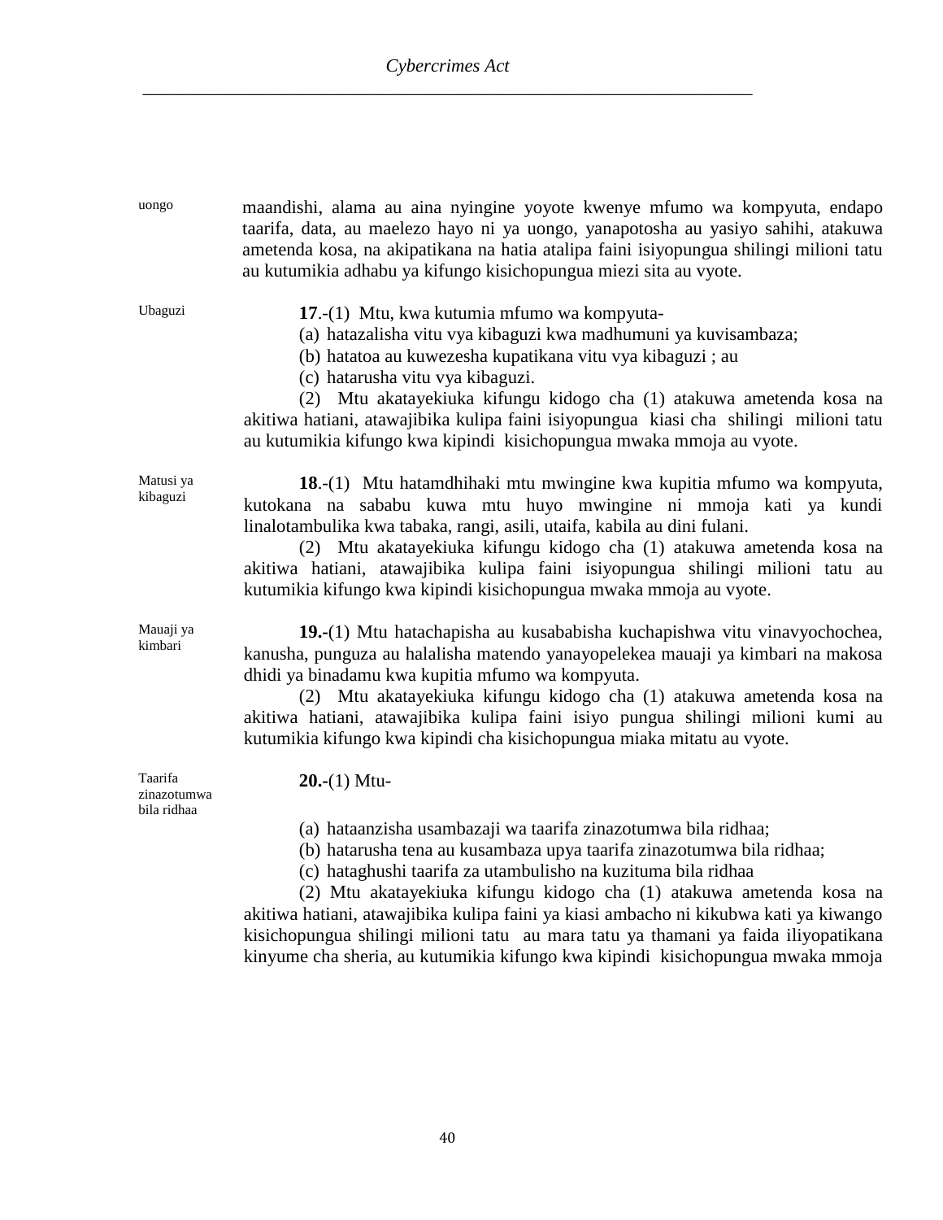uongo

maandishi, alama au aina nyingine yoyote kwenye mfumo wa kompyuta, endapo taarifa, data, au maelezo hayo ni ya uongo, yanapotosha au yasiyo sahihi, atakuwa ametenda kosa, na akipatikana na hatia atalipa faini isiyopungua shilingi milioni tatu au kutumikia adhabu ya kifungo kisichopungua miezi sita au vyote.

Ubaguzi

**17**.-(1) Mtu, kwa kutumia mfumo wa kompyuta-

(a) hatazalisha vitu vya kibaguzi kwa madhumuni ya kuvisambaza;

(b) hatatoa au kuwezesha kupatikana vitu vya kibaguzi ; au

(c) hatarusha vitu vya kibaguzi.

(2) Mtu akatayekiuka kifungu kidogo cha (1) atakuwa ametenda kosa na akitiwa hatiani, atawajibika kulipa faini isiyopungua kiasi cha shilingi milioni tatu au kutumikia kifungo kwa kipindi kisichopungua mwaka mmoja au vyote.

Matusi ya kibaguzi

**18**.-(1) Mtu hatamdhihaki mtu mwingine kwa kupitia mfumo wa kompyuta, kutokana na sababu kuwa mtu huyo mwingine ni mmoja kati ya kundi linalotambulika kwa tabaka, rangi, asili, utaifa, kabila au dini fulani.

(2) Mtu akatayekiuka kifungu kidogo cha (1) atakuwa ametenda kosa na akitiwa hatiani, atawajibika kulipa faini isiyopungua shilingi milioni tatu au kutumikia kifungo kwa kipindi kisichopungua mwaka mmoja au vyote.

Mauaji ya kimbari

**19.-**(1) Mtu hatachapisha au kusababisha kuchapishwa vitu vinavyochochea, kanusha, punguza au halalisha matendo yanayopelekea mauaji ya kimbari na makosa dhidi ya binadamu kwa kupitia mfumo wa kompyuta.

(2) Mtu akatayekiuka kifungu kidogo cha (1) atakuwa ametenda kosa na akitiwa hatiani, atawajibika kulipa faini isiyo pungua shilingi milioni kumi au kutumikia kifungo kwa kipindi cha kisichopungua miaka mitatu au vyote.

Taarifa zinazotumwa bila ridhaa

**20.-**(1) Mtu-

(a) hataanzisha usambazaji wa taarifa zinazotumwa bila ridhaa;

(b) hatarusha tena au kusambaza upya taarifa zinazotumwa bila ridhaa;

(c) hataghushi taarifa za utambulisho na kuzituma bila ridhaa

(2) Mtu akatayekiuka kifungu kidogo cha (1) atakuwa ametenda kosa na akitiwa hatiani, atawajibika kulipa faini ya kiasi ambacho ni kikubwa kati ya kiwango kisichopungua shilingi milioni tatu au mara tatu ya thamani ya faida iliyopatikana kinyume cha sheria, au kutumikia kifungo kwa kipindi kisichopungua mwaka mmoja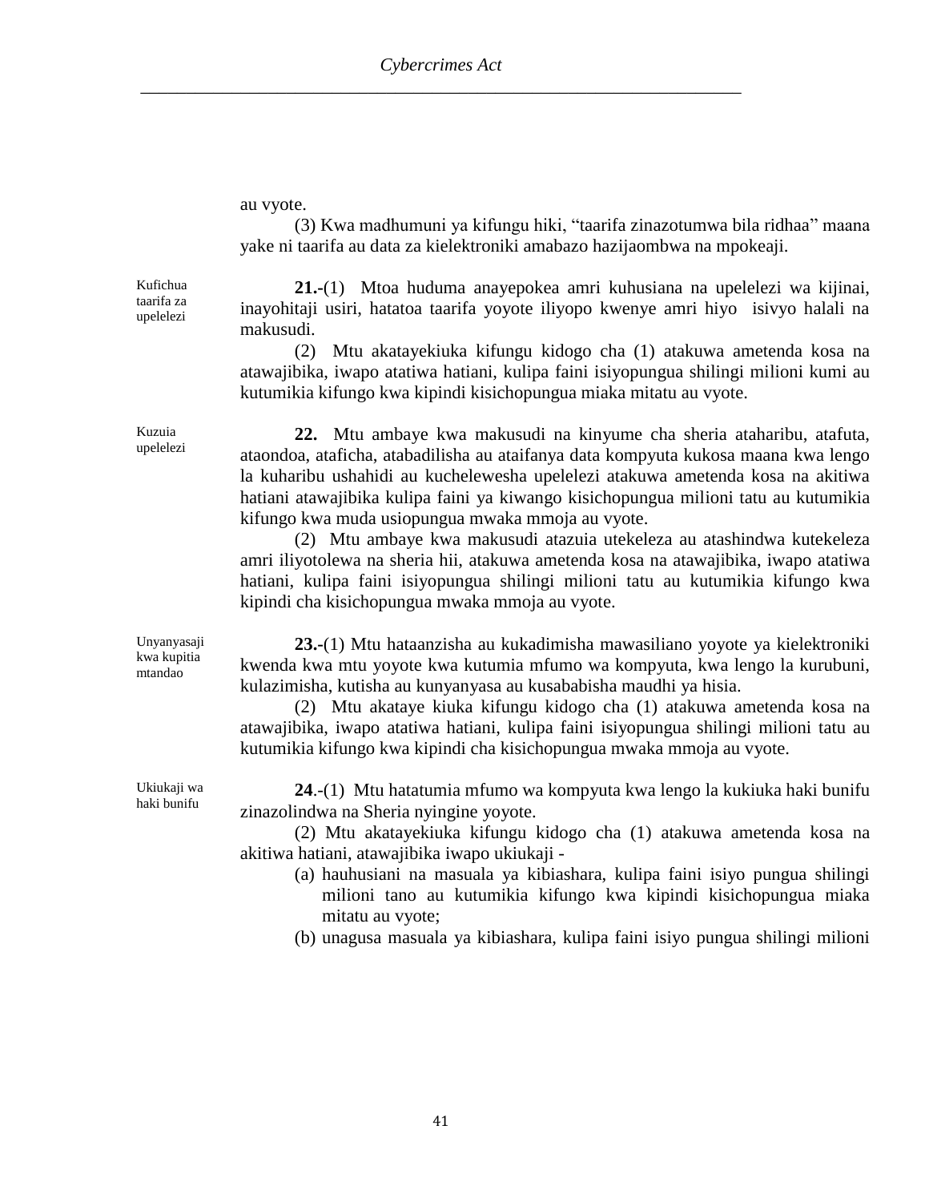au vyote.

(3) Kwa madhumuni ya kifungu hiki, “taarifa zinazotumwa bila ridhaa” maana yake ni taarifa au data za kielektroniki amabazo hazijaombwa na mpokeaji.

*Kufichua taarifa za upelelezi*

**21.-**(1) Mtoa huduma anayepokea amri kuhusiana na upelelezi wa kijinai, inayohitaji usiri, hatatoa taarifa yoyote iliyopo kwenye amri hiyo isivyo halali na makusudi.

(2) Mtu akatayekiuka kifungu kidogo cha (1) atakuwa ametenda kosa na atawajibika, iwapo atatiwa hatiani, kulipa faini isiyopungua shilingi milioni kumi au kutumikia kifungo kwa kipindi kisichopungua miaka mitatu au vyote.

*Kuzuia upelelezi*

**22.** Mtu ambaye kwa makusudi na kinyume cha sheria ataharibu, atafuta, ataondoa, atabadilisha au ataifanya data kompyuta kukosa maana kwa lengo la kuharibu ushahidi au kuchelewesha upelelezi atakuwa ametenda kosa na akitiwa hatiani atawajibika kulipa faini ya kiwango kisichopungua milioni tatu au kutumikia kifungo kwa muda usiopungua mwaka mmoja au vyote.

(2) Mtu ambaye kwa makusudi atazuia utekeleza au atashindwa kutekeleza amri iliyotolewa na sheria hii, atakuwa ametenda kosa na atawajibika, iwapo atatiwa hatiani, kulipa faini isiyopungua shilingi milioni tatu au kutumikia kifungo kwa kipindi cha kisichopungua mwaka mmoja au vyote.

*Unyanyasaji kwa kupitia mtandao*

**23.-**(1) Mtu hataanzisha au kukadimisha mawasiliano yoyote ya kielektroniki kwenda kwa mtu yoyote kwa kutumia mfumo wa kompyuta, kwa lengo la kurubuni, kulazimisha, kutisha au kunyanyasa au kusababisha maudhi ya hisia.

(2) Mtu akataye kiuka kifungu kidogo cha (1) atakuwa ametenda kosa na atawajibika, iwapo atatiwa hatiani, kulipa faini isiyopungua shilingi milioni tatu au kutumikia kifungo kwa kipindi cha kisichopungua mwaka mmoja au vyote.

*Ukiukaji wa haki bunifu*

**24**.-(1) Mtu hatatumia mfumo wa kompyuta kwa lengo la kukiuka haki bunifu zinazolindwa na Sheria nyingine yoyote.

(2) Mtu akatayekiuka kifungu kidogo cha (1) atakuwa ametenda kosa na akitiwa hatiani, atawajibika iwapo ukiukaji -

(a) hauhusiani na masuala ya kibiashara, kulipa faini isiyo pungua shilingi milioni tano au kutumikia kifungo kwa kipindi kisichopungua miaka mitatu au vyote;

(b) unagusa masuala ya kibiashara, kulipa faini isiyo pungua shilingi milioni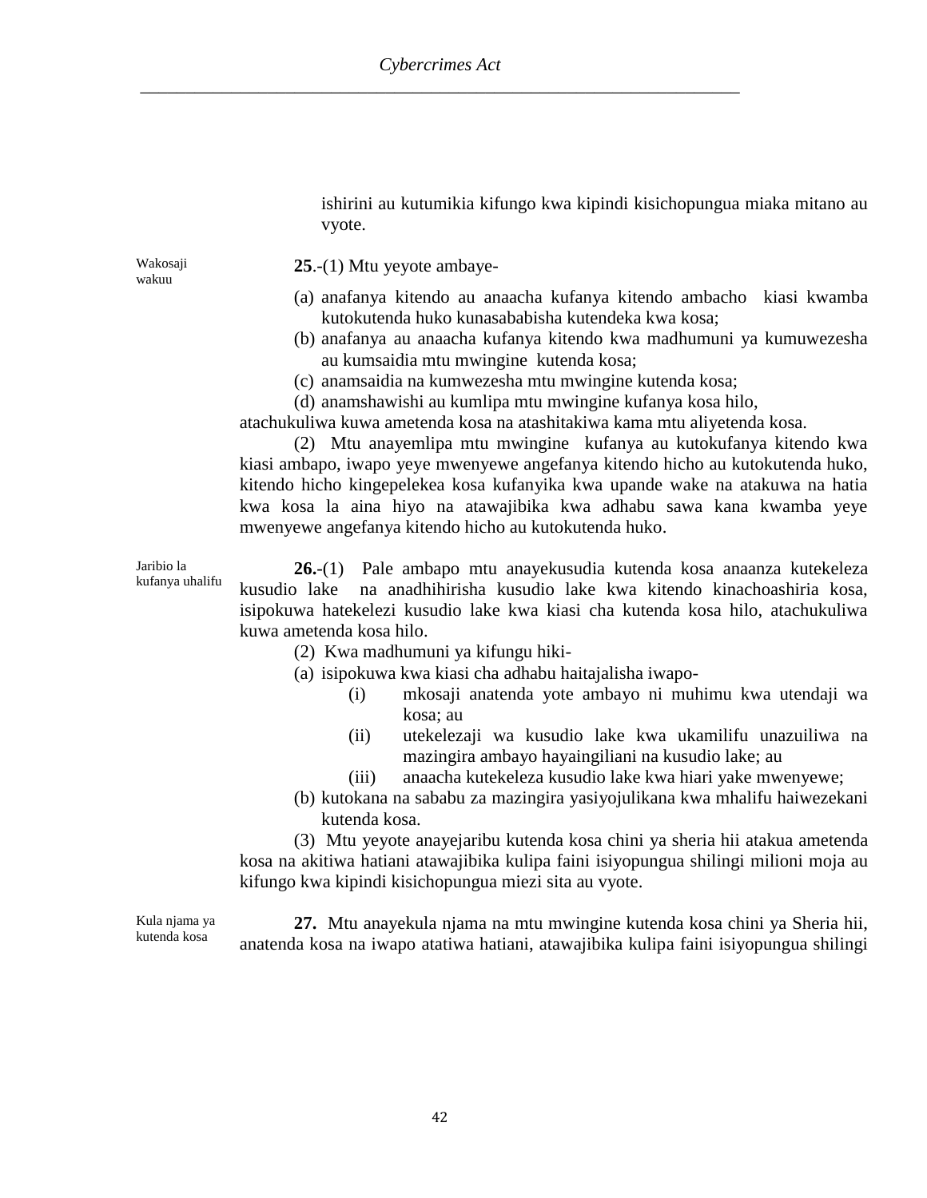ishirini au kutumikia kifungo kwa kipindi kisichopungua miaka mitano au vyote.

Wakosaji wakuu

**25**.-(1) Mtu yeyote ambaye-

(a) anafanya kitendo au anaacha kufanya kitendo ambacho kiasi kwamba kutokutenda huko kunasababisha kutendeka kwa kosa;
(b) anafanya au anaacha kufanya kitendo kwa madhumuni ya kumuwezesha au kumsaidia mtu mwingine kutenda kosa;
(c) anamsaidia na kumwezesha mtu mwingine kutenda kosa;
(d) anamshawishi au kumlipa mtu mwingine kufanya kosa hilo,

atachukuliwa kuwa ametenda kosa na atashitakiwa kama mtu aliyetenda kosa.

(2) Mtu anayemlipa mtu mwingine kufanya au kutokufanya kitendo kwa kiasi ambapo, iwapo yeye mwenyewe angefanya kitendo hicho au kutokutenda huko, kitendo hicho kingepelekea kosa kufanyika kwa upande wake na atakuwa na hatia kwa kosa la aina hiyo na atawajibika kwa adhabu sawa kana kwamba yeye mwenyewe angefanya kitendo hicho au kutokutenda huko.

Jaribio la kufanya uhalifu

**26.**-(1) Pale ambapo mtu anayekusudia kutenda kosa anaanza kutekeleza kusudio lake na anadhihirisha kusudio lake kwa kitendo kinachoashiria kosa, isipokuwa hatekelezi kusudio lake kwa kiasi cha kutenda kosa hilo, atachukuliwa kuwa ametenda kosa hilo.

(2) Kwa madhumuni ya kifungu hiki-

(a) isipokuwa kwa kiasi cha adhabu haitajalisha iwapo-
  (i) mkosaji anatenda yote ambayo ni muhimu kwa utendaji wa kosa; au
  (ii) utekelezaji wa kusudio lake kwa ukamilifu unazuiliwa na mazingira ambayo hayaingiliani na kusudio lake; au
  (iii) anaacha kutekeleza kusudio lake kwa hiari yake mwenyewe;
(b) kutokana na sababu za mazingira yasiyojulikana kwa mhalifu haiwezekani kutenda kosa.

(3) Mtu yeyote anayejaribu kutenda kosa chini ya sheria hii atakua ametenda kosa na akitiwa hatiani atawajibika kulipa faini isiyopungua shilingi milioni moja au kifungo kwa kipindi kisichopungua miezi sita au vyote.

Kula njama ya kutenda kosa

**27.** Mtu anayekula njama na mtu mwingine kutenda kosa chini ya Sheria hii, anatenda kosa na iwapo atatiwa hatiani, atawajibika kulipa faini isiyopungua shilingi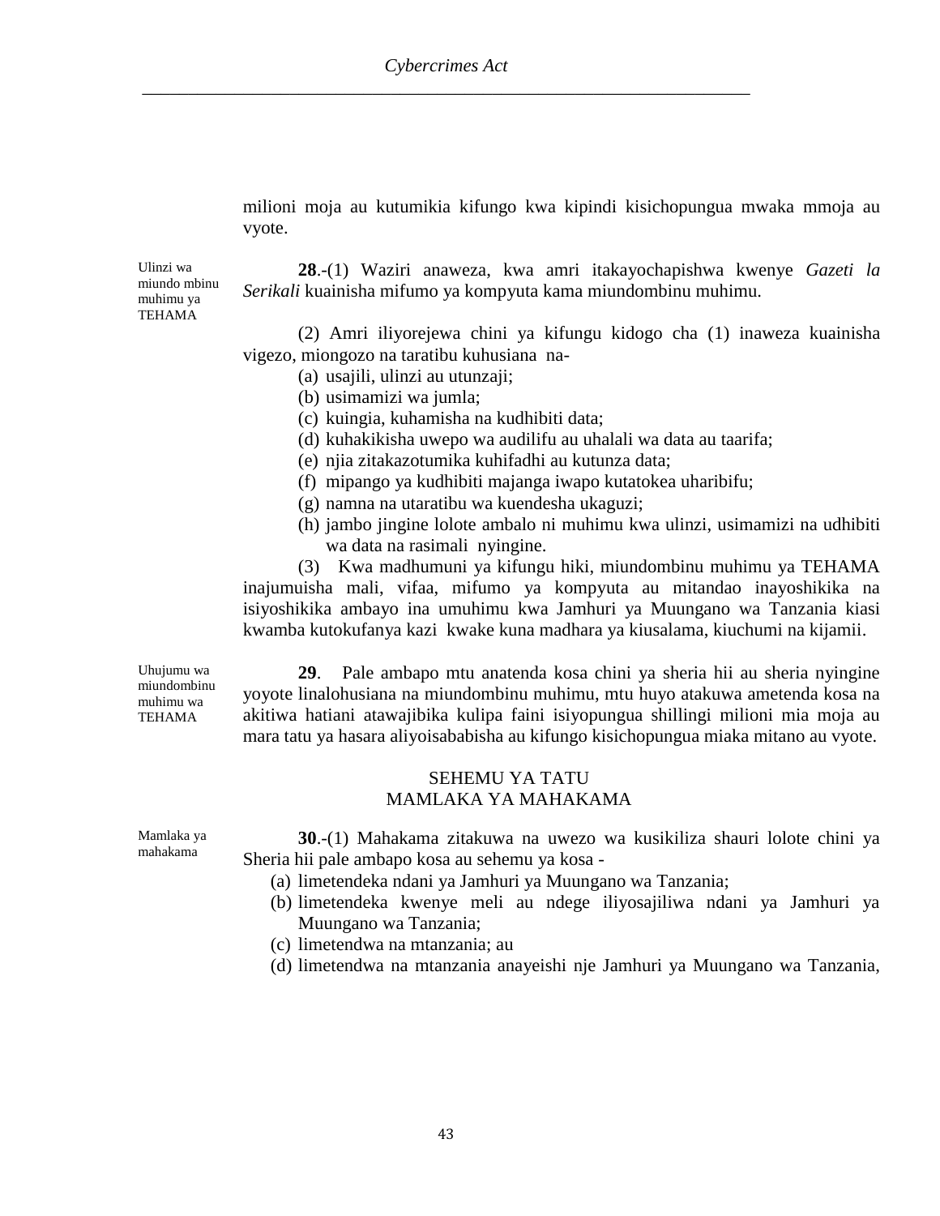milioni moja au kutumikia kifungo kwa kipindi kisichopungua mwaka mmoja au vyote.

Ulinzi wa miundo mbinu muhimu ya TEHAMA

**28**.-(1) Waziri anaweza, kwa amri itakayochapishwa kwenye *Gazeti la Serikali* kuainisha mifumo ya kompyuta kama miundombinu muhimu.

(2) Amri iliyorejewa chini ya kifungu kidogo cha (1) inaweza kuainisha vigezo, miongozo na taratibu kuhusiana na-

(a) usajili, ulinzi au utunzaji;
(b) usimamizi wa jumla;
(c) kuingia, kuhamisha na kudhibiti data;
(d) kuhakikisha uwepo wa audilifu au uhalali wa data au taarifa;
(e) njia zitakazotumika kuhifadhi au kutunza data;
(f) mipango ya kudhibiti majanga iwapo kutatokea uharibifu;
(g) namna na utaratibu wa kuendesha ukaguzi;
(h) jambo jingine lolote ambalo ni muhimu kwa ulinzi, usimamizi na udhibiti wa data na rasimali nyingine.

(3) Kwa madhumuni ya kifungu hiki, miundombinu muhimu ya TEHAMA inajumuisha mali, vifaa, mifumo ya kompyuta au mitandao inayoshikika na isiyoshikika ambayo ina umuhimu kwa Jamhuri ya Muungano wa Tanzania kiasi kwamba kutokufanya kazi kwake kuna madhara ya kiusalama, kiuchumi na kijamii.

Uhujumu wa miundombinu muhimu wa TEHAMA

**29**. Pale ambapo mtu anatenda kosa chini ya sheria hii au sheria nyingine yoyote linalohusiana na miundombinu muhimu, mtu huyo atakuwa ametenda kosa na akitiwa hatiani atawajibika kulipa faini isiyopungua shillingi milioni mia moja au mara tatu ya hasara aliyoisababisha au kifungo kisichopungua miaka mitano au vyote.

## SEHEMU YA TATU
## MAMLAKA YA MAHAKAMA

Mamlaka ya mahakama

**30**.-(1) Mahakama zitakuwa na uwezo wa kusikiliza shauri lolote chini ya Sheria hii pale ambapo kosa au sehemu ya kosa -

(a) limetendeka ndani ya Jamhuri ya Muungano wa Tanzania;
(b) limetendeka kwenye meli au ndege iliyosajiliwa ndani ya Jamhuri ya Muungano wa Tanzania;
(c) limetendwa na mtanzania; au
(d) limetendwa na mtanzania anayeishi nje Jamhuri ya Muungano wa Tanzania,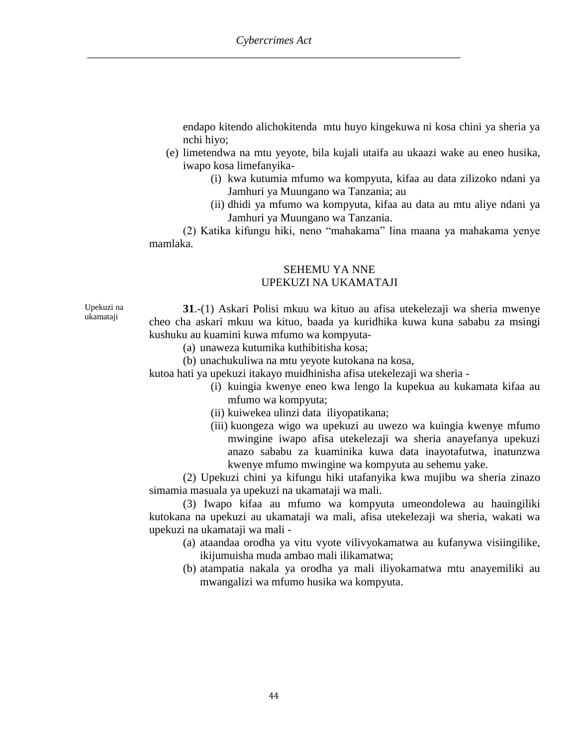endapo kitendo alichokitenda mtu huyo kingekuwa ni kosa chini ya sheria ya nchi hiyo;

(e) limetendwa na mtu yeyote, bila kujali utaifa au ukaazi wake au eneo husika, iwapo kosa limefanyika-

(i) kwa kutumia mfumo wa kompyuta, kifaa au data zilizoko ndani ya Jamhuri ya Muungano wa Tanzania; au

(ii) dhidi ya mfumo wa kompyuta, kifaa au data au mtu aliye ndani ya Jamhuri ya Muungano wa Tanzania.

(2) Katika kifungu hiki, neno "mahakama" lina maana ya mahakama yenye mamlaka.

## SEHEMU YA NNE
## UPEKUZI NA UKAMATAJI

Upekuzi na ukamataji

**31**.-(1) Askari Polisi mkuu wa kituo au afisa utekelezaji wa sheria mwenye cheo cha askari mkuu wa kituo, baada ya kuridhika kuwa kuna sababu za msingi kushuku au kuamini kuwa mfumo wa kompyuta-

(a) unaweza kutumika kuthibitisha kosa;

(b) unachukuliwa na mtu yeyote kutokana na kosa,

kutoa hati ya upekuzi itakayo muidhinisha afisa utekelezaji wa sheria -

(i) kuingia kwenye eneo kwa lengo la kupekua au kukamata kifaa au mfumo wa kompyuta;

(ii) kuiwekea ulinzi data iliyopatikana;

(iii) kuongeza wigo wa upekuzi au uwezo wa kuingia kwenye mfumo mwingine iwapo afisa utekelezaji wa sheria anayefanya upekuzi anazo sababu za kuaminika kuwa data inayotafutwa, inatunzwa kwenye mfumo mwingine wa kompyuta au sehemu yake.

(2) Upekuzi chini ya kifungu hiki utafanyika kwa mujibu wa sheria zinazo simamia masuala ya upekuzi na ukamataji wa mali.

(3) Iwapo kifaa au mfumo wa kompyuta umeondolewa au hauingiliki kutokana na upekuzi au ukamataji wa mali, afisa utekelezaji wa sheria, wakati wa upekuzi na ukamataji wa mali -

(a) ataandaa orodha ya vitu vyote vilivyokamatwa au kufanywa visiingilike, ikijumuisha muda ambao mali ilikamatwa;

(b) atampatia nakala ya orodha ya mali iliyokamatwa mtu anayemiliki au mwangalizi wa mfumo husika wa kompyuta.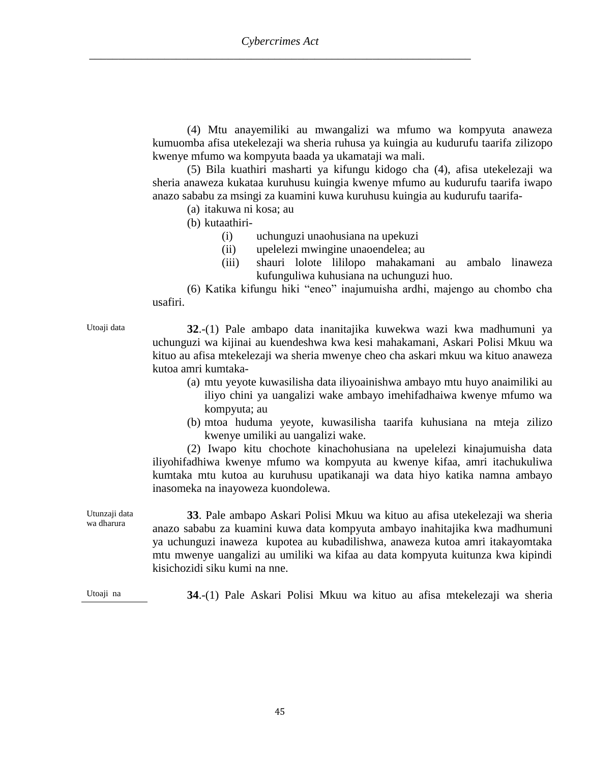(4) Mtu anayemiliki au mwangalizi wa mfumo wa kompyuta anaweza kumuomba afisa utekelezaji wa sheria ruhusa ya kuingia au kudurufu taarifa zilizopo kwenye mfumo wa kompyuta baada ya ukamataji wa mali.

(5) Bila kuathiri masharti ya kifungu kidogo cha (4), afisa utekelezaji wa sheria anaweza kukataa kuruhusu kuingia kwenye mfumo au kudurufu taarifa iwapo anazo sababu za msingi za kuamini kuwa kuruhusu kuingia au kudurufu taarifa-

(a) itakuwa ni kosa; au
(b) kutaathiri-
  (i) uchunguzi unaohusiana na upekuzi
  (ii) upelelezi mwingine unaoendelea; au
  (iii) shauri lolote lililopo mahakamani au ambalo linaweza kufunguliwa kuhusiana na uchunguzi huo.

(6) Katika kifungu hiki "eneo" inajumuisha ardhi, majengo au chombo cha usafiri.

Utoaji data

**32**.-(1) Pale ambapo data inanitajika kuwekwa wazi kwa madhumuni ya uchunguzi wa kijinai au kuendeshwa kwa kesi mahakamani, Askari Polisi Mkuu wa kituo au afisa mtekelezaji wa sheria mwenye cheo cha askari mkuu wa kituo anaweza kutoa amri kumtaka-

(a) mtu yeyote kuwasilisha data iliyoainishwa ambayo mtu huyo anaimiliki au iliyo chini ya uangalizi wake ambayo imehifadhaiwa kwenye mfumo wa kompyuta; au
(b) mtoa huduma yeyote, kuwasilisha taarifa kuhusiana na mteja zilizo kwenye umiliki au uangalizi wake.

(2) Iwapo kitu chochote kinachohusiana na upelelezi kinajumuisha data iliyohifadhiwa kwenye mfumo wa kompyuta au kwenye kifaa, amri itachukuliwa kumtaka mtu kutoa au kuruhusu upatikanaji wa data hiyo katika namna ambayo inasomeka na inayoweza kuondolewa.

Utunzaji data wa dharura

**33**. Pale ambapo Askari Polisi Mkuu wa kituo au afisa utekelezaji wa sheria anazo sababu za kuamini kuwa data kompyuta ambayo inahitajika kwa madhumuni ya uchunguzi inaweza kupotea au kubadilishwa, anaweza kutoa amri itakayomtaka mtu mwenye uangalizi au umiliki wa kifaa au data kompyuta kuitunza kwa kipindi kisichozidi siku kumi na nne.

Utoaji na

**34**.-(1) Pale Askari Polisi Mkuu wa kituo au afisa mtekelezaji wa sheria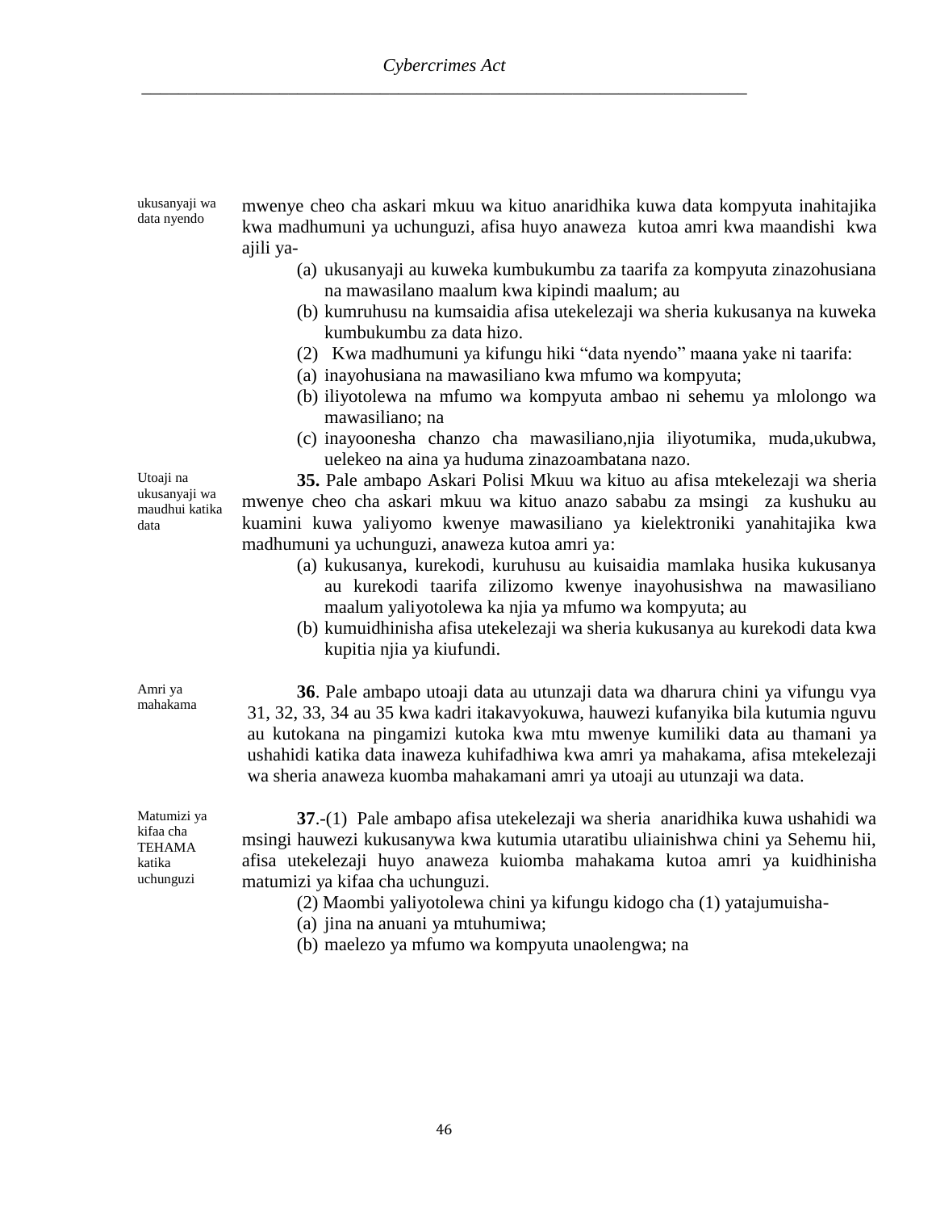*ukusanyaji wa data nyendo*

mwenye cheo cha askari mkuu wa kituo anaridhika kuwa data kompyuta inahitajika kwa madhumuni ya uchunguzi, afisa huyo anaweza kutoa amri kwa maandishi kwa ajili ya-

(a) ukusanyaji au kuweka kumbukumbu za taarifa za kompyuta zinazohusiana na mawasilano maalum kwa kipindi maalum; au

(b) kumruhusu na kumsaidia afisa utekelezaji wa sheria kukusanya na kuweka kumbukumbu za data hizo.

(2) Kwa madhumuni ya kifungu hiki "data nyendo" maana yake ni taarifa:

(a) inayohusiana na mawasiliano kwa mfumo wa kompyuta;

(b) iliyotolewa na mfumo wa kompyuta ambao ni sehemu ya mlolongo wa mawasiliano; na

(c) inayoonesha chanzo cha mawasiliano,njia iliyotumika, muda,ukubwa, uelekeo na aina ya huduma zinazoambatana nazo.

*Utoaji na ukusanyaji wa maudhui katika data*

**35.** Pale ambapo Askari Polisi Mkuu wa kituo au afisa mtekelezaji wa sheria mwenye cheo cha askari mkuu wa kituo anazo sababu za msingi za kushuku au kuamini kuwa yaliyomo kwenye mawasiliano ya kielektroniki yanahitajika kwa madhumuni ya uchunguzi, anaweza kutoa amri ya:

(a) kukusanya, kurekodi, kuruhusu au kuisaidia mamlaka husika kukusanya au kurekodi taarifa zilizomo kwenye inayohusishwa na mawasiliano maalum yaliyotolewa ka njia ya mfumo wa kompyuta; au

(b) kumuidhinisha afisa utekelezaji wa sheria kukusanya au kurekodi data kwa kupitia njia ya kiufundi.

*Amri ya mahakama*

**36**. Pale ambapo utoaji data au utunzaji data wa dharura chini ya vifungu vya 31, 32, 33, 34 au 35 kwa kadri itakavyokuwa, hauwezi kufanyika bila kutumia nguvu au kutokana na pingamizi kutoka kwa mtu mwenye kumiliki data au thamani ya ushahidi katika data inaweza kuhifadhiwa kwa amri ya mahakama, afisa mtekelezaji wa sheria anaweza kuomba mahakamani amri ya utoaji au utunzaji wa data.

*Matumizi ya kifaa cha TEHAMA katika uchunguzi*

**37**.-(1) Pale ambapo afisa utekelezaji wa sheria anaridhika kuwa ushahidi wa msingi hauwezi kukusanywa kwa kutumia utaratibu uliainishwa chini ya Sehemu hii, afisa utekelezaji huyo anaweza kuiomba mahakama kutoa amri ya kuidhinisha matumizi ya kifaa cha uchunguzi.

(2) Maombi yaliyotolewa chini ya kifungu kidogo cha (1) yatajumuisha-

(a) jina na anuani ya mtuhumiwa;

(b) maelezo ya mfumo wa kompyuta unaolengwa; na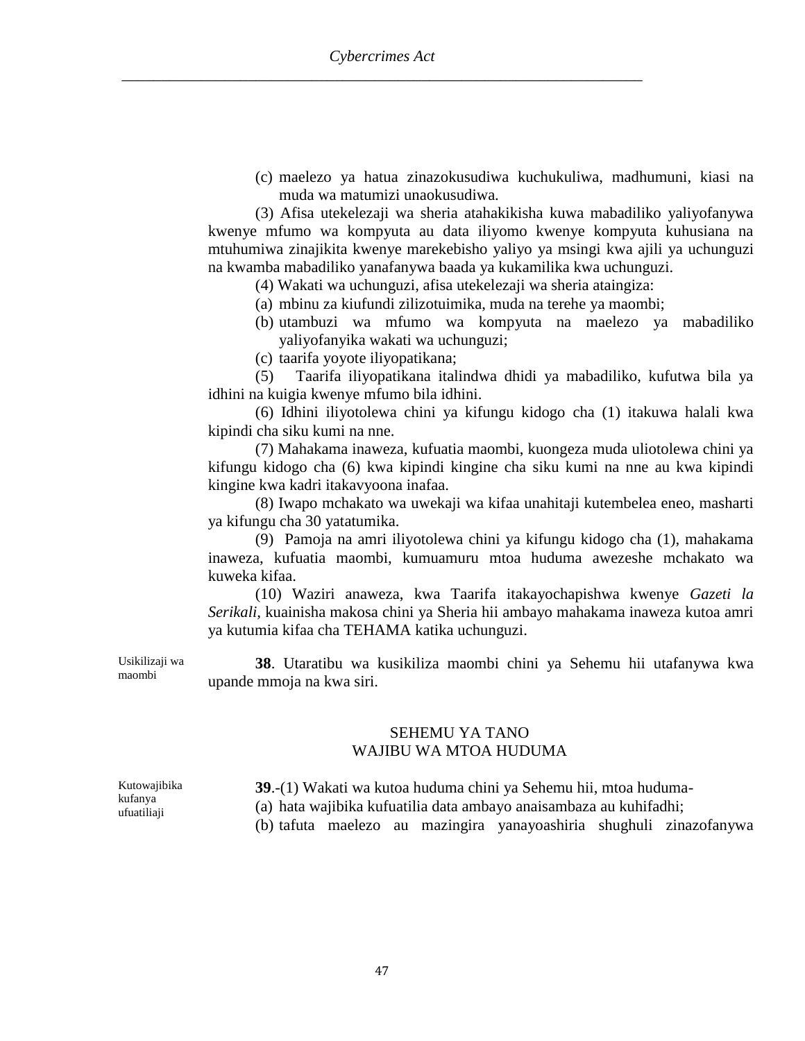(c) maelezo ya hatua zinazokusudiwa kuchukuliwa, madhumuni, kiasi na muda wa matumizi unaokusudiwa.

(3) Afisa utekelezaji wa sheria atahakikisha kuwa mabadiliko yaliyofanywa kwenye mfumo wa kompyuta au data iliyomo kwenye kompyuta kuhusiana na mtuhumiwa zinajikita kwenye marekebisho yaliyo ya msingi kwa ajili ya uchunguzi na kwamba mabadiliko yanafanywa baada ya kukamilika kwa uchunguzi.

(4) Wakati wa uchunguzi, afisa utekelezaji wa sheria ataingiza:

(a) mbinu za kiufundi zilizotuimika, muda na terehe ya maombi;

(b) utambuzi wa mfumo wa kompyuta na maelezo ya mabadiliko yaliyofanyika wakati wa uchunguzi;

(c) taarifa yoyote iliyopatikana;

(5) Taarifa iliyopatikana italindwa dhidi ya mabadiliko, kufutwa bila ya idhini na kuigia kwenye mfumo bila idhini.

(6) Idhini iliyotolewa chini ya kifungu kidogo cha (1) itakuwa halali kwa kipindi cha siku kumi na nne.

(7) Mahakama inaweza, kufuatia maombi, kuongeza muda uliotolewa chini ya kifungu kidogo cha (6) kwa kipindi kingine cha siku kumi na nne au kwa kipindi kingine kwa kadri itakavyoona inafaa.

(8) Iwapo mchakato wa uwekaji wa kifaa unahitaji kutembelea eneo, masharti ya kifungu cha 30 yatatumika.

(9) Pamoja na amri iliyotolewa chini ya kifungu kidogo cha (1), mahakama inaweza, kufuatia maombi, kumuamuru mtoa huduma awezeshe mchakato wa kuweka kifaa.

(10) Waziri anaweza, kwa Taarifa itakayochapishwa kwenye *Gazeti la Serikali*, kuainisha makosa chini ya Sheria hii ambayo mahakama inaweza kutoa amri ya kutumia kifaa cha TEHAMA katika uchunguzi.

Usikilizaji wa maombi

**38**. Utaratibu wa kusikiliza maombi chini ya Sehemu hii utafanywa kwa upande mmoja na kwa siri.

## SEHEMU YA TANO
## WAJIBU WA MTOA HUDUMA

Kutowajibika kufanya ufuatiliaji

**39**.-(1) Wakati wa kutoa huduma chini ya Sehemu hii, mtoa huduma-

(a) hata wajibika kufuatilia data ambayo anaisambaza au kuhifadhi;

(b) tafuta maelezo au mazingira yanayoashiria shughuli zinazofanywa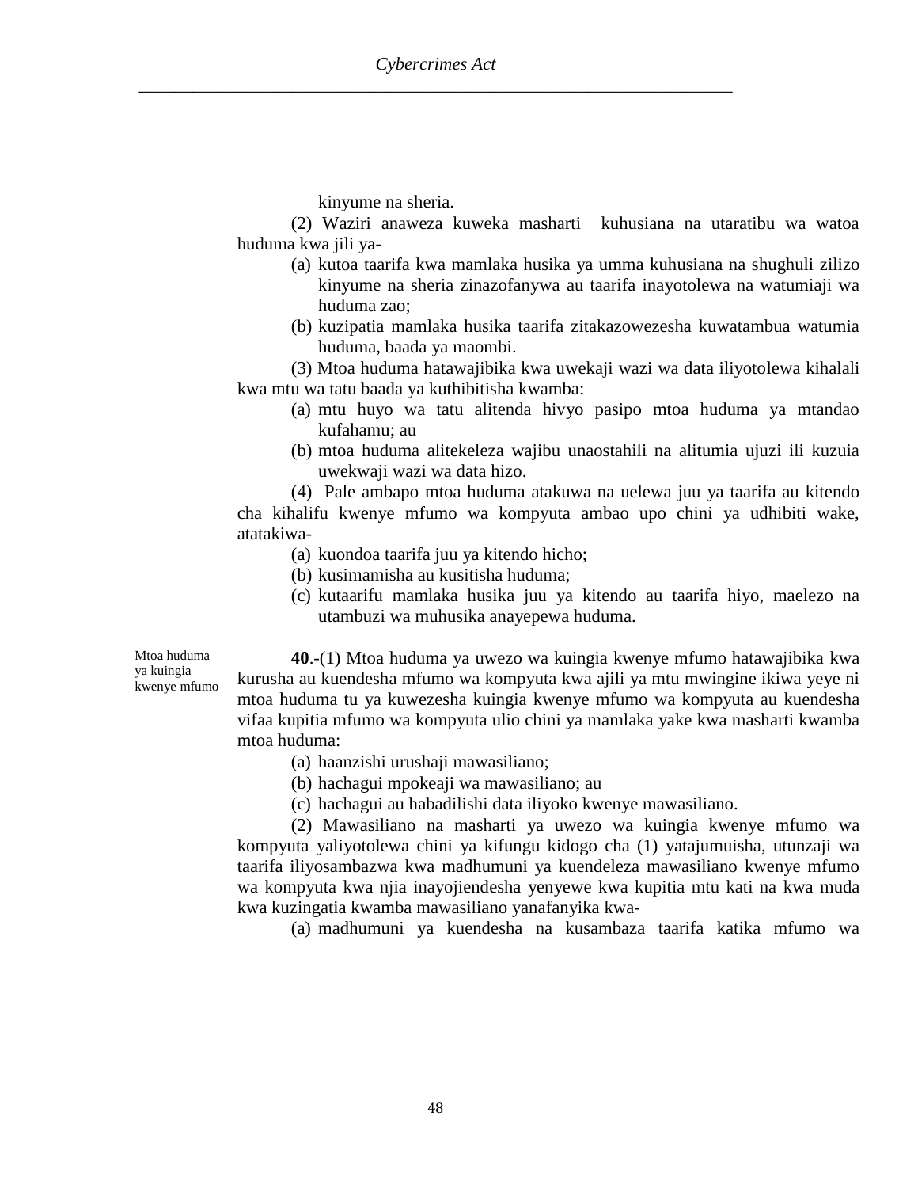kinyume na sheria.

(2) Waziri anaweza kuweka masharti kuhusiana na utaratibu wa watoa huduma kwa jili ya-

(a) kutoa taarifa kwa mamlaka husika ya umma kuhusiana na shughuli zilizo kinyume na sheria zinazofanywa au taarifa inayotolewa na watumiaji wa huduma zao;

(b) kuzipatia mamlaka husika taarifa zitakazowezesha kuwatambua watumia huduma, baada ya maombi.

(3) Mtoa huduma hatawajibika kwa uwekaji wazi wa data iliyotolewa kihalali kwa mtu wa tatu baada ya kuthibitisha kwamba:

(a) mtu huyo wa tatu alitenda hivyo pasipo mtoa huduma ya mtandao kufahamu; au

(b) mtoa huduma alitekeleza wajibu unaostahili na alitumia ujuzi ili kuzuia uwekwaji wazi wa data hizo.

(4) Pale ambapo mtoa huduma atakuwa na uelewa juu ya taarifa au kitendo cha kihalifu kwenye mfumo wa kompyuta ambao upo chini ya udhibiti wake, atatakiwa-

(a) kuondoa taarifa juu ya kitendo hicho;

(b) kusimamisha au kusitisha huduma;

(c) kutaarifu mamlaka husika juu ya kitendo au taarifa hiyo, maelezo na utambuzi wa muhusika anayepewa huduma.

Mtoa huduma ya kuingia kwenye mfumo

**40**.-(1) Mtoa huduma ya uwezo wa kuingia kwenye mfumo hatawajibika kwa kurusha au kuendesha mfumo wa kompyuta kwa ajili ya mtu mwingine ikiwa yeye ni mtoa huduma tu ya kuwezesha kuingia kwenye mfumo wa kompyuta au kuendesha vifaa kupitia mfumo wa kompyuta ulio chini ya mamlaka yake kwa masharti kwamba mtoa huduma:

(a) haanzishi urushaji mawasiliano;

(b) hachagui mpokeaji wa mawasiliano; au

(c) hachagui au habadilishi data iliyoko kwenye mawasiliano.

(2) Mawasiliano na masharti ya uwezo wa kuingia kwenye mfumo wa kompyuta yaliyotolewa chini ya kifungu kidogo cha (1) yatajumuisha, utunzaji wa taarifa iliyosambazwa kwa madhumuni ya kuendeleza mawasiliano kwenye mfumo wa kompyuta kwa njia inayojiendesha yenyewe kwa kupitia mtu kati na kwa muda kwa kuzingatia kwamba mawasiliano yanafanyika kwa-

(a) madhumuni ya kuendesha na kusambaza taarifa katika mfumo wa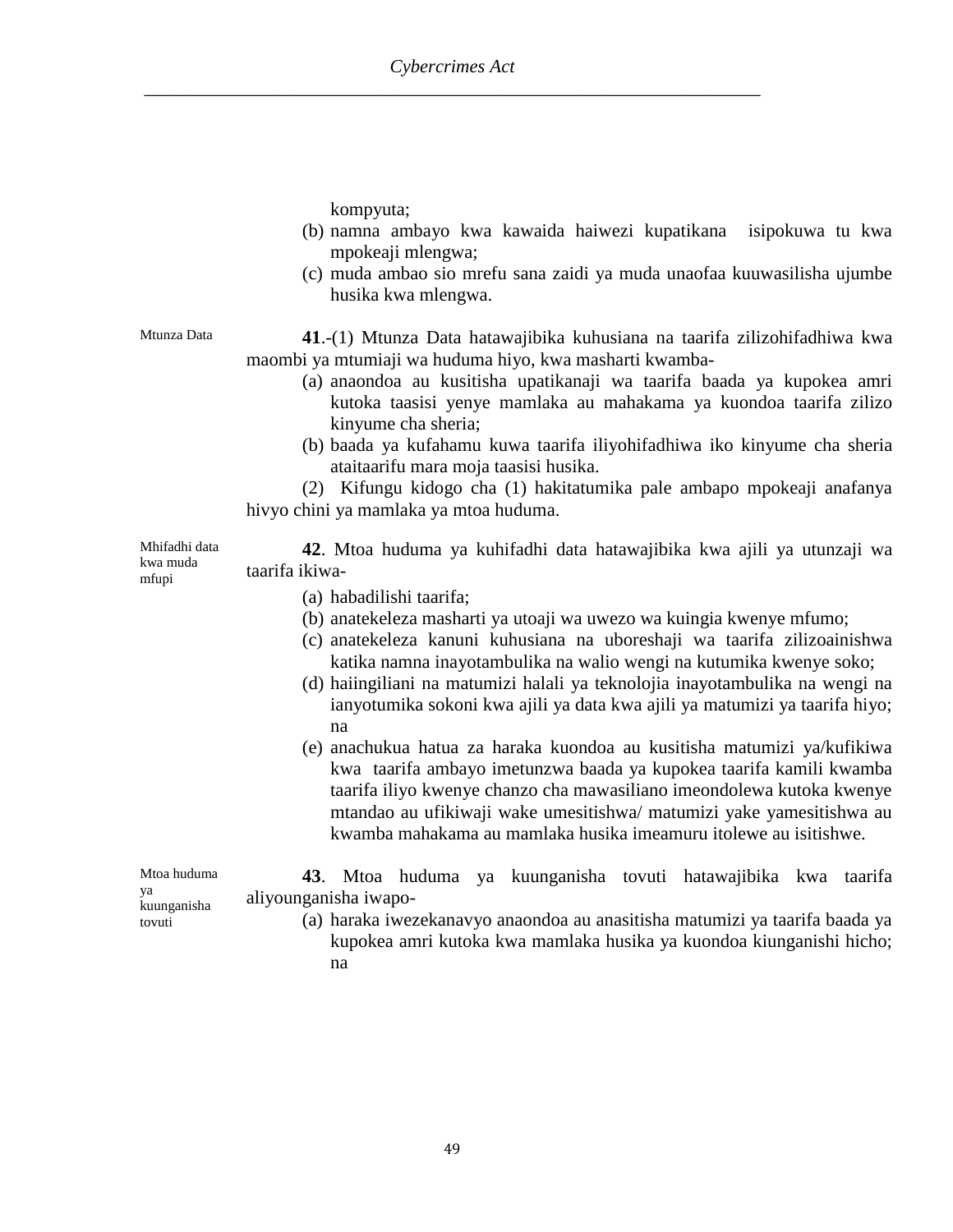kompyuta;

(b) namna ambayo kwa kawaida haiwezi kupatikana isipokuwa tu kwa mpokeaji mlengwa;

(c) muda ambao sio mrefu sana zaidi ya muda unaofaa kuuwasilisha ujumbe husika kwa mlengwa.

Mtunza Data

**41**.-(1) Mtunza Data hatawajibika kuhusiana na taarifa zilizohifadhiwa kwa maombi ya mtumiaji wa huduma hiyo, kwa masharti kwamba-

(a) anaondoa au kusitisha upatikanaji wa taarifa baada ya kupokea amri kutoka taasisi yenye mamlaka au mahakama ya kuondoa taarifa zilizo kinyume cha sheria;

(b) baada ya kufahamu kuwa taarifa iliyohifadhiwa iko kinyume cha sheria ataitaarifu mara moja taasisi husika.

(2) Kifungu kidogo cha (1) hakitatumika pale ambapo mpokeaji anafanya hivyo chini ya mamlaka ya mtoa huduma.

Mhifadhi data kwa muda mfupi

**42**. Mtoa huduma ya kuhifadhi data hatawajibika kwa ajili ya utunzaji wa taarifa ikiwa-

(a) habadilishi taarifa;

(b) anatekeleza masharti ya utoaji wa uwezo wa kuingia kwenye mfumo;

(c) anatekeleza kanuni kuhusiana na uboreshaji wa taarifa zilizoainishwa katika namna inayotambulika na walio wengi na kutumika kwenye soko;

(d) haiingiliani na matumizi halali ya teknolojia inayotambulika na wengi na ianyotumika sokoni kwa ajili ya data kwa ajili ya matumizi ya taarifa hiyo; na

(e) anachukua hatua za haraka kuondoa au kusitisha matumizi ya/kufikiwa kwa taarifa ambayo imetunzwa baada ya kupokea taarifa kamili kwamba taarifa iliyo kwenye chanzo cha mawasiliano imeondolewa kutoka kwenye mtandao au ufikiwaji wake umesitishwa/ matumizi yake yamesitishwa au kwamba mahakama au mamlaka husika imeamuru itolewe au isitishwe.

Mtoa huduma ya kuunganisha tovuti

**43**. Mtoa huduma ya kuunganisha tovuti hatawajibika kwa taarifa aliyounganisha iwapo-

(a) haraka iwezekanavyo anaondoa au anasitisha matumizi ya taarifa baada ya kupokea amri kutoka kwa mamlaka husika ya kuondoa kiunganishi hicho; na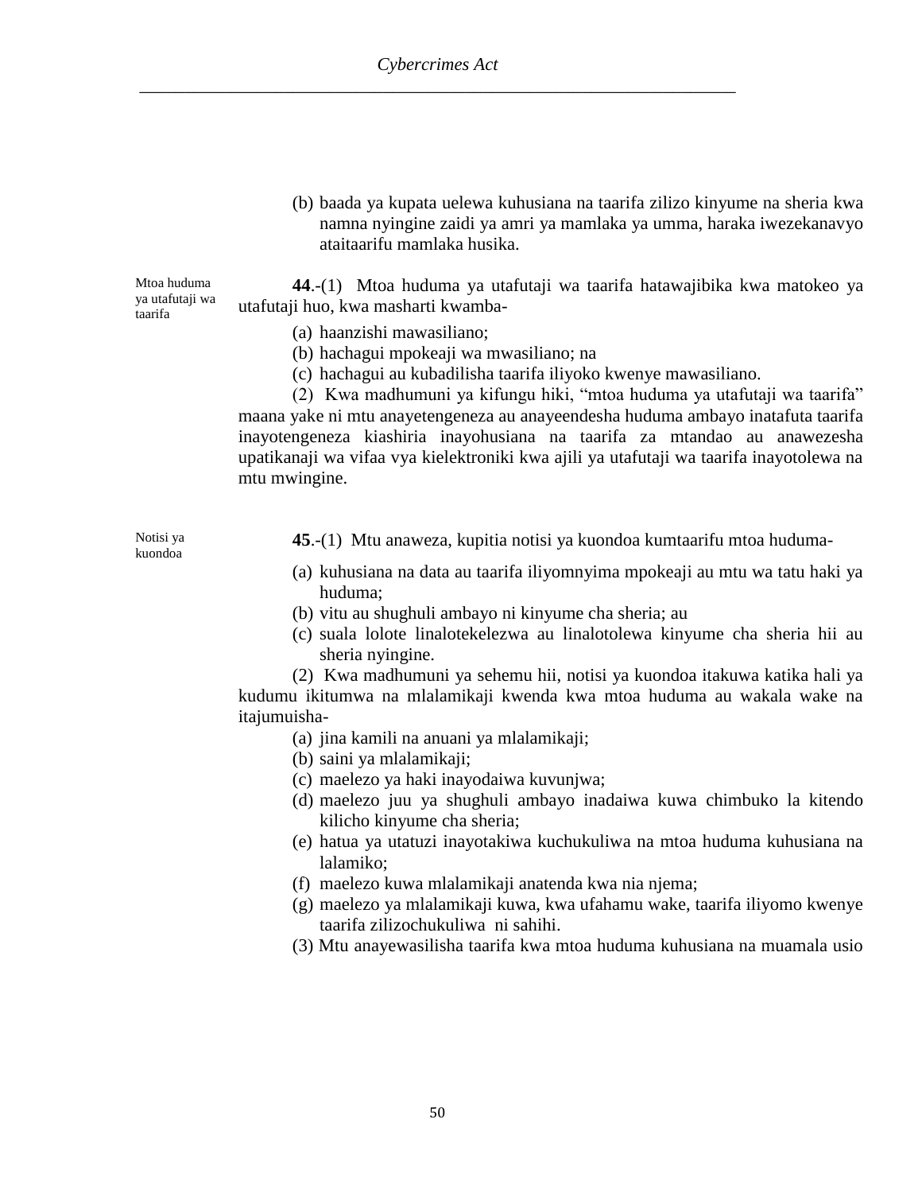(b) baada ya kupata uelewa kuhusiana na taarifa zilizo kinyume na sheria kwa namna nyingine zaidi ya amri ya mamlaka ya umma, haraka iwezekanavyo ataitaarifu mamlaka husika.

*Mtoa huduma ya utafutaji wa taarifa*

**44**.-(1) Mtoa huduma ya utafutaji wa taarifa hatawajibika kwa matokeo ya utafutaji huo, kwa masharti kwamba-

(a) haanzishi mawasiliano;
(b) hachagui mpokeaji wa mwasiliano; na
(c) hachagui au kubadilisha taarifa iliyoko kwenye mawasiliano.

(2) Kwa madhumuni ya kifungu hiki, "mtoa huduma ya utafutaji wa taarifa" maana yake ni mtu anayetengeneza au anayeendesha huduma ambayo inatafuta taarifa inayotengeneza kiashiria inayohusiana na taarifa za mtandao au anawezesha upatikanaji wa vifaa vya kielektroniki kwa ajili ya utafutaji wa taarifa inayotolewa na mtu mwingine.

*Notisi ya kuondoa*

**45**.-(1) Mtu anaweza, kupitia notisi ya kuondoa kumtaarifu mtoa huduma-

(a) kuhusiana na data au taarifa iliyomnyima mpokeaji au mtu wa tatu haki ya huduma;
(b) vitu au shughuli ambayo ni kinyume cha sheria; au
(c) suala lolote linalotekelezwa au linalotolewa kinyume cha sheria hii au sheria nyingine.

(2) Kwa madhumuni ya sehemu hii, notisi ya kuondoa itakuwa katika hali ya kudumu ikitumwa na mlalamikaji kwenda kwa mtoa huduma au wakala wake na itajumuisha-

(a) jina kamili na anuani ya mlalamikaji;
(b) saini ya mlalamikaji;
(c) maelezo ya haki inayodaiwa kuvunjwa;
(d) maelezo juu ya shughuli ambayo inadaiwa kuwa chimbuko la kitendo kilicho kinyume cha sheria;
(e) hatua ya utatuzi inayotakiwa kuchukuliwa na mtoa huduma kuhusiana na lalamiko;
(f) maelezo kuwa mlalamikaji anatenda kwa nia njema;
(g) maelezo ya mlalamikaji kuwa, kwa ufahamu wake, taarifa iliyomo kwenye taarifa zilizochukuliwa ni sahihi.

(3) Mtu anayewasilisha taarifa kwa mtoa huduma kuhusiana na muamala usio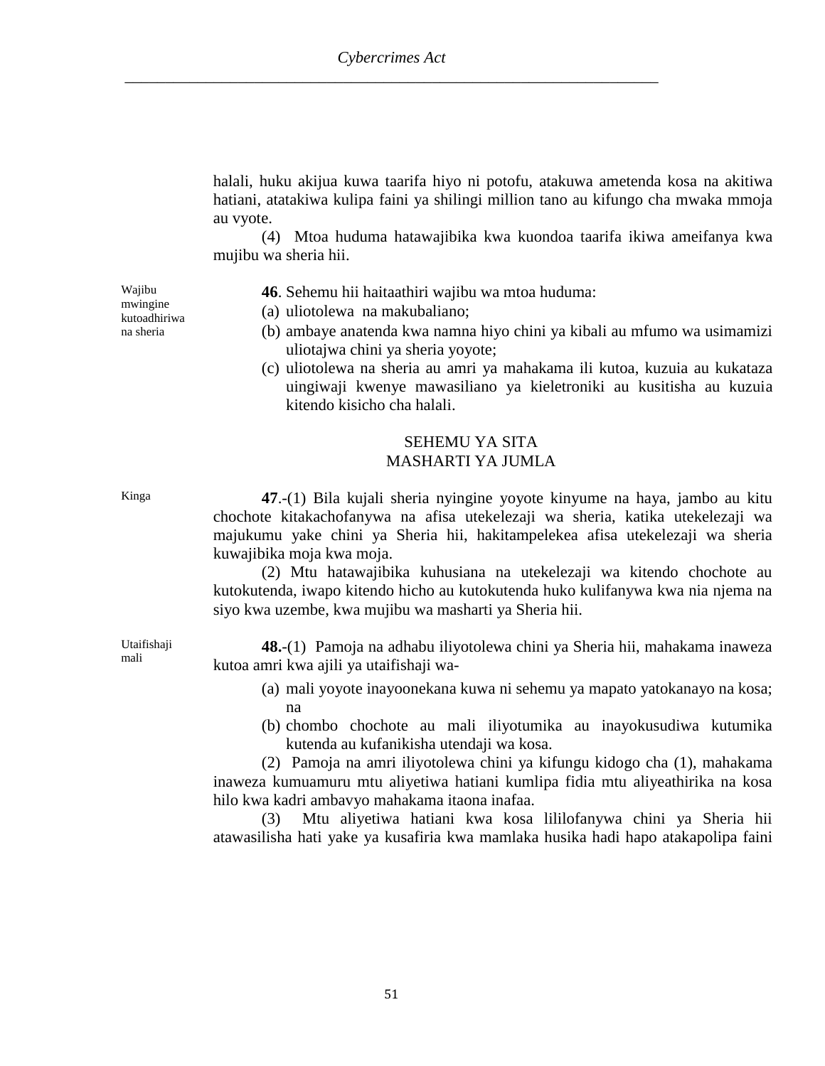halali, huku akijua kuwa taarifa hiyo ni potofu, atakuwa ametenda kosa na akitiwa hatiani, atatakiwa kulipa faini ya shilingi million tano au kifungo cha mwaka mmoja au vyote.

(4) Mtoa huduma hatawajibika kwa kuondoa taarifa ikiwa ameifanya kwa mujibu wa sheria hii.

Wajibu mwingine kutoadhiriwa na sheria

**46**. Sehemu hii haitaathiri wajibu wa mtoa huduma:

(a) uliotolewa na makubaliano;

(b) ambaye anatenda kwa namna hiyo chini ya kibali au mfumo wa usimamizi uliotajwa chini ya sheria yoyote;

(c) uliotolewa na sheria au amri ya mahakama ili kutoa, kuzuia au kukataza uingiwaji kwenye mawasiliano ya kieletroniki au kusitisha au kuzuia kitendo kisicho cha halali.

## SEHEMU YA SITA
## MASHARTI YA JUMLA

Kinga

**47**.-(1) Bila kujali sheria nyingine yoyote kinyume na haya, jambo au kitu chochote kitakachofanywa na afisa utekelezaji wa sheria, katika utekelezaji wa majukumu yake chini ya Sheria hii, hakitampelekea afisa utekelezaji wa sheria kuwajibika moja kwa moja.

(2) Mtu hatawajibika kuhusiana na utekelezaji wa kitendo chochote au kutokutenda, iwapo kitendo hicho au kutokutenda huko kulifanywa kwa nia njema na siyo kwa uzembe, kwa mujibu wa masharti ya Sheria hii.

Utaifishaji mali

**48.**-(1) Pamoja na adhabu iliyotolewa chini ya Sheria hii, mahakama inaweza kutoa amri kwa ajili ya utaifishaji wa-

(a) mali yoyote inayoonekana kuwa ni sehemu ya mapato yatokanayo na kosa; na

(b) chombo chochote au mali iliyotumika au inayokusudiwa kutumika kutenda au kufanikisha utendaji wa kosa.

(2) Pamoja na amri iliyotolewa chini ya kifungu kidogo cha (1), mahakama inaweza kumuamuru mtu aliyetiwa hatiani kumlipa fidia mtu aliyeathirika na kosa hilo kwa kadri ambavyo mahakama itaona inafaa.

(3) Mtu aliyetiwa hatiani kwa kosa lililofanywa chini ya Sheria hii atawasilisha hati yake ya kusafiria kwa mamlaka husika hadi hapo atakapolipa faini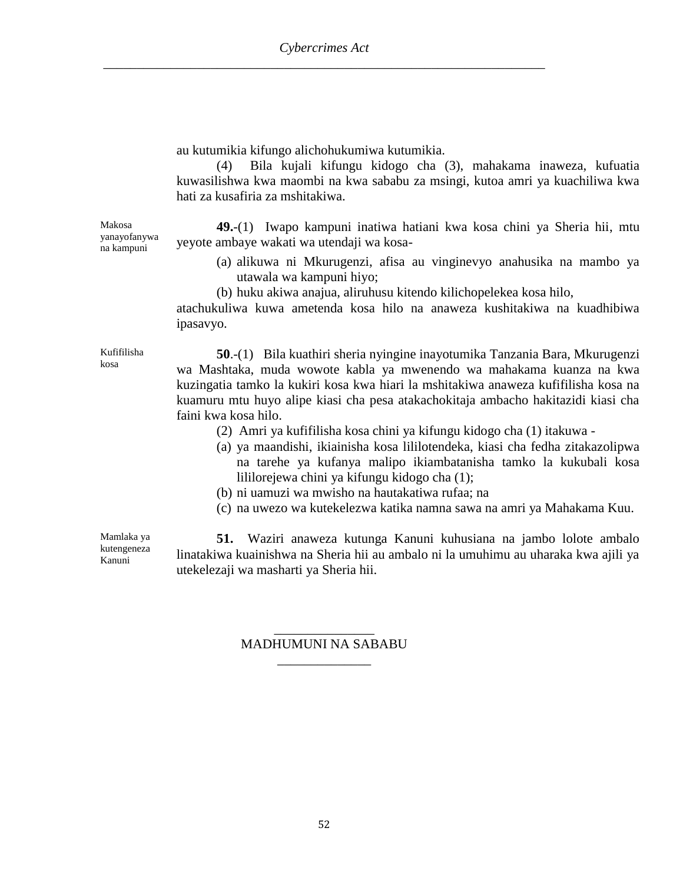au kutumikia kifungo alichohukumiwa kutumikia.

(4) Bila kujali kifungu kidogo cha (3), mahakama inaweza, kufuatia kuwasilishwa kwa maombi na kwa sababu za msingi, kutoa amri ya kuachiliwa kwa hati za kusafiria za mshitakiwa.

*Makosa yanayofanywa na kampuni*

**49.**-(1) Iwapo kampuni inatiwa hatiani kwa kosa chini ya Sheria hii, mtu yeyote ambaye wakati wa utendaji wa kosa-

(a) alikuwa ni Mkurugenzi, afisa au vinginevyo anahusika na mambo ya utawala wa kampuni hiyo;

(b) huku akiwa anajua, aliruhusu kitendo kilichopelekea kosa hilo,

atachukuliwa kuwa ametenda kosa hilo na anaweza kushitakiwa na kuadhibiwa ipasavyo.

*Kufifilisha kosa*

**50**.-(1) Bila kuathiri sheria nyingine inayotumika Tanzania Bara, Mkurugenzi wa Mashtaka, muda wowote kabla ya mwenendo wa mahakama kuanza na kwa kuzingatia tamko la kukiri kosa kwa hiari la mshitakiwa anaweza kufifilisha kosa na kuamuru mtu huyo alipe kiasi cha pesa atakachokitaja ambacho hakitazidi kiasi cha faini kwa kosa hilo.

(2) Amri ya kufifilisha kosa chini ya kifungu kidogo cha (1) itakuwa -

(a) ya maandishi, ikiainisha kosa lililotendeka, kiasi cha fedha zitakazolipwa na tarehe ya kufanya malipo ikiambatanisha tamko la kukubali kosa lililorejewa chini ya kifungu kidogo cha (1);

(b) ni uamuzi wa mwisho na hautakatiwa rufaa; na

(c) na uwezo wa kutekelezwa katika namna sawa na amri ya Mahakama Kuu.

*Mamlaka ya kutengeneza Kanuni*

**51.** Waziri anaweza kutunga Kanuni kuhusiana na jambo lolote ambalo linatakiwa kuainishwa na Sheria hii au ambalo ni la umuhimu au uharaka kwa ajili ya utekelezaji wa masharti ya Sheria hii.

______________

MADHUMUNI NA SABABU

______________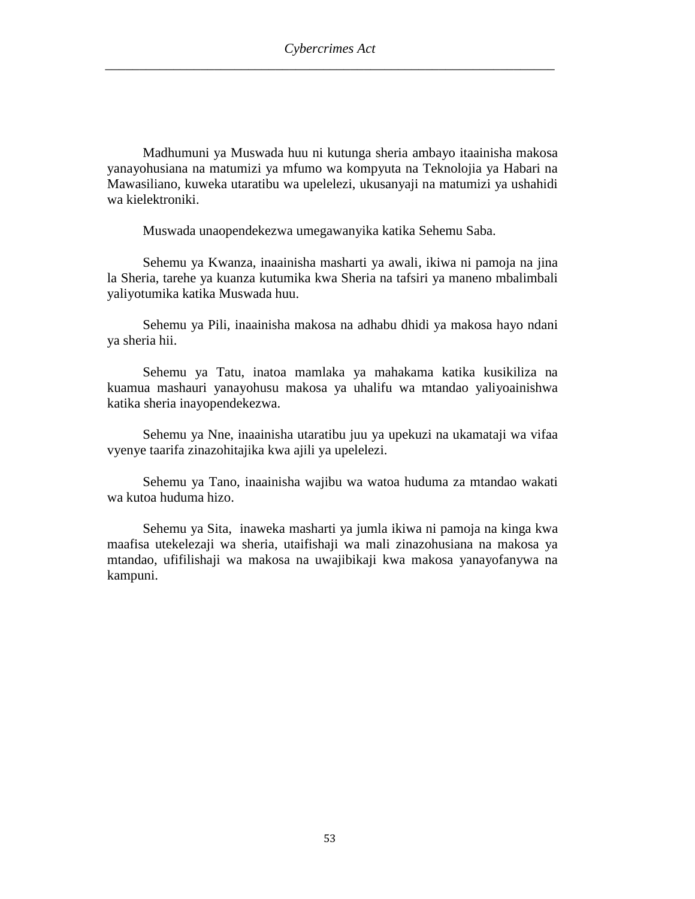Madhumuni ya Muswada huu ni kutunga sheria ambayo itaainisha makosa yanayohusiana na matumizi ya mfumo wa kompyuta na Teknolojia ya Habari na Mawasiliano, kuweka utaratibu wa upelelezi, ukusanyaji na matumizi ya ushahidi wa kielektroniki.

Muswada unaopendekezwa umegawanyika katika Sehemu Saba.

Sehemu ya Kwanza, inaainisha masharti ya awali, ikiwa ni pamoja na jina la Sheria, tarehe ya kuanza kutumika kwa Sheria na tafsiri ya maneno mbalimbali yaliyotumika katika Muswada huu.

Sehemu ya Pili, inaainisha makosa na adhabu dhidi ya makosa hayo ndani ya sheria hii.

Sehemu ya Tatu, inatoa mamlaka ya mahakama katika kusikiliza na kuamua mashauri yanayohusu makosa ya uhalifu wa mtandao yaliyoainishwa katika sheria inayopendekezwa.

Sehemu ya Nne, inaainisha utaratibu juu ya upekuzi na ukamataji wa vifaa vyenye taarifa zinazohitajika kwa ajili ya upelelezi.

Sehemu ya Tano, inaainisha wajibu wa watoa huduma za mtandao wakati wa kutoa huduma hizo.

Sehemu ya Sita, inaweka masharti ya jumla ikiwa ni pamoja na kinga kwa maafisa utekelezaji wa sheria, utaifishaji wa mali zinazohusiana na makosa ya mtandao, ufifilishaji wa makosa na uwajibikaji kwa makosa yanayofanywa na kampuni.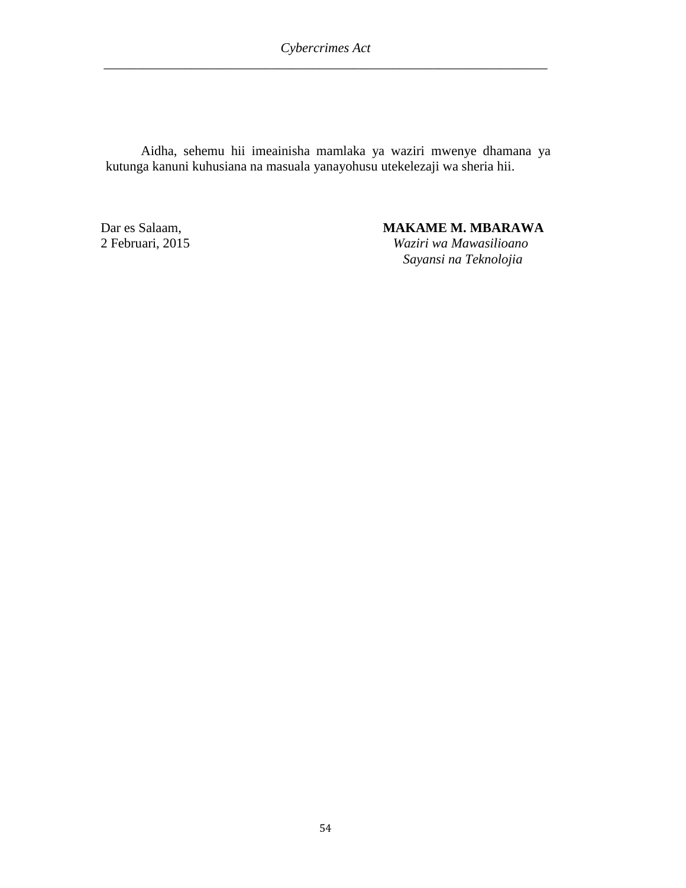Aidha, sehemu hii imeainisha mamlaka ya waziri mwenye dhamana ya kutunga kanuni kuhusiana na masuala yanayohusu utekelezaji wa sheria hii.

Dar es Salaam,
2 Februari, 2015

**MAKAME M. MBARAWA**
*Waziri wa Mawasilioano*
*Sayansi na Teknolojia*